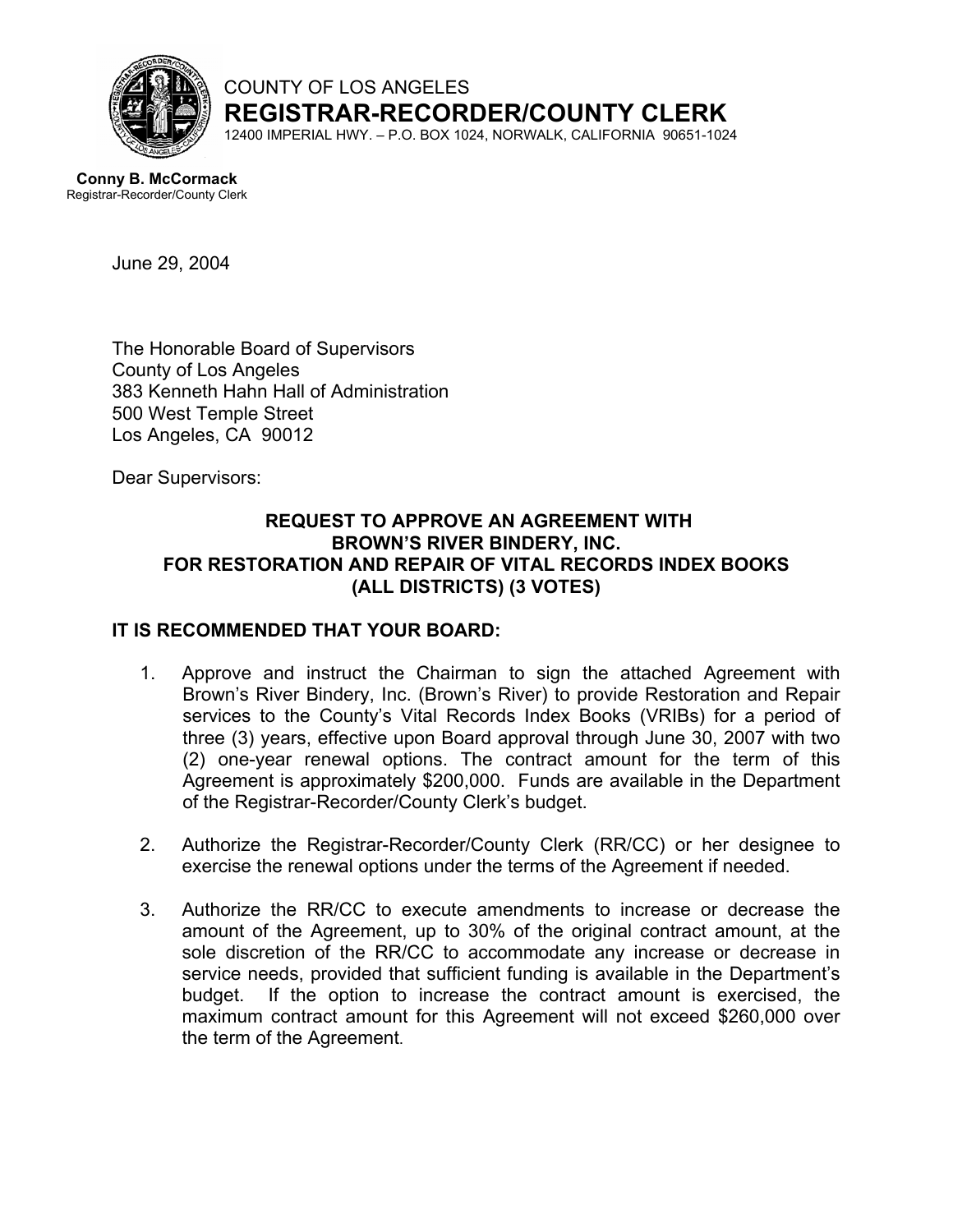COUNTY OF LOS ANGELES

**REGISTRAR-RECORDER/COUNTY CLERK**

12400 IMPERIAL HWY. – P.O. BOX 1024, NORWALK, CALIFORNIA 90651-1024

**Conny B. McCormack**
Registrar-Recorder/County Clerk

June 29, 2004

The Honorable Board of Supervisors
County of Los Angeles
383 Kenneth Hahn Hall of Administration
500 West Temple Street
Los Angeles, CA 90012

Dear Supervisors:

**REQUEST TO APPROVE AN AGREEMENT WITH BROWN'S RIVER BINDERY, INC. FOR RESTORATION AND REPAIR OF VITAL RECORDS INDEX BOOKS (ALL DISTRICTS) (3 VOTES)**

**IT IS RECOMMENDED THAT YOUR BOARD:**

1. Approve and instruct the Chairman to sign the attached Agreement with Brown's River Bindery, Inc. (Brown's River) to provide Restoration and Repair services to the County's Vital Records Index Books (VRIBs) for a period of three (3) years, effective upon Board approval through June 30, 2007 with two (2) one-year renewal options. The contract amount for the term of this Agreement is approximately $200,000. Funds are available in the Department of the Registrar-Recorder/County Clerk's budget.

2. Authorize the Registrar-Recorder/County Clerk (RR/CC) or her designee to exercise the renewal options under the terms of the Agreement if needed.

3. Authorize the RR/CC to execute amendments to increase or decrease the amount of the Agreement, up to 30% of the original contract amount, at the sole discretion of the RR/CC to accommodate any increase or decrease in service needs, provided that sufficient funding is available in the Department's budget. If the option to increase the contract amount is exercised, the maximum contract amount for this Agreement will not exceed $260,000 over the term of the Agreement.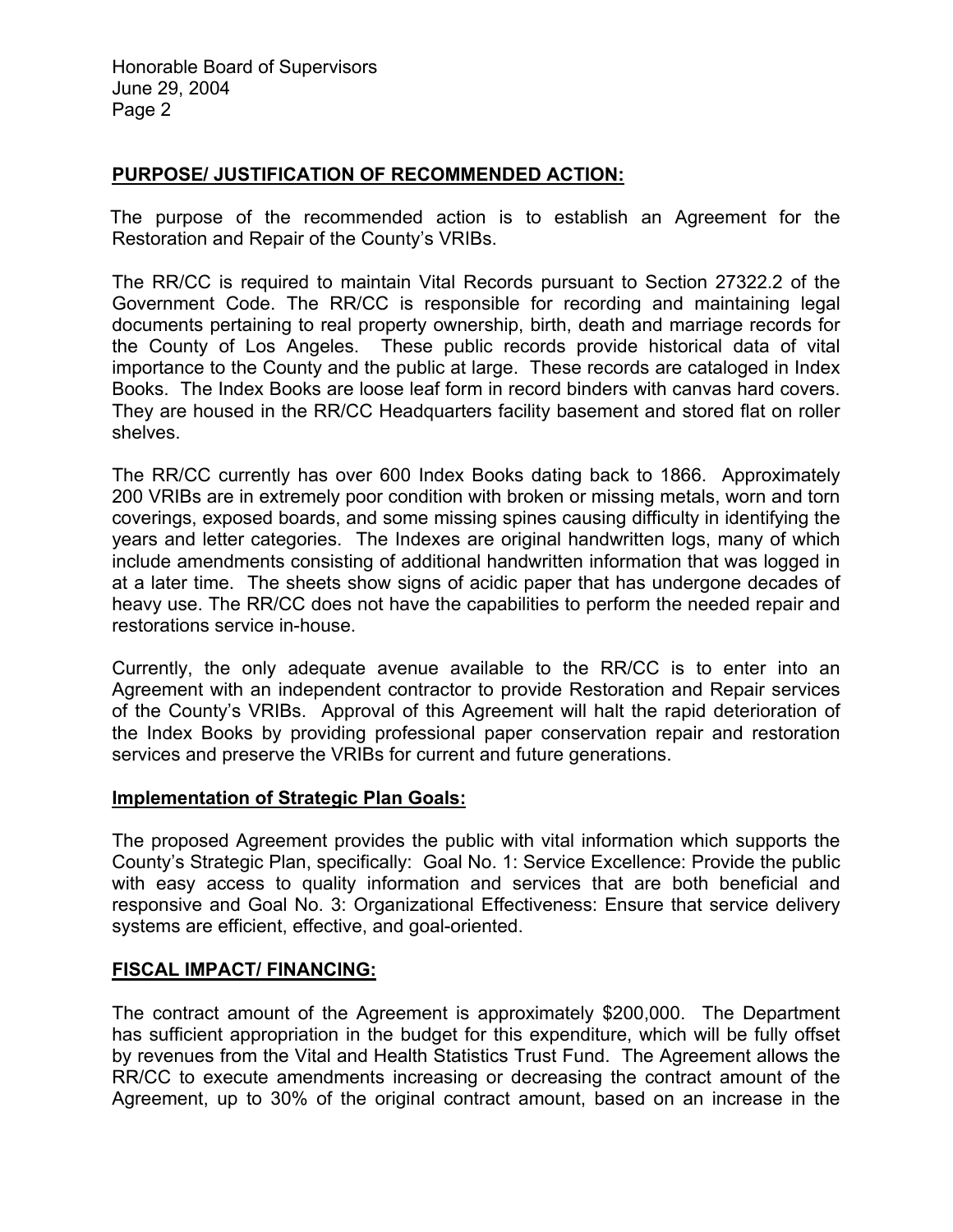## PURPOSE/ JUSTIFICATION OF RECOMMENDED ACTION:

The purpose of the recommended action is to establish an Agreement for the Restoration and Repair of the County's VRIBs.

The RR/CC is required to maintain Vital Records pursuant to Section 27322.2 of the Government Code. The RR/CC is responsible for recording and maintaining legal documents pertaining to real property ownership, birth, death and marriage records for the County of Los Angeles. These public records provide historical data of vital importance to the County and the public at large. These records are cataloged in Index Books. The Index Books are loose leaf form in record binders with canvas hard covers. They are housed in the RR/CC Headquarters facility basement and stored flat on roller shelves.

The RR/CC currently has over 600 Index Books dating back to 1866. Approximately 200 VRIBs are in extremely poor condition with broken or missing metals, worn and torn coverings, exposed boards, and some missing spines causing difficulty in identifying the years and letter categories. The Indexes are original handwritten logs, many of which include amendments consisting of additional handwritten information that was logged in at a later time. The sheets show signs of acidic paper that has undergone decades of heavy use. The RR/CC does not have the capabilities to perform the needed repair and restorations service in-house.

Currently, the only adequate avenue available to the RR/CC is to enter into an Agreement with an independent contractor to provide Restoration and Repair services of the County's VRIBs. Approval of this Agreement will halt the rapid deterioration of the Index Books by providing professional paper conservation repair and restoration services and preserve the VRIBs for current and future generations.

### Implementation of Strategic Plan Goals:

The proposed Agreement provides the public with vital information which supports the County's Strategic Plan, specifically: Goal No. 1: Service Excellence: Provide the public with easy access to quality information and services that are both beneficial and responsive and Goal No. 3: Organizational Effectiveness: Ensure that service delivery systems are efficient, effective, and goal-oriented.

## FISCAL IMPACT/ FINANCING:

The contract amount of the Agreement is approximately $200,000. The Department has sufficient appropriation in the budget for this expenditure, which will be fully offset by revenues from the Vital and Health Statistics Trust Fund. The Agreement allows the RR/CC to execute amendments increasing or decreasing the contract amount of the Agreement, up to 30% of the original contract amount, based on an increase in the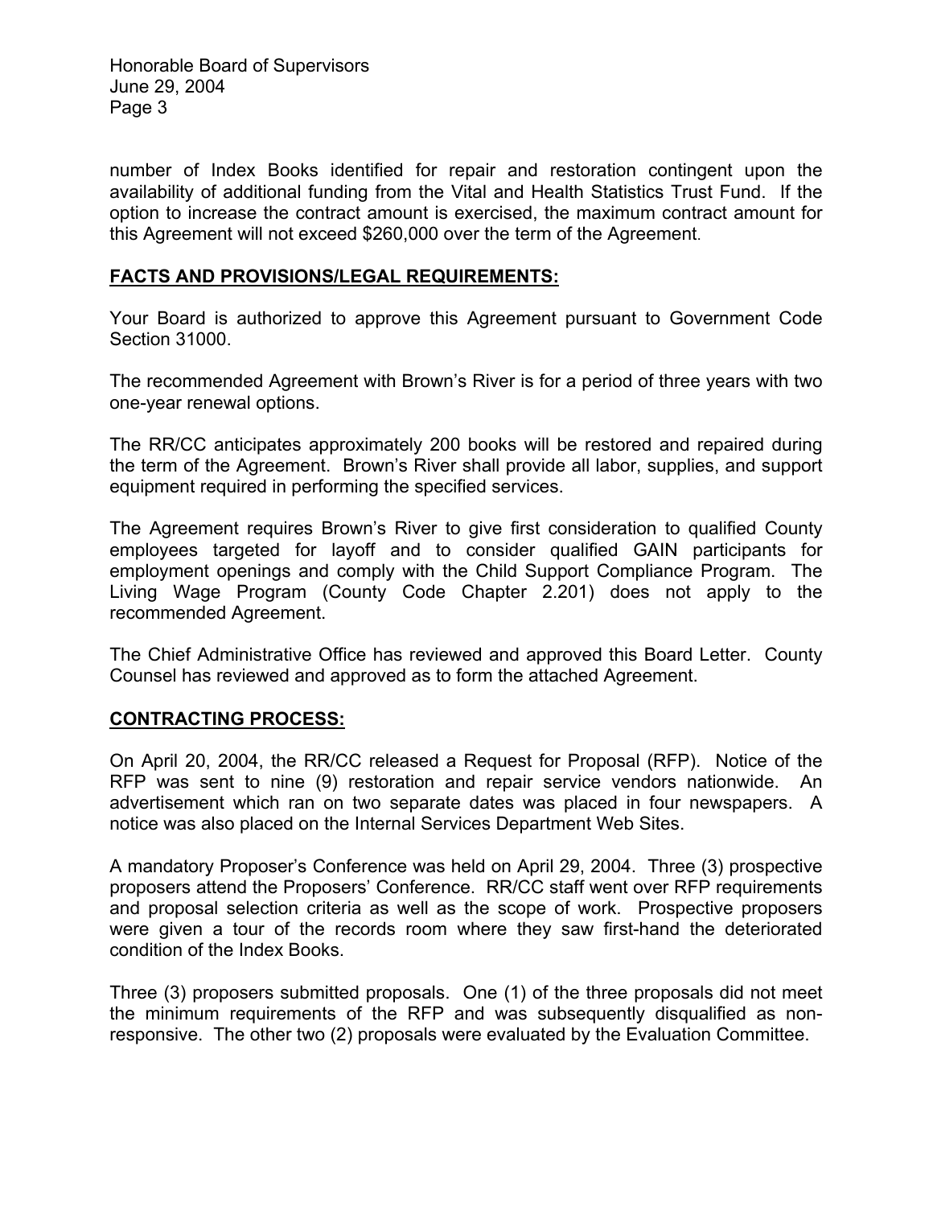number of Index Books identified for repair and restoration contingent upon the availability of additional funding from the Vital and Health Statistics Trust Fund. If the option to increase the contract amount is exercised, the maximum contract amount for this Agreement will not exceed $260,000 over the term of the Agreement.

**FACTS AND PROVISIONS/LEGAL REQUIREMENTS:**

Your Board is authorized to approve this Agreement pursuant to Government Code Section 31000.

The recommended Agreement with Brown's River is for a period of three years with two one-year renewal options.

The RR/CC anticipates approximately 200 books will be restored and repaired during the term of the Agreement. Brown's River shall provide all labor, supplies, and support equipment required in performing the specified services.

The Agreement requires Brown's River to give first consideration to qualified County employees targeted for layoff and to consider qualified GAIN participants for employment openings and comply with the Child Support Compliance Program. The Living Wage Program (County Code Chapter 2.201) does not apply to the recommended Agreement.

The Chief Administrative Office has reviewed and approved this Board Letter. County Counsel has reviewed and approved as to form the attached Agreement.

**CONTRACTING PROCESS:**

On April 20, 2004, the RR/CC released a Request for Proposal (RFP). Notice of the RFP was sent to nine (9) restoration and repair service vendors nationwide. An advertisement which ran on two separate dates was placed in four newspapers. A notice was also placed on the Internal Services Department Web Sites.

A mandatory Proposer's Conference was held on April 29, 2004. Three (3) prospective proposers attend the Proposers' Conference. RR/CC staff went over RFP requirements and proposal selection criteria as well as the scope of work. Prospective proposers were given a tour of the records room where they saw first-hand the deteriorated condition of the Index Books.

Three (3) proposers submitted proposals. One (1) of the three proposals did not meet the minimum requirements of the RFP and was subsequently disqualified as non-responsive. The other two (2) proposals were evaluated by the Evaluation Committee.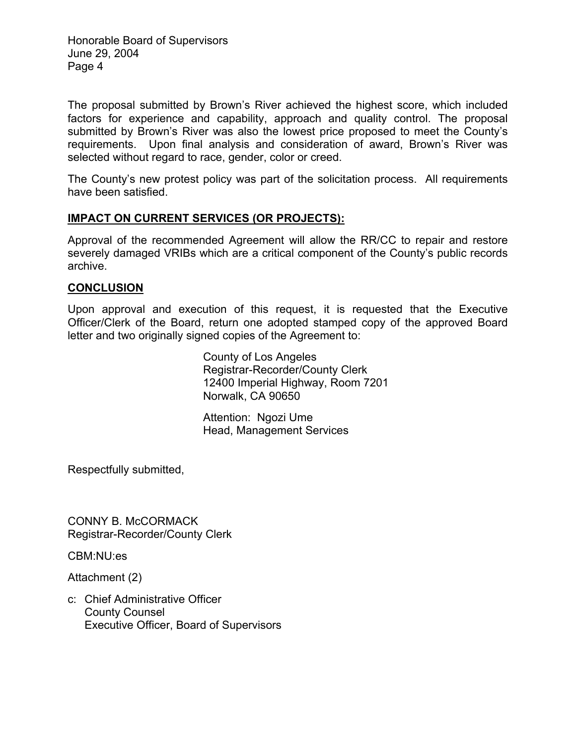The proposal submitted by Brown's River achieved the highest score, which included factors for experience and capability, approach and quality control. The proposal submitted by Brown's River was also the lowest price proposed to meet the County's requirements. Upon final analysis and consideration of award, Brown's River was selected without regard to race, gender, color or creed.

The County's new protest policy was part of the solicitation process. All requirements have been satisfied.

## IMPACT ON CURRENT SERVICES (OR PROJECTS):

Approval of the recommended Agreement will allow the RR/CC to repair and restore severely damaged VRIBs which are a critical component of the County's public records archive.

## CONCLUSION

Upon approval and execution of this request, it is requested that the Executive Officer/Clerk of the Board, return one adopted stamped copy of the approved Board letter and two originally signed copies of the Agreement to:

County of Los Angeles
Registrar-Recorder/County Clerk
12400 Imperial Highway, Room 7201
Norwalk, CA 90650

Attention: Ngozi Ume
Head, Management Services

Respectfully submitted,

CONNY B. McCORMACK
Registrar-Recorder/County Clerk

CBM:NU:es

Attachment (2)

c: Chief Administrative Officer
County Counsel
Executive Officer, Board of Supervisors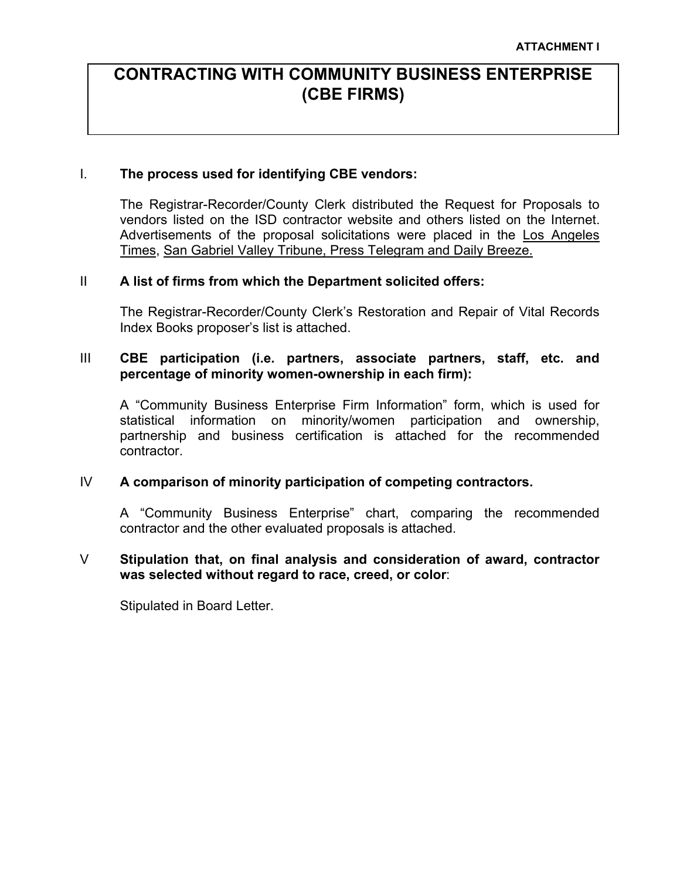**ATTACHMENT I**

# CONTRACTING WITH COMMUNITY BUSINESS ENTERPRISE (CBE FIRMS)

I. **The process used for identifying CBE vendors:**

The Registrar-Recorder/County Clerk distributed the Request for Proposals to vendors listed on the ISD contractor website and others listed on the Internet. Advertisements of the proposal solicitations were placed in the Los Angeles Times, San Gabriel Valley Tribune, Press Telegram and Daily Breeze.

II **A list of firms from which the Department solicited offers:**

The Registrar-Recorder/County Clerk's Restoration and Repair of Vital Records Index Books proposer's list is attached.

III **CBE participation (i.e. partners, associate partners, staff, etc. and percentage of minority women-ownership in each firm):**

A "Community Business Enterprise Firm Information" form, which is used for statistical information on minority/women participation and ownership, partnership and business certification is attached for the recommended contractor.

IV **A comparison of minority participation of competing contractors.**

A "Community Business Enterprise" chart, comparing the recommended contractor and the other evaluated proposals is attached.

V **Stipulation that, on final analysis and consideration of award, contractor was selected without regard to race, creed, or color**:

Stipulated in Board Letter.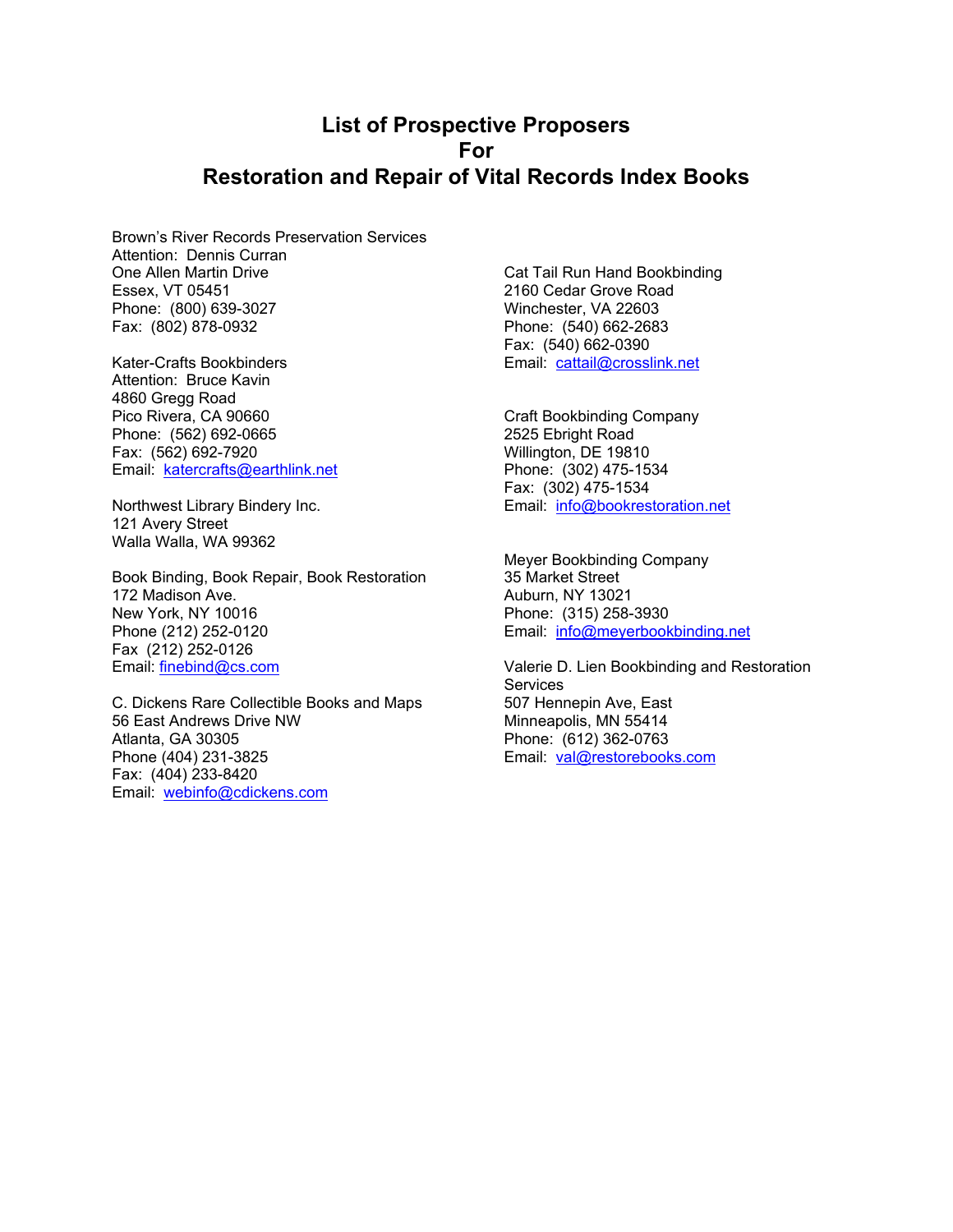# List of Prospective Proposers
# For
# Restoration and Repair of Vital Records Index Books

Brown's River Records Preservation Services
Attention: Dennis Curran
One Allen Martin Drive
Essex, VT 05451
Phone: (800) 639-3027
Fax: (802) 878-0932

Kater-Crafts Bookbinders
Attention: Bruce Kavin
4860 Gregg Road
Pico Rivera, CA 90660
Phone: (562) 692-0665
Fax: (562) 692-7920
Email: katercrafts@earthlink.net

Northwest Library Bindery Inc.
121 Avery Street
Walla Walla, WA 99362

Book Binding, Book Repair, Book Restoration
172 Madison Ave.
New York, NY 10016
Phone (212) 252-0120
Fax (212) 252-0126
Email: finebind@cs.com

C. Dickens Rare Collectible Books and Maps
56 East Andrews Drive NW
Atlanta, GA 30305
Phone (404) 231-3825
Fax: (404) 233-8420
Email: webinfo@cdickens.com

Cat Tail Run Hand Bookbinding
2160 Cedar Grove Road
Winchester, VA 22603
Phone: (540) 662-2683
Fax: (540) 662-0390
Email: cattail@crosslink.net

Craft Bookbinding Company
2525 Ebright Road
Willington, DE 19810
Phone: (302) 475-1534
Fax: (302) 475-1534
Email: info@bookrestoration.net

Meyer Bookbinding Company
35 Market Street
Auburn, NY 13021
Phone: (315) 258-3930
Email: info@meyerbookbinding.net

Valerie D. Lien Bookbinding and Restoration Services
507 Hennepin Ave, East
Minneapolis, MN 55414
Phone: (612) 362-0763
Email: val@restorebooks.com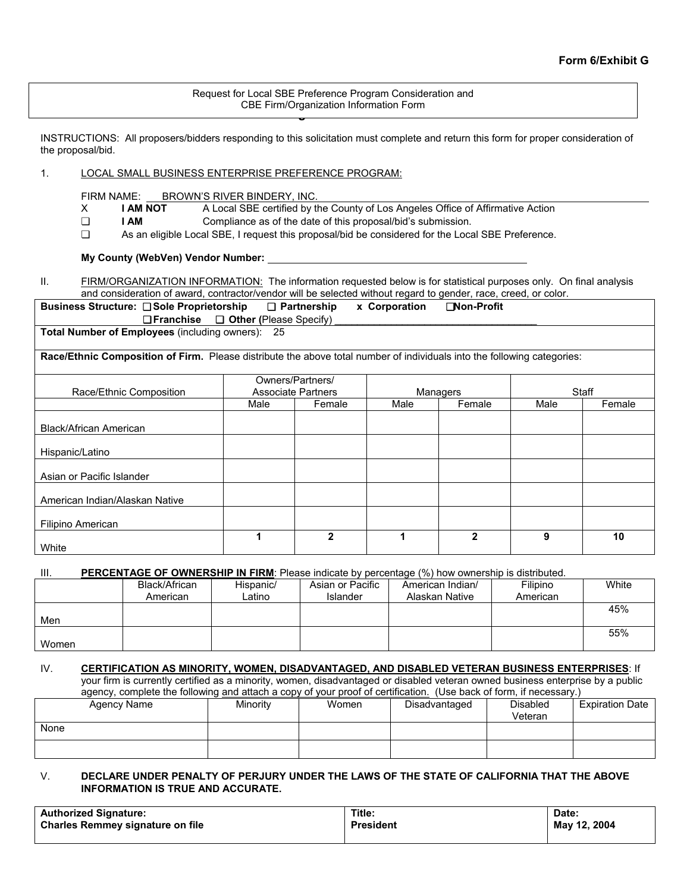**Form 6/Exhibit G**

Request for Local SBE Preference Program Consideration and
CBE Firm/Organization Information Form

INSTRUCTIONS: All proposers/bidders responding to this solicitation must complete and return this form for proper consideration of the proposal/bid.

1. LOCAL SMALL BUSINESS ENTERPRISE PREFERENCE PROGRAM:

FIRM NAME: BROWN'S RIVER BINDERY, INC.

X **I AM NOT** A Local SBE certified by the County of Los Angeles Office of Affirmative Action

❑ **I AM** Compliance as of the date of this proposal/bid's submission.

❑ As an eligible Local SBE, I request this proposal/bid be considered for the Local SBE Preference.

**My County (WebVen) Vendor Number:** ______________________

II. FIRM/ORGANIZATION INFORMATION: The information requested below is for statistical purposes only. On final analysis and consideration of award, contractor/vendor will be selected without regard to gender, race, creed, or color.

**Business Structure:** ❑ **Sole Proprietorship** ❑ **Partnership** x **Corporation** ❑ **Non-Profit** ❑ **Franchise** ❑ **Other** (Please Specify) ______________________

**Total Number of Employees** (including owners): 25

**Race/Ethnic Composition of Firm.** Please distribute the above total number of individuals into the following categories:

| Race/Ethnic Composition | Owners/Partners/ Associate Partners | | Managers | | Staff | |
|---|---|---|---|---|---|---|
| | Male | Female | Male | Female | Male | Female |
| Black/African American | | | | | | |
| Hispanic/Latino | | | | | | |
| Asian or Pacific Islander | | | | | | |
| American Indian/Alaskan Native | | | | | | |
| Filipino American | | | | | | |
| White | **1** | **2** | **1** | **2** | **9** | **10** |

III. **PERCENTAGE OF OWNERSHIP IN FIRM**: Please indicate by percentage (%) how ownership is distributed.

| | Black/African American | Hispanic/ Latino | Asian or Pacific Islander | American Indian/ Alaskan Native | Filipino American | White |
|---|---|---|---|---|---|---|
| Men | | | | | | 45% |
| Women | | | | | | 55% |

IV. **CERTIFICATION AS MINORITY, WOMEN, DISADVANTAGED, AND DISABLED VETERAN BUSINESS ENTERPRISES**: If your firm is currently certified as a minority, women, disadvantaged or disabled veteran owned business enterprise by a public agency, complete the following and attach a copy of your proof of certification. (Use back of form, if necessary.)

| Agency Name | Minority | Women | Disadvantaged | Disabled Veteran | Expiration Date |
|---|---|---|---|---|---|
| None | | | | | |
| | | | | | |

V. **DECLARE UNDER PENALTY OF PERJURY UNDER THE LAWS OF THE STATE OF CALIFORNIA THAT THE ABOVE INFORMATION IS TRUE AND ACCURATE.**

| Authorized Signature: | Title: | Date: |
|---|---|---|
| **Charles Remmey signature on file** | **President** | **May 12, 2004** |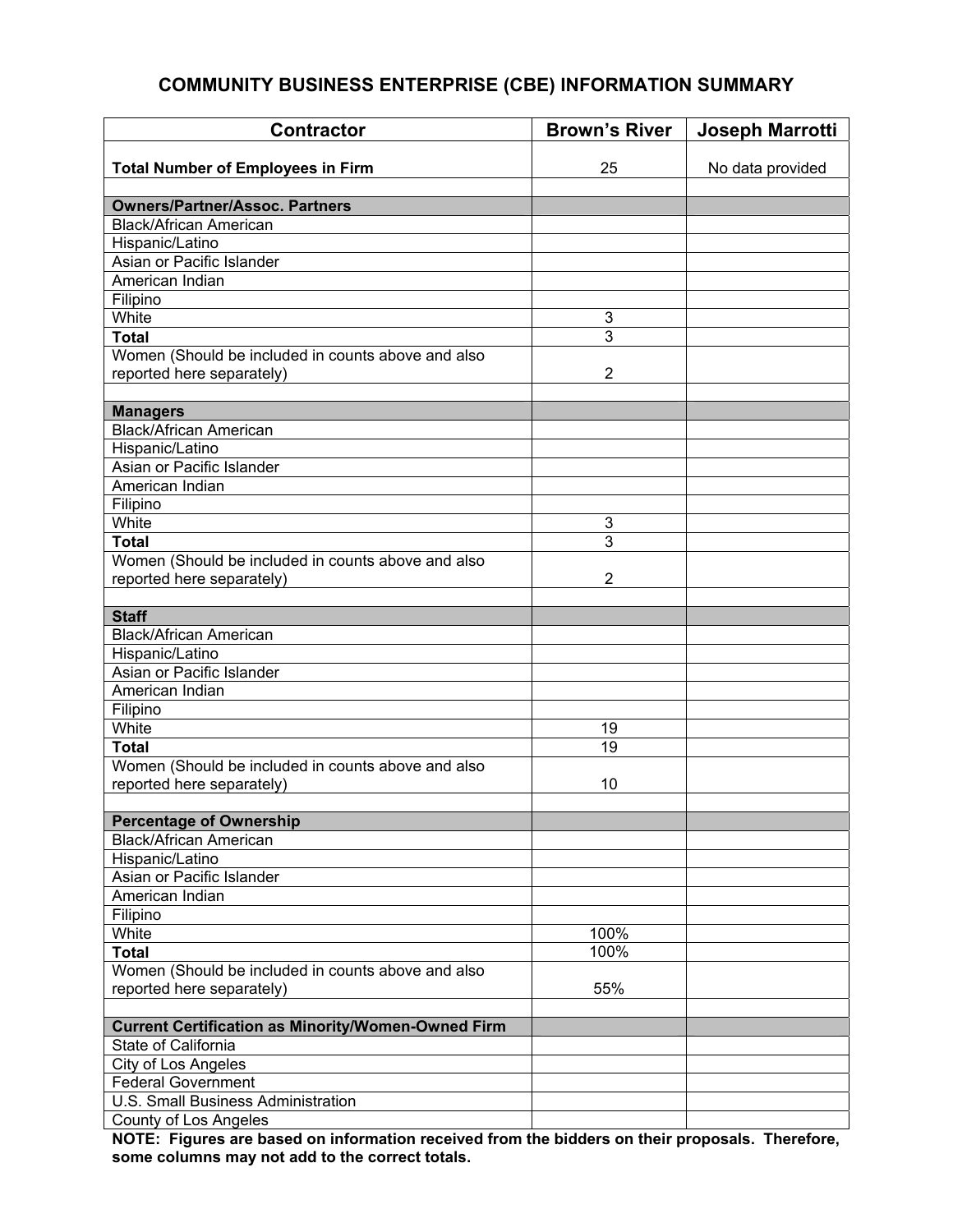# COMMUNITY BUSINESS ENTERPRISE (CBE) INFORMATION SUMMARY

| Contractor | Brown's River | Joseph Marrotti |
|---|---|---|
| **Total Number of Employees in Firm** | 25 | No data provided |
| | | |
| **Owners/Partner/Assoc. Partners** | | |
| Black/African American | | |
| Hispanic/Latino | | |
| Asian or Pacific Islander | | |
| American Indian | | |
| Filipino | | |
| White | 3 | |
| **Total** | 3 | |
| Women (Should be included in counts above and also reported here separately) | 2 | |
| | | |
| **Managers** | | |
| Black/African American | | |
| Hispanic/Latino | | |
| Asian or Pacific Islander | | |
| American Indian | | |
| Filipino | | |
| White | 3 | |
| **Total** | 3 | |
| Women (Should be included in counts above and also reported here separately) | 2 | |
| | | |
| **Staff** | | |
| Black/African American | | |
| Hispanic/Latino | | |
| Asian or Pacific Islander | | |
| American Indian | | |
| Filipino | | |
| White | 19 | |
| **Total** | 19 | |
| Women (Should be included in counts above and also reported here separately) | 10 | |
| | | |
| **Percentage of Ownership** | | |
| Black/African American | | |
| Hispanic/Latino | | |
| Asian or Pacific Islander | | |
| American Indian | | |
| Filipino | | |
| White | 100% | |
| **Total** | 100% | |
| Women (Should be included in counts above and also reported here separately) | 55% | |
| | | |
| **Current Certification as Minority/Women-Owned Firm** | | |
| State of California | | |
| City of Los Angeles | | |
| Federal Government | | |
| U.S. Small Business Administration | | |
| County of Los Angeles | | |

**NOTE: Figures are based on information received from the bidders on their proposals. Therefore, some columns may not add to the correct totals.**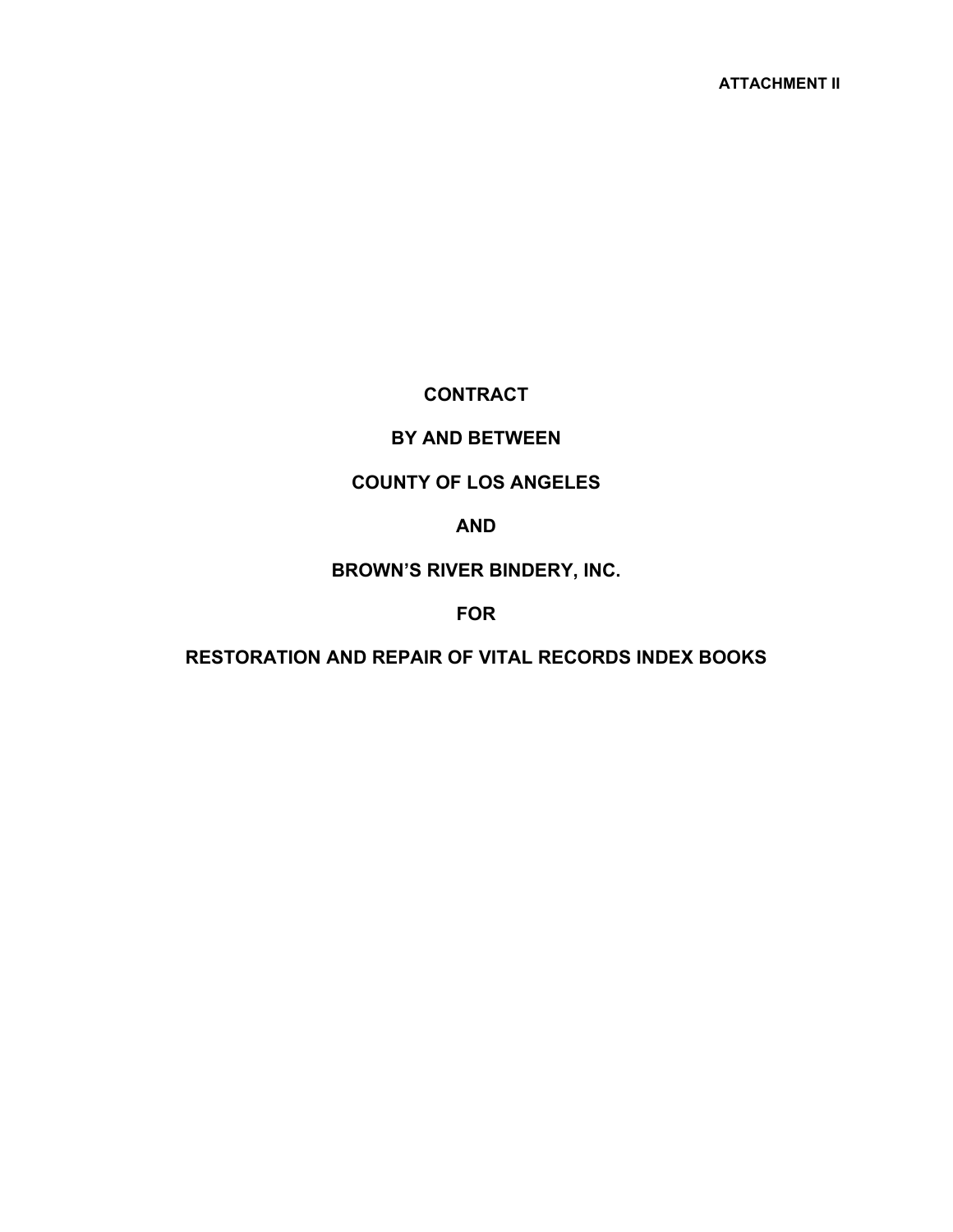**ATTACHMENT II**

# CONTRACT

# BY AND BETWEEN

# COUNTY OF LOS ANGELES

# AND

# BROWN'S RIVER BINDERY, INC.

# FOR

# RESTORATION AND REPAIR OF VITAL RECORDS INDEX BOOKS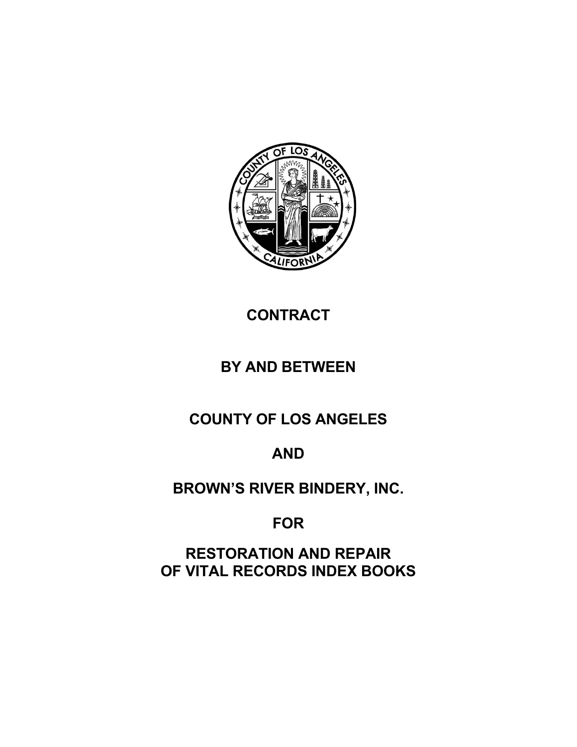# CONTRACT

# BY AND BETWEEN

# COUNTY OF LOS ANGELES

# AND

# BROWN'S RIVER BINDERY, INC.

# FOR

# RESTORATION AND REPAIR OF VITAL RECORDS INDEX BOOKS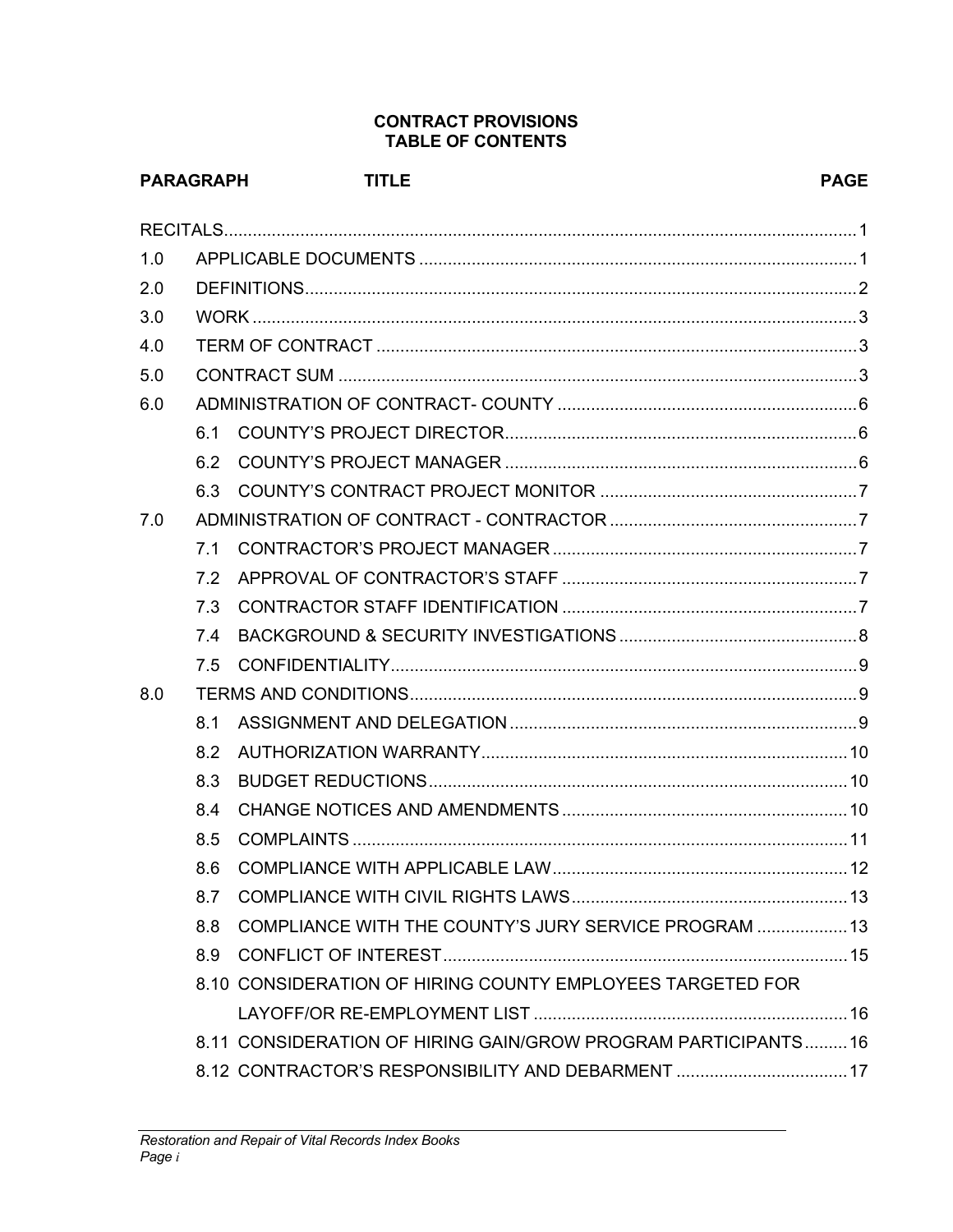**CONTRACT PROVISIONS**
**TABLE OF CONTENTS**

| PARAGRAPH | | TITLE | PAGE |
|---|---|---|---|
| RECITALS | | | 1 |
| 1.0 | | APPLICABLE DOCUMENTS | 1 |
| 2.0 | | DEFINITIONS | 2 |
| 3.0 | | WORK | 3 |
| 4.0 | | TERM OF CONTRACT | 3 |
| 5.0 | | CONTRACT SUM | 3 |
| 6.0 | | ADMINISTRATION OF CONTRACT- COUNTY | 6 |
| | 6.1 | COUNTY'S PROJECT DIRECTOR | 6 |
| | 6.2 | COUNTY'S PROJECT MANAGER | 6 |
| | 6.3 | COUNTY'S CONTRACT PROJECT MONITOR | 7 |
| 7.0 | | ADMINISTRATION OF CONTRACT - CONTRACTOR | 7 |
| | 7.1 | CONTRACTOR'S PROJECT MANAGER | 7 |
| | 7.2 | APPROVAL OF CONTRACTOR'S STAFF | 7 |
| | 7.3 | CONTRACTOR STAFF IDENTIFICATION | 7 |
| | 7.4 | BACKGROUND & SECURITY INVESTIGATIONS | 8 |
| | 7.5 | CONFIDENTIALITY | 9 |
| 8.0 | | TERMS AND CONDITIONS | 9 |
| | 8.1 | ASSIGNMENT AND DELEGATION | 9 |
| | 8.2 | AUTHORIZATION WARRANTY | 10 |
| | 8.3 | BUDGET REDUCTIONS | 10 |
| | 8.4 | CHANGE NOTICES AND AMENDMENTS | 10 |
| | 8.5 | COMPLAINTS | 11 |
| | 8.6 | COMPLIANCE WITH APPLICABLE LAW | 12 |
| | 8.7 | COMPLIANCE WITH CIVIL RIGHTS LAWS | 13 |
| | 8.8 | COMPLIANCE WITH THE COUNTY'S JURY SERVICE PROGRAM | 13 |
| | 8.9 | CONFLICT OF INTEREST | 15 |
| | 8.10 | CONSIDERATION OF HIRING COUNTY EMPLOYEES TARGETED FOR LAYOFF/OR RE-EMPLOYMENT LIST | 16 |
| | 8.11 | CONSIDERATION OF HIRING GAIN/GROW PROGRAM PARTICIPANTS | 16 |
| | 8.12 | CONTRACTOR'S RESPONSIBILITY AND DEBARMENT | 17 |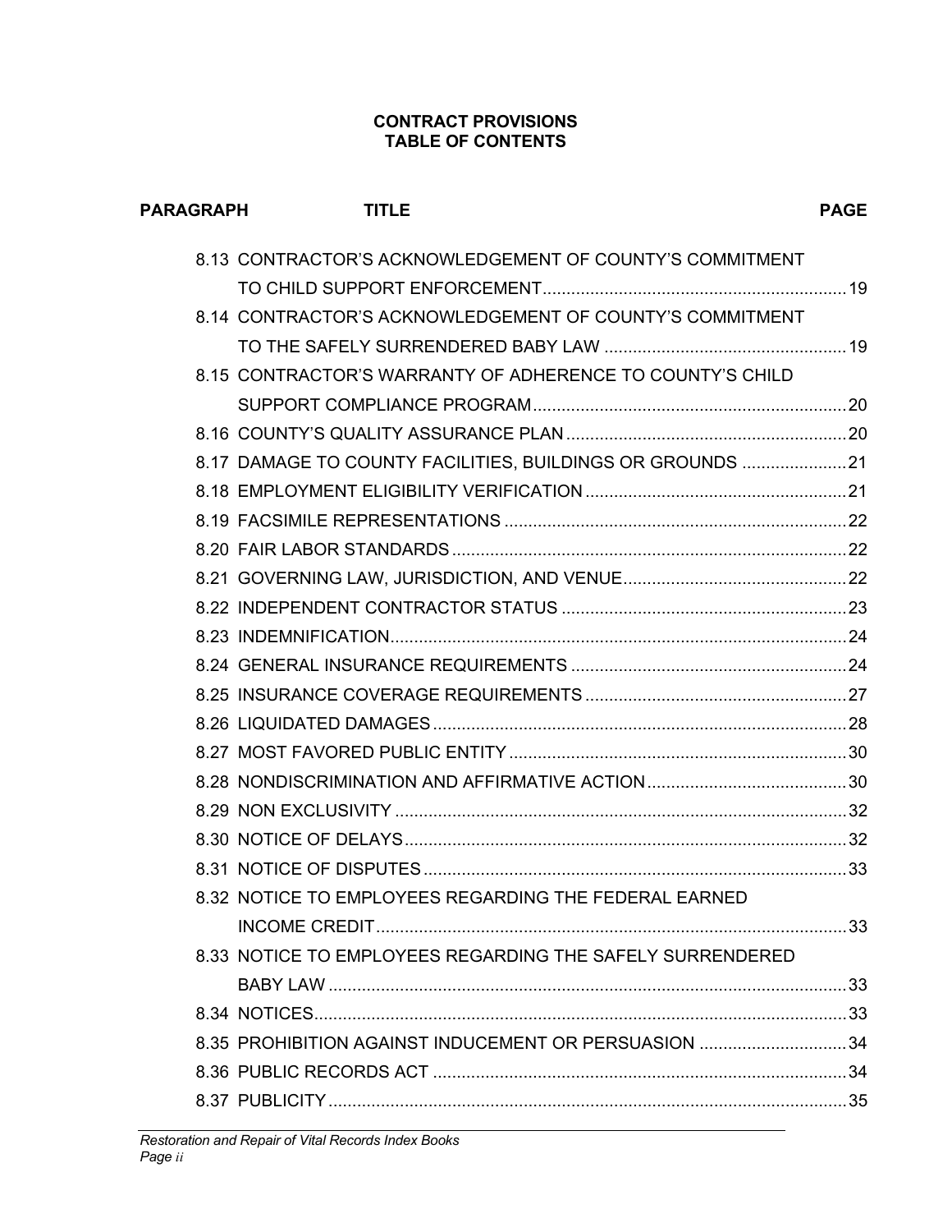**CONTRACT PROVISIONS**
**TABLE OF CONTENTS**

| PARAGRAPH | TITLE | PAGE |
|---|---|---|
| 8.13 | CONTRACTOR'S ACKNOWLEDGEMENT OF COUNTY'S COMMITMENT TO CHILD SUPPORT ENFORCEMENT | 19 |
| 8.14 | CONTRACTOR'S ACKNOWLEDGEMENT OF COUNTY'S COMMITMENT TO THE SAFELY SURRENDERED BABY LAW | 19 |
| 8.15 | CONTRACTOR'S WARRANTY OF ADHERENCE TO COUNTY'S CHILD SUPPORT COMPLIANCE PROGRAM | 20 |
| 8.16 | COUNTY'S QUALITY ASSURANCE PLAN | 20 |
| 8.17 | DAMAGE TO COUNTY FACILITIES, BUILDINGS OR GROUNDS | 21 |
| 8.18 | EMPLOYMENT ELIGIBILITY VERIFICATION | 21 |
| 8.19 | FACSIMILE REPRESENTATIONS | 22 |
| 8.20 | FAIR LABOR STANDARDS | 22 |
| 8.21 | GOVERNING LAW, JURISDICTION, AND VENUE | 22 |
| 8.22 | INDEPENDENT CONTRACTOR STATUS | 23 |
| 8.23 | INDEMNIFICATION | 24 |
| 8.24 | GENERAL INSURANCE REQUIREMENTS | 24 |
| 8.25 | INSURANCE COVERAGE REQUIREMENTS | 27 |
| 8.26 | LIQUIDATED DAMAGES | 28 |
| 8.27 | MOST FAVORED PUBLIC ENTITY | 30 |
| 8.28 | NONDISCRIMINATION AND AFFIRMATIVE ACTION | 30 |
| 8.29 | NON EXCLUSIVITY | 32 |
| 8.30 | NOTICE OF DELAYS | 32 |
| 8.31 | NOTICE OF DISPUTES | 33 |
| 8.32 | NOTICE TO EMPLOYEES REGARDING THE FEDERAL EARNED INCOME CREDIT | 33 |
| 8.33 | NOTICE TO EMPLOYEES REGARDING THE SAFELY SURRENDERED BABY LAW | 33 |
| 8.34 | NOTICES | 33 |
| 8.35 | PROHIBITION AGAINST INDUCEMENT OR PERSUASION | 34 |
| 8.36 | PUBLIC RECORDS ACT | 34 |
| 8.37 | PUBLICITY | 35 |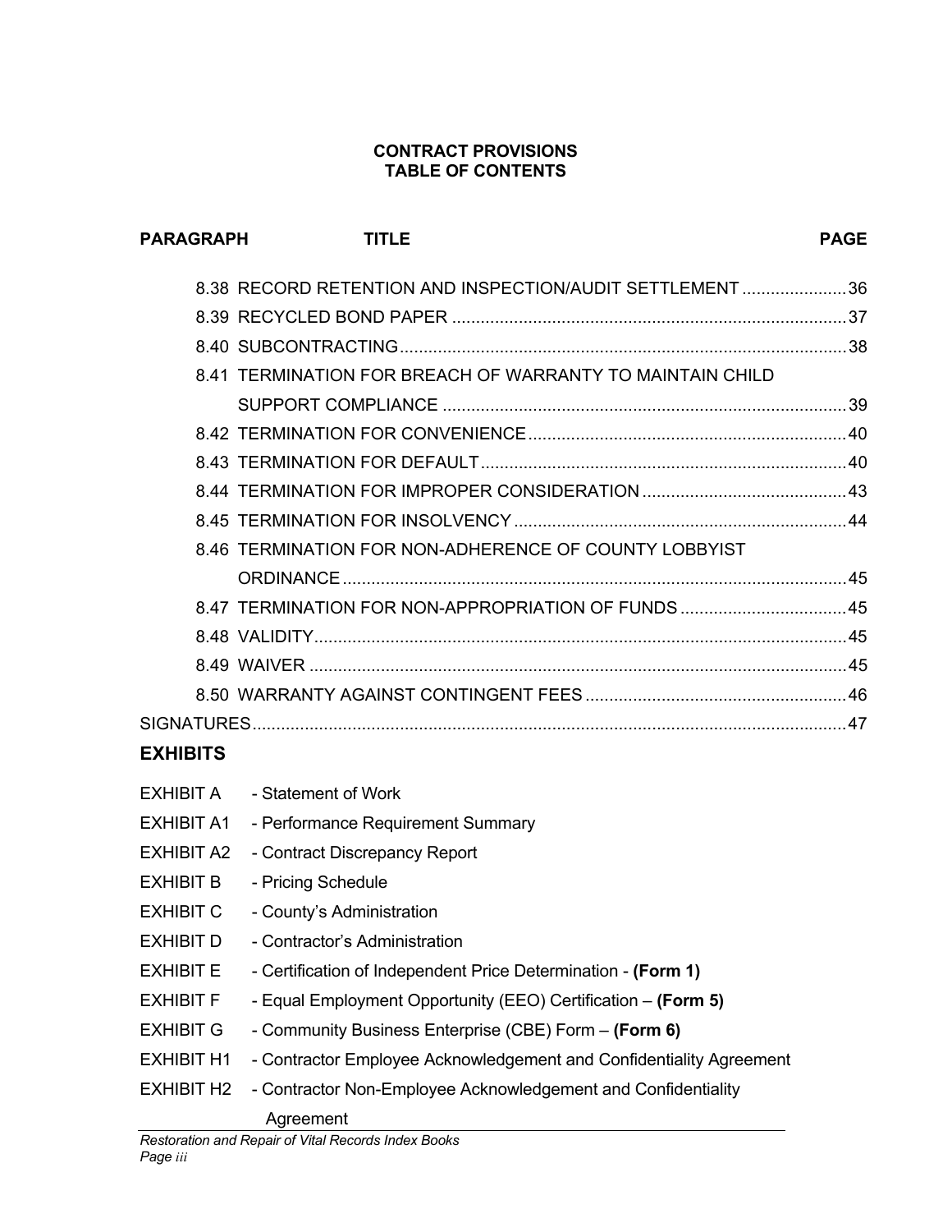**CONTRACT PROVISIONS**
**TABLE OF CONTENTS**

| PARAGRAPH | TITLE | PAGE |
|---|---|---|
| 8.38 | RECORD RETENTION AND INSPECTION/AUDIT SETTLEMENT | 36 |
| 8.39 | RECYCLED BOND PAPER | 37 |
| 8.40 | SUBCONTRACTING | 38 |
| 8.41 | TERMINATION FOR BREACH OF WARRANTY TO MAINTAIN CHILD SUPPORT COMPLIANCE | 39 |
| 8.42 | TERMINATION FOR CONVENIENCE | 40 |
| 8.43 | TERMINATION FOR DEFAULT | 40 |
| 8.44 | TERMINATION FOR IMPROPER CONSIDERATION | 43 |
| 8.45 | TERMINATION FOR INSOLVENCY | 44 |
| 8.46 | TERMINATION FOR NON-ADHERENCE OF COUNTY LOBBYIST ORDINANCE | 45 |
| 8.47 | TERMINATION FOR NON-APPROPRIATION OF FUNDS | 45 |
| 8.48 | VALIDITY | 45 |
| 8.49 | WAIVER | 45 |
| 8.50 | WARRANTY AGAINST CONTINGENT FEES | 46 |
| SIGNATURES | | 47 |

## EXHIBITS

- EXHIBIT A - Statement of Work
- EXHIBIT A1 - Performance Requirement Summary
- EXHIBIT A2 - Contract Discrepancy Report
- EXHIBIT B - Pricing Schedule
- EXHIBIT C - County's Administration
- EXHIBIT D - Contractor's Administration
- EXHIBIT E - Certification of Independent Price Determination - **(Form 1)**
- EXHIBIT F - Equal Employment Opportunity (EEO) Certification – **(Form 5)**
- EXHIBIT G - Community Business Enterprise (CBE) Form – **(Form 6)**
- EXHIBIT H1 - Contractor Employee Acknowledgement and Confidentiality Agreement
- EXHIBIT H2 - Contractor Non-Employee Acknowledgement and Confidentiality Agreement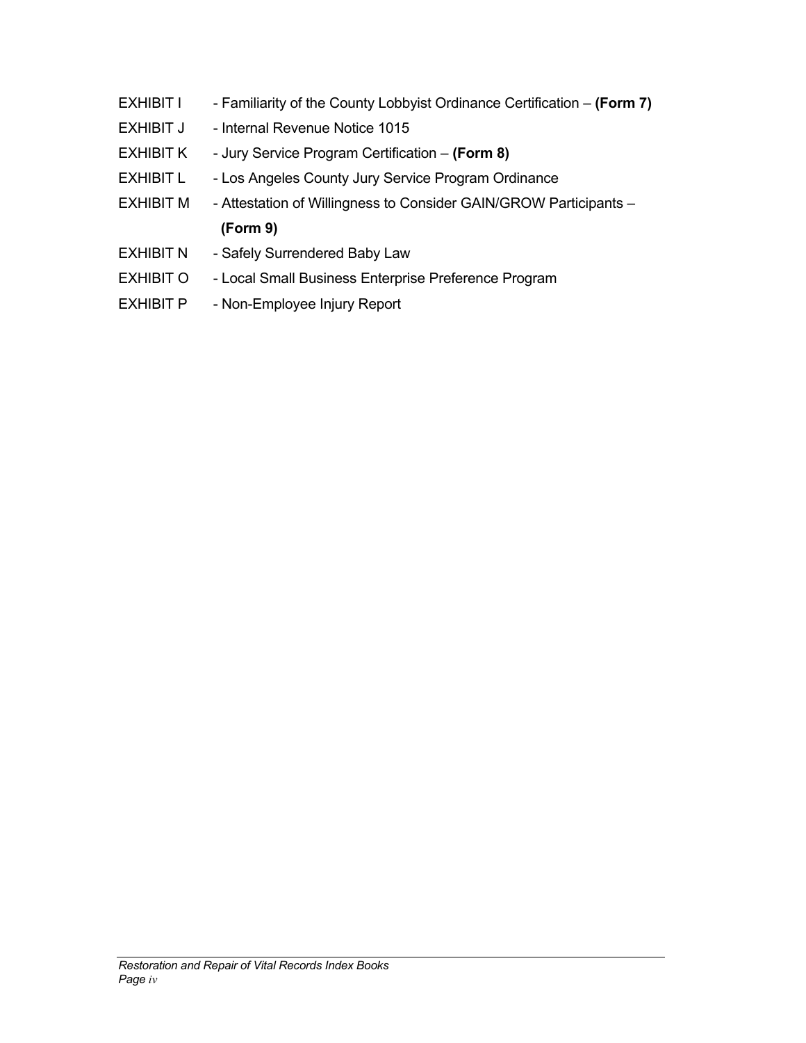EXHIBIT I - Familiarity of the County Lobbyist Ordinance Certification – **(Form 7)**

EXHIBIT J - Internal Revenue Notice 1015

EXHIBIT K - Jury Service Program Certification – **(Form 8)**

EXHIBIT L - Los Angeles County Jury Service Program Ordinance

EXHIBIT M - Attestation of Willingness to Consider GAIN/GROW Participants – **(Form 9)**

EXHIBIT N - Safely Surrendered Baby Law

EXHIBIT O - Local Small Business Enterprise Preference Program

EXHIBIT P - Non-Employee Injury Report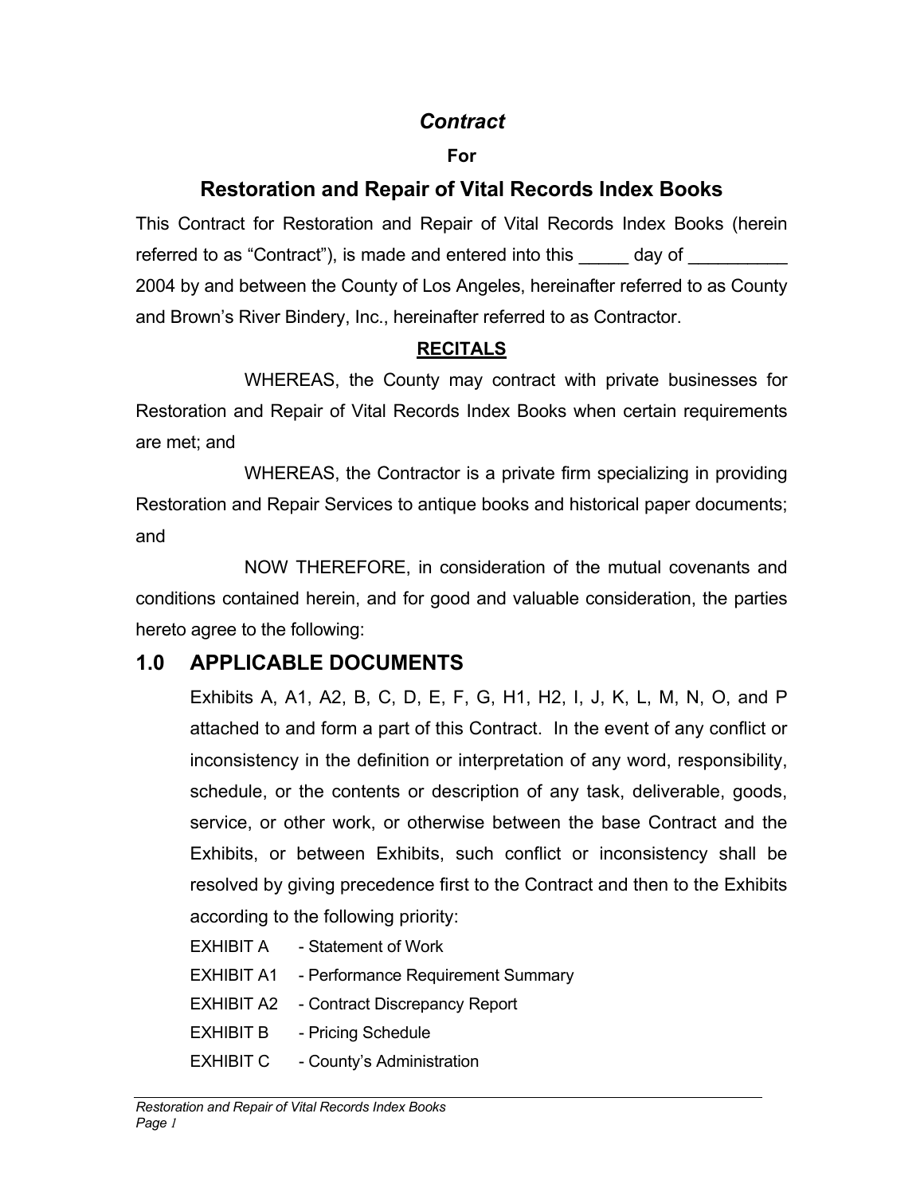# *Contract*

**For**

## Restoration and Repair of Vital Records Index Books

This Contract for Restoration and Repair of Vital Records Index Books (herein referred to as "Contract"), is made and entered into this _____ day of __________ 2004 by and between the County of Los Angeles, hereinafter referred to as County and Brown's River Bindery, Inc., hereinafter referred to as Contractor.

**RECITALS**

WHEREAS, the County may contract with private businesses for Restoration and Repair of Vital Records Index Books when certain requirements are met; and

WHEREAS, the Contractor is a private firm specializing in providing Restoration and Repair Services to antique books and historical paper documents; and

NOW THEREFORE, in consideration of the mutual covenants and conditions contained herein, and for good and valuable consideration, the parties hereto agree to the following:

## 1.0 APPLICABLE DOCUMENTS

Exhibits A, A1, A2, B, C, D, E, F, G, H1, H2, I, J, K, L, M, N, O, and P attached to and form a part of this Contract. In the event of any conflict or inconsistency in the definition or interpretation of any word, responsibility, schedule, or the contents or description of any task, deliverable, goods, service, or other work, or otherwise between the base Contract and the Exhibits, or between Exhibits, such conflict or inconsistency shall be resolved by giving precedence first to the Contract and then to the Exhibits according to the following priority:

EXHIBIT A - Statement of Work

EXHIBIT A1 - Performance Requirement Summary

EXHIBIT A2 - Contract Discrepancy Report

EXHIBIT B - Pricing Schedule

EXHIBIT C - County's Administration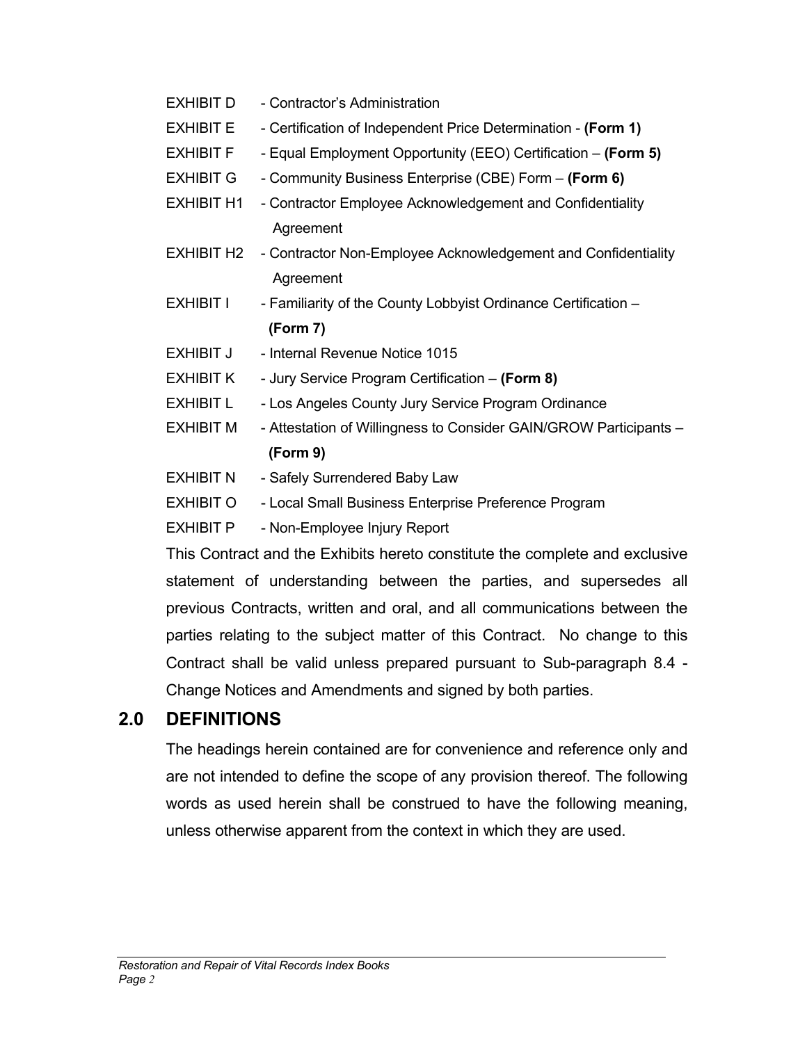EXHIBIT D - Contractor's Administration

EXHIBIT E - Certification of Independent Price Determination - **(Form 1)**

EXHIBIT F - Equal Employment Opportunity (EEO) Certification – **(Form 5)**

EXHIBIT G - Community Business Enterprise (CBE) Form – **(Form 6)**

EXHIBIT H1 - Contractor Employee Acknowledgement and Confidentiality Agreement

EXHIBIT H2 - Contractor Non-Employee Acknowledgement and Confidentiality Agreement

EXHIBIT I - Familiarity of the County Lobbyist Ordinance Certification – **(Form 7)**

EXHIBIT J - Internal Revenue Notice 1015

EXHIBIT K - Jury Service Program Certification – **(Form 8)**

EXHIBIT L - Los Angeles County Jury Service Program Ordinance

EXHIBIT M - Attestation of Willingness to Consider GAIN/GROW Participants – **(Form 9)**

EXHIBIT N - Safely Surrendered Baby Law

EXHIBIT O - Local Small Business Enterprise Preference Program

EXHIBIT P - Non-Employee Injury Report

This Contract and the Exhibits hereto constitute the complete and exclusive statement of understanding between the parties, and supersedes all previous Contracts, written and oral, and all communications between the parties relating to the subject matter of this Contract. No change to this Contract shall be valid unless prepared pursuant to Sub-paragraph 8.4 - Change Notices and Amendments and signed by both parties.

## 2.0 DEFINITIONS

The headings herein contained are for convenience and reference only and are not intended to define the scope of any provision thereof. The following words as used herein shall be construed to have the following meaning, unless otherwise apparent from the context in which they are used.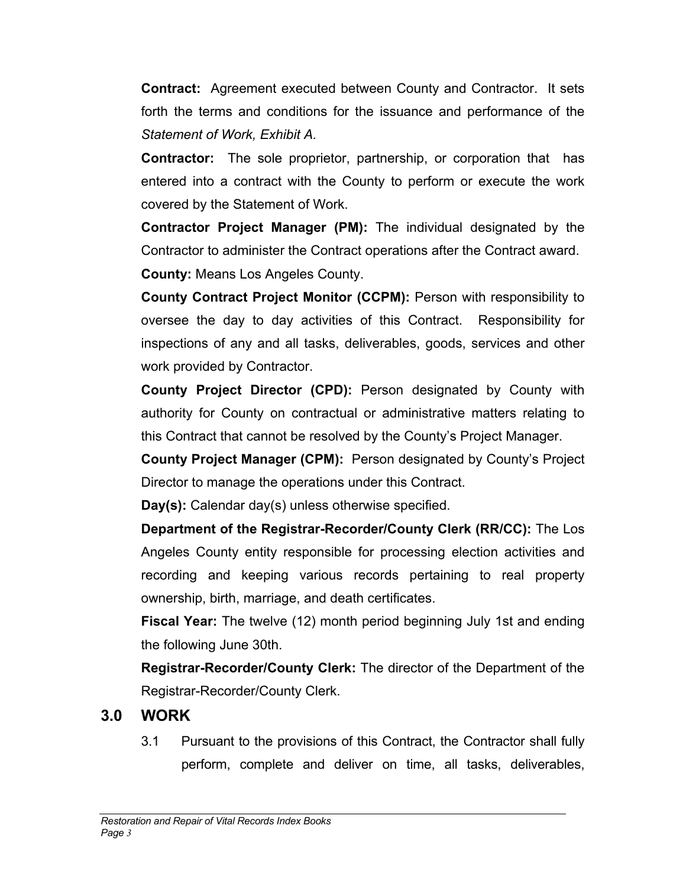**Contract:** Agreement executed between County and Contractor. It sets forth the terms and conditions for the issuance and performance of the *Statement of Work, Exhibit A.*

**Contractor:** The sole proprietor, partnership, or corporation that has entered into a contract with the County to perform or execute the work covered by the Statement of Work.

**Contractor Project Manager (PM):** The individual designated by the Contractor to administer the Contract operations after the Contract award.

**County:** Means Los Angeles County.

**County Contract Project Monitor (CCPM):** Person with responsibility to oversee the day to day activities of this Contract. Responsibility for inspections of any and all tasks, deliverables, goods, services and other work provided by Contractor.

**County Project Director (CPD):** Person designated by County with authority for County on contractual or administrative matters relating to this Contract that cannot be resolved by the County's Project Manager.

**County Project Manager (CPM):** Person designated by County's Project Director to manage the operations under this Contract.

**Day(s):** Calendar day(s) unless otherwise specified.

**Department of the Registrar-Recorder/County Clerk (RR/CC):** The Los Angeles County entity responsible for processing election activities and recording and keeping various records pertaining to real property ownership, birth, marriage, and death certificates.

**Fiscal Year:** The twelve (12) month period beginning July 1st and ending the following June 30th.

**Registrar-Recorder/County Clerk:** The director of the Department of the Registrar-Recorder/County Clerk.

## 3.0 WORK

3.1 Pursuant to the provisions of this Contract, the Contractor shall fully perform, complete and deliver on time, all tasks, deliverables,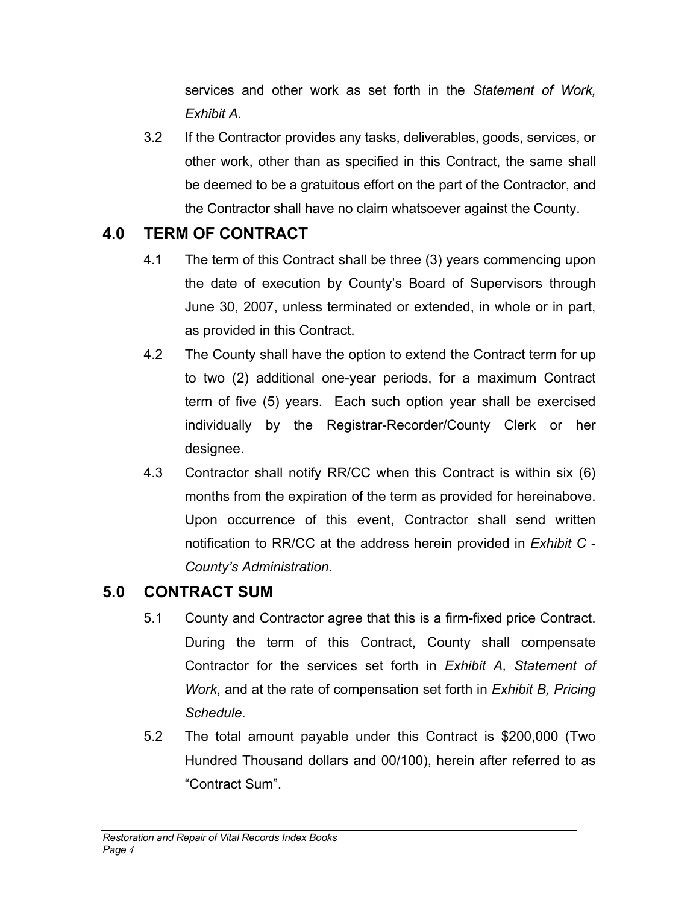services and other work as set forth in the *Statement of Work, Exhibit A.*

3.2 If the Contractor provides any tasks, deliverables, goods, services, or other work, other than as specified in this Contract, the same shall be deemed to be a gratuitous effort on the part of the Contractor, and the Contractor shall have no claim whatsoever against the County.

## 4.0 TERM OF CONTRACT

4.1 The term of this Contract shall be three (3) years commencing upon the date of execution by County's Board of Supervisors through June 30, 2007, unless terminated or extended, in whole or in part, as provided in this Contract.

4.2 The County shall have the option to extend the Contract term for up to two (2) additional one-year periods, for a maximum Contract term of five (5) years. Each such option year shall be exercised individually by the Registrar-Recorder/County Clerk or her designee.

4.3 Contractor shall notify RR/CC when this Contract is within six (6) months from the expiration of the term as provided for hereinabove. Upon occurrence of this event, Contractor shall send written notification to RR/CC at the address herein provided in *Exhibit C - County's Administration*.

## 5.0 CONTRACT SUM

5.1 County and Contractor agree that this is a firm-fixed price Contract. During the term of this Contract, County shall compensate Contractor for the services set forth in *Exhibit A, Statement of Work*, and at the rate of compensation set forth in *Exhibit B, Pricing Schedule*.

5.2 The total amount payable under this Contract is $200,000 (Two Hundred Thousand dollars and 00/100), herein after referred to as "Contract Sum".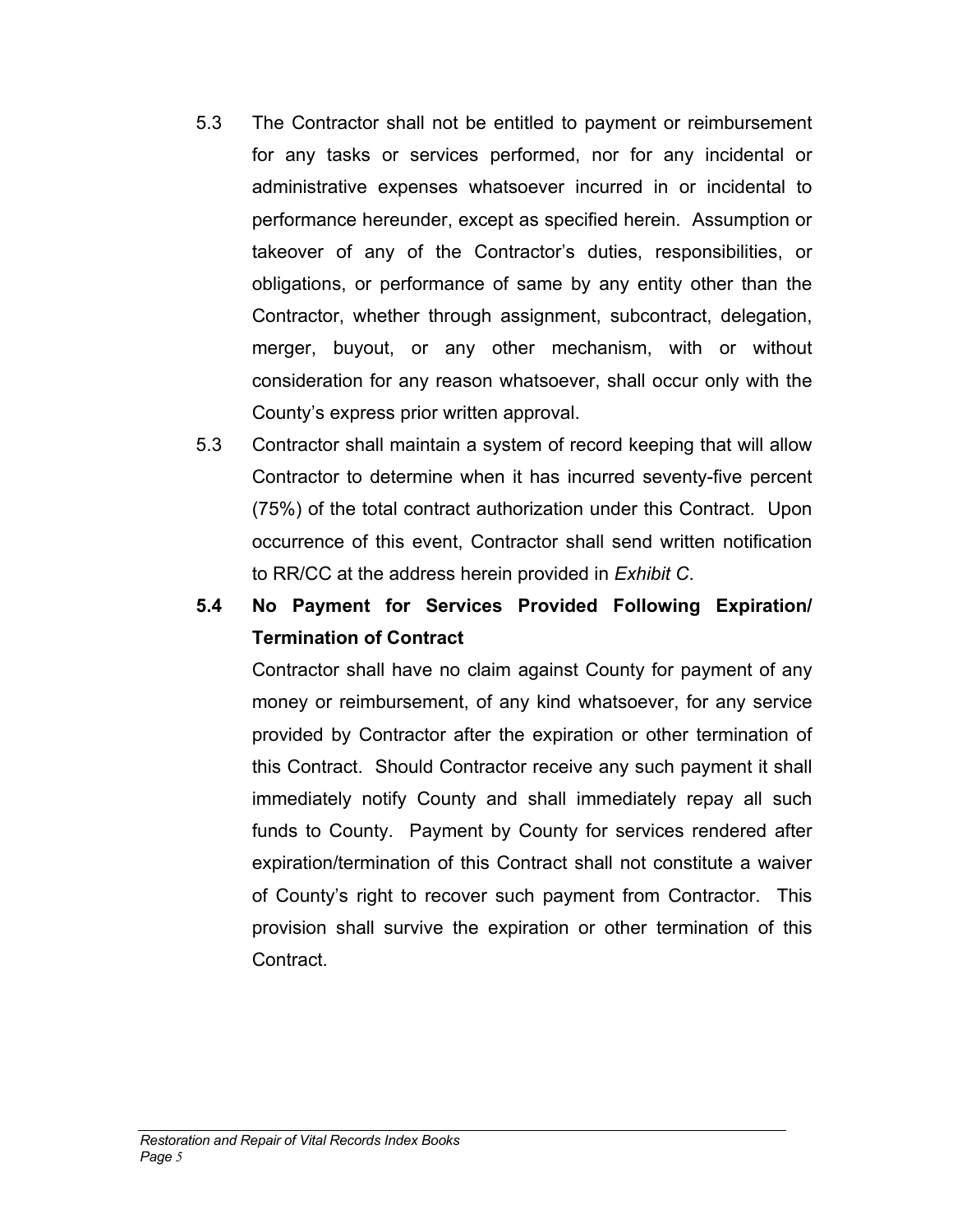5.3 The Contractor shall not be entitled to payment or reimbursement for any tasks or services performed, nor for any incidental or administrative expenses whatsoever incurred in or incidental to performance hereunder, except as specified herein. Assumption or takeover of any of the Contractor's duties, responsibilities, or obligations, or performance of same by any entity other than the Contractor, whether through assignment, subcontract, delegation, merger, buyout, or any other mechanism, with or without consideration for any reason whatsoever, shall occur only with the County's express prior written approval.

5.3 Contractor shall maintain a system of record keeping that will allow Contractor to determine when it has incurred seventy-five percent (75%) of the total contract authorization under this Contract. Upon occurrence of this event, Contractor shall send written notification to RR/CC at the address herein provided in *Exhibit C*.

**5.4 No Payment for Services Provided Following Expiration/ Termination of Contract**

Contractor shall have no claim against County for payment of any money or reimbursement, of any kind whatsoever, for any service provided by Contractor after the expiration or other termination of this Contract. Should Contractor receive any such payment it shall immediately notify County and shall immediately repay all such funds to County. Payment by County for services rendered after expiration/termination of this Contract shall not constitute a waiver of County's right to recover such payment from Contractor. This provision shall survive the expiration or other termination of this Contract.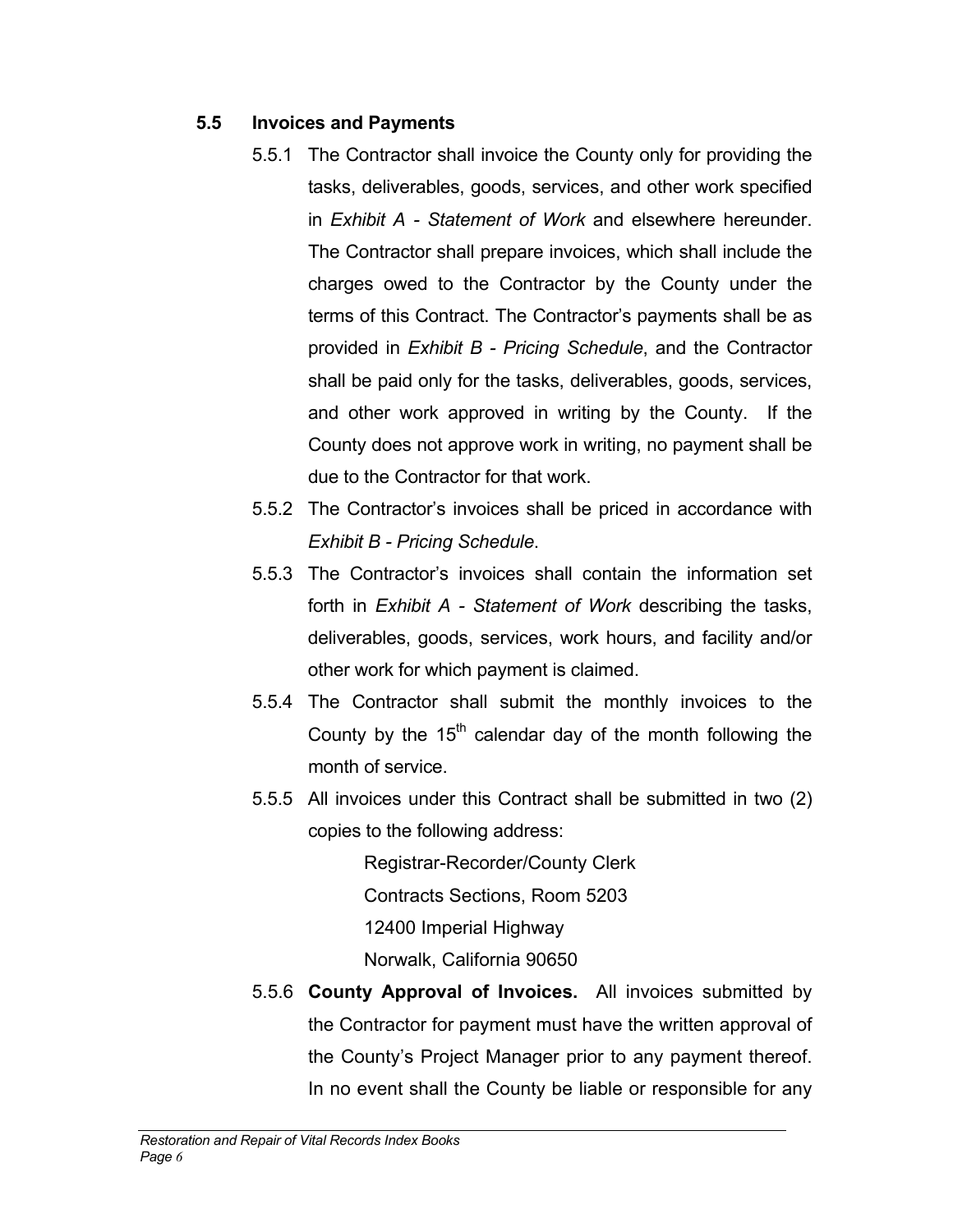### 5.5 Invoices and Payments

5.5.1 The Contractor shall invoice the County only for providing the tasks, deliverables, goods, services, and other work specified in *Exhibit A - Statement of Work* and elsewhere hereunder. The Contractor shall prepare invoices, which shall include the charges owed to the Contractor by the County under the terms of this Contract. The Contractor's payments shall be as provided in *Exhibit B - Pricing Schedule*, and the Contractor shall be paid only for the tasks, deliverables, goods, services, and other work approved in writing by the County. If the County does not approve work in writing, no payment shall be due to the Contractor for that work.

5.5.2 The Contractor's invoices shall be priced in accordance with *Exhibit B - Pricing Schedule*.

5.5.3 The Contractor's invoices shall contain the information set forth in *Exhibit A - Statement of Work* describing the tasks, deliverables, goods, services, work hours, and facility and/or other work for which payment is claimed.

5.5.4 The Contractor shall submit the monthly invoices to the County by the 15th calendar day of the month following the month of service.

5.5.5 All invoices under this Contract shall be submitted in two (2) copies to the following address:

Registrar-Recorder/County Clerk
Contracts Sections, Room 5203
12400 Imperial Highway
Norwalk, California 90650

5.5.6 **County Approval of Invoices.** All invoices submitted by the Contractor for payment must have the written approval of the County's Project Manager prior to any payment thereof. In no event shall the County be liable or responsible for any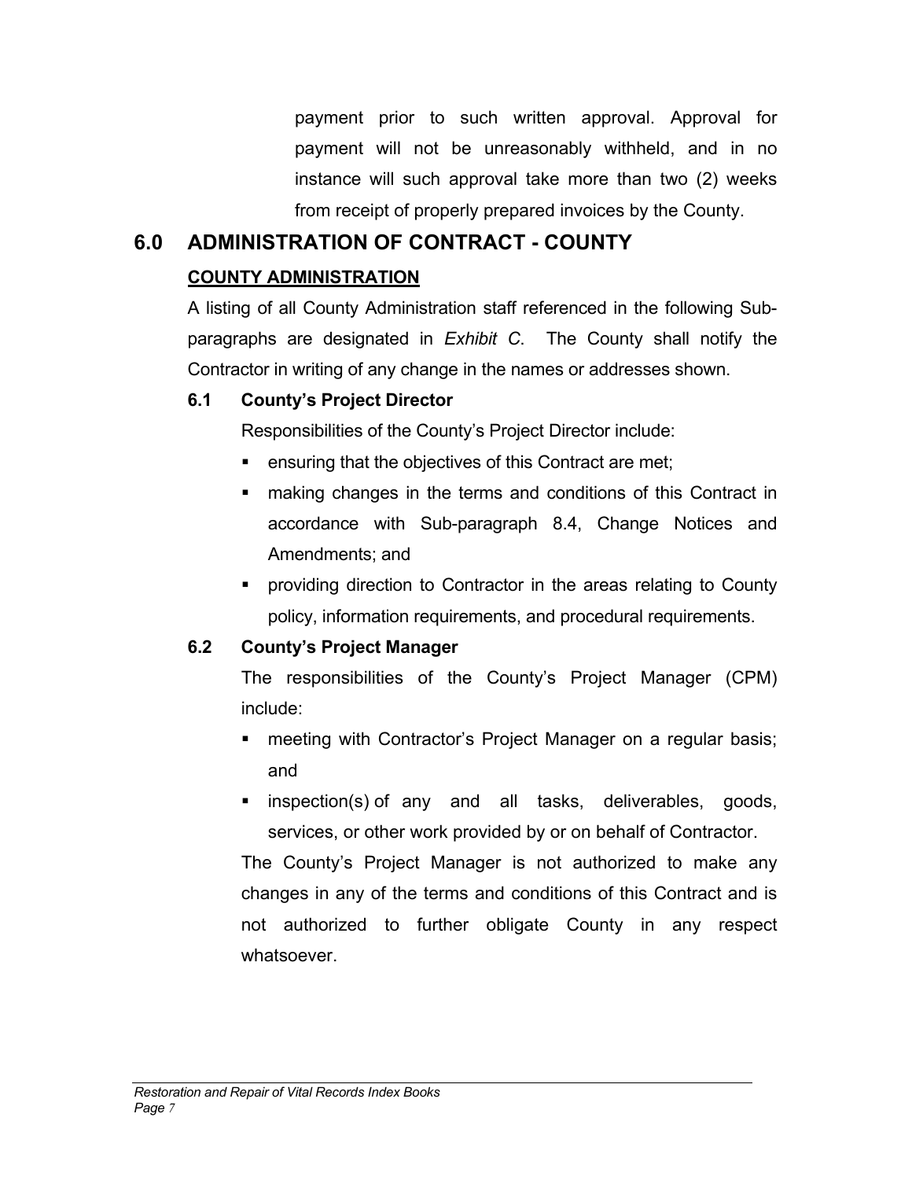payment prior to such written approval. Approval for payment will not be unreasonably withheld, and in no instance will such approval take more than two (2) weeks from receipt of properly prepared invoices by the County.

# 6.0 ADMINISTRATION OF CONTRACT - COUNTY

**COUNTY ADMINISTRATION**

A listing of all County Administration staff referenced in the following Sub-paragraphs are designated in *Exhibit C*. The County shall notify the Contractor in writing of any change in the names or addresses shown.

## 6.1 County's Project Director

Responsibilities of the County's Project Director include:

- ensuring that the objectives of this Contract are met;
- making changes in the terms and conditions of this Contract in accordance with Sub-paragraph 8.4, Change Notices and Amendments; and
- providing direction to Contractor in the areas relating to County policy, information requirements, and procedural requirements.

## 6.2 County's Project Manager

The responsibilities of the County's Project Manager (CPM) include:

- meeting with Contractor's Project Manager on a regular basis; and
- inspection(s) of any and all tasks, deliverables, goods, services, or other work provided by or on behalf of Contractor.

The County's Project Manager is not authorized to make any changes in any of the terms and conditions of this Contract and is not authorized to further obligate County in any respect whatsoever.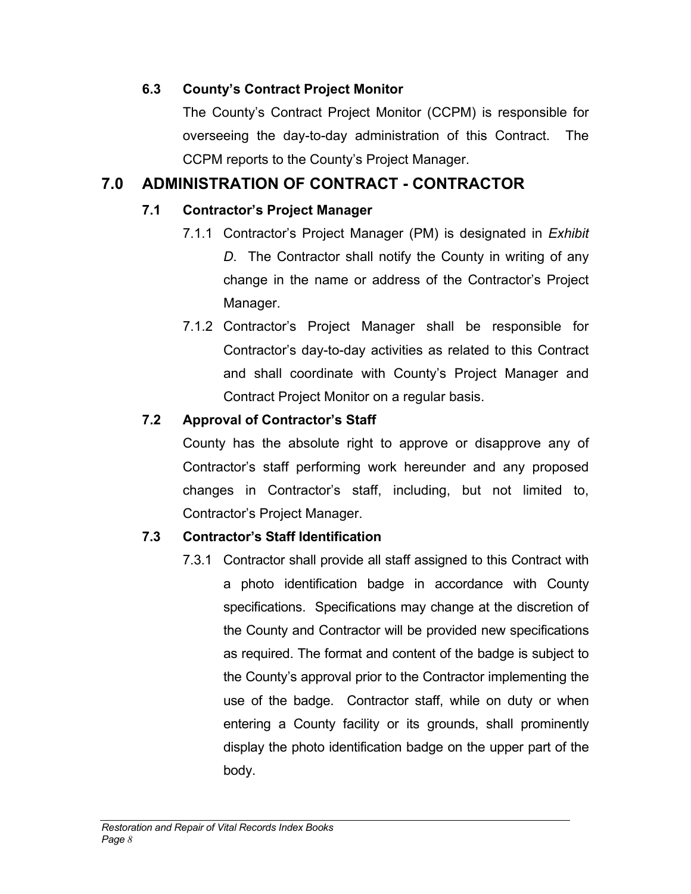### 6.3 County's Contract Project Monitor

The County's Contract Project Monitor (CCPM) is responsible for overseeing the day-to-day administration of this Contract. The CCPM reports to the County's Project Manager.

## 7.0 ADMINISTRATION OF CONTRACT - CONTRACTOR

### 7.1 Contractor's Project Manager

7.1.1 Contractor's Project Manager (PM) is designated in *Exhibit D*. The Contractor shall notify the County in writing of any change in the name or address of the Contractor's Project Manager.

7.1.2 Contractor's Project Manager shall be responsible for Contractor's day-to-day activities as related to this Contract and shall coordinate with County's Project Manager and Contract Project Monitor on a regular basis.

### 7.2 Approval of Contractor's Staff

County has the absolute right to approve or disapprove any of Contractor's staff performing work hereunder and any proposed changes in Contractor's staff, including, but not limited to, Contractor's Project Manager.

### 7.3 Contractor's Staff Identification

7.3.1 Contractor shall provide all staff assigned to this Contract with a photo identification badge in accordance with County specifications. Specifications may change at the discretion of the County and Contractor will be provided new specifications as required. The format and content of the badge is subject to the County's approval prior to the Contractor implementing the use of the badge. Contractor staff, while on duty or when entering a County facility or its grounds, shall prominently display the photo identification badge on the upper part of the body.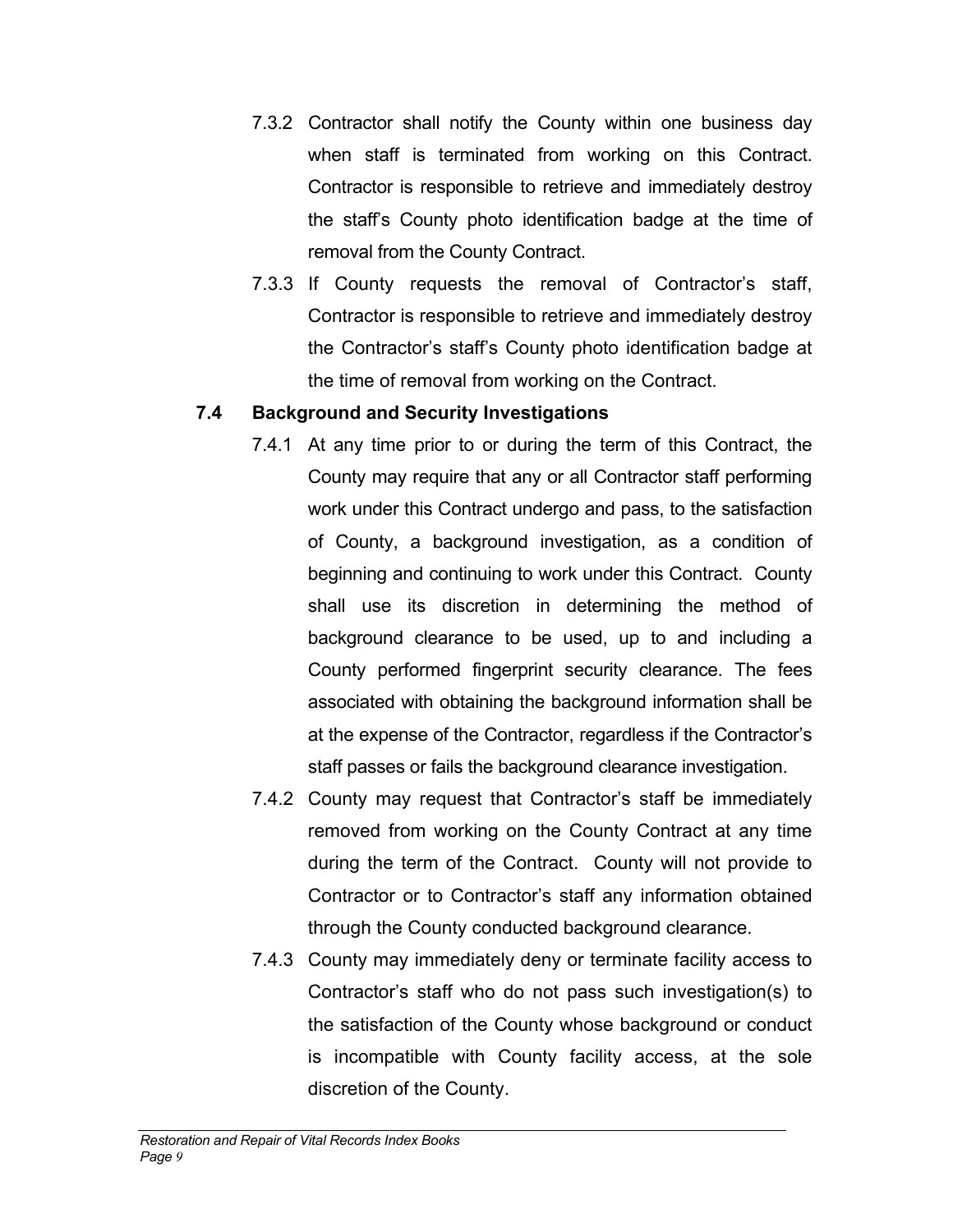7.3.2 Contractor shall notify the County within one business day when staff is terminated from working on this Contract. Contractor is responsible to retrieve and immediately destroy the staff's County photo identification badge at the time of removal from the County Contract.

7.3.3 If County requests the removal of Contractor's staff, Contractor is responsible to retrieve and immediately destroy the Contractor's staff's County photo identification badge at the time of removal from working on the Contract.

### 7.4 Background and Security Investigations

7.4.1 At any time prior to or during the term of this Contract, the County may require that any or all Contractor staff performing work under this Contract undergo and pass, to the satisfaction of County, a background investigation, as a condition of beginning and continuing to work under this Contract. County shall use its discretion in determining the method of background clearance to be used, up to and including a County performed fingerprint security clearance. The fees associated with obtaining the background information shall be at the expense of the Contractor, regardless if the Contractor's staff passes or fails the background clearance investigation.

7.4.2 County may request that Contractor's staff be immediately removed from working on the County Contract at any time during the term of the Contract. County will not provide to Contractor or to Contractor's staff any information obtained through the County conducted background clearance.

7.4.3 County may immediately deny or terminate facility access to Contractor's staff who do not pass such investigation(s) to the satisfaction of the County whose background or conduct is incompatible with County facility access, at the sole discretion of the County.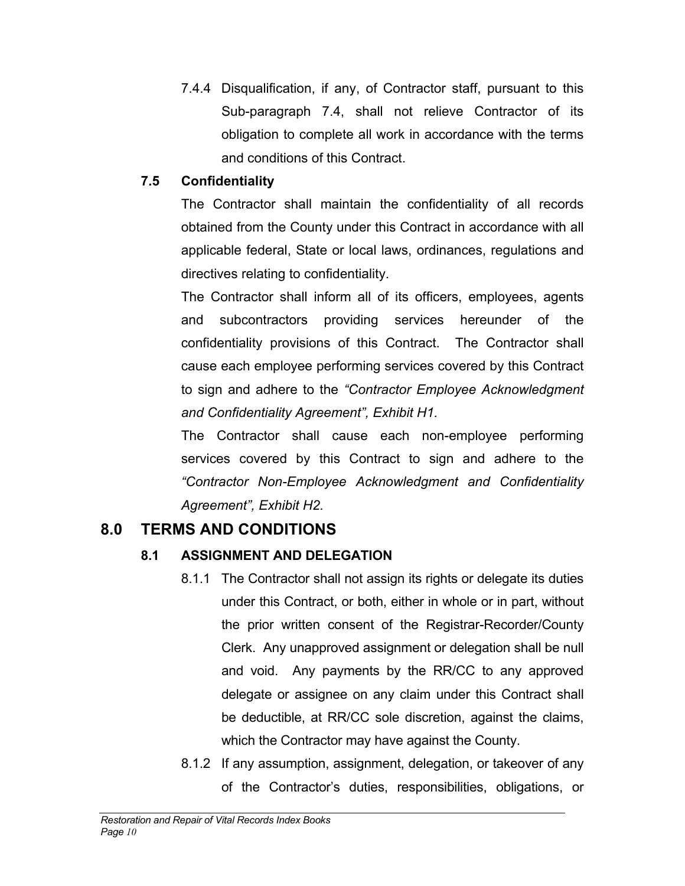7.4.4 Disqualification, if any, of Contractor staff, pursuant to this Sub-paragraph 7.4, shall not relieve Contractor of its obligation to complete all work in accordance with the terms and conditions of this Contract.

### 7.5 Confidentiality

The Contractor shall maintain the confidentiality of all records obtained from the County under this Contract in accordance with all applicable federal, State or local laws, ordinances, regulations and directives relating to confidentiality.

The Contractor shall inform all of its officers, employees, agents and subcontractors providing services hereunder of the confidentiality provisions of this Contract. The Contractor shall cause each employee performing services covered by this Contract to sign and adhere to the *"Contractor Employee Acknowledgment and Confidentiality Agreement", Exhibit H1.*

The Contractor shall cause each non-employee performing services covered by this Contract to sign and adhere to the *"Contractor Non-Employee Acknowledgment and Confidentiality Agreement", Exhibit H2.*

## 8.0 TERMS AND CONDITIONS

### 8.1 ASSIGNMENT AND DELEGATION

8.1.1 The Contractor shall not assign its rights or delegate its duties under this Contract, or both, either in whole or in part, without the prior written consent of the Registrar-Recorder/County Clerk. Any unapproved assignment or delegation shall be null and void. Any payments by the RR/CC to any approved delegate or assignee on any claim under this Contract shall be deductible, at RR/CC sole discretion, against the claims, which the Contractor may have against the County.

8.1.2 If any assumption, assignment, delegation, or takeover of any of the Contractor's duties, responsibilities, obligations, or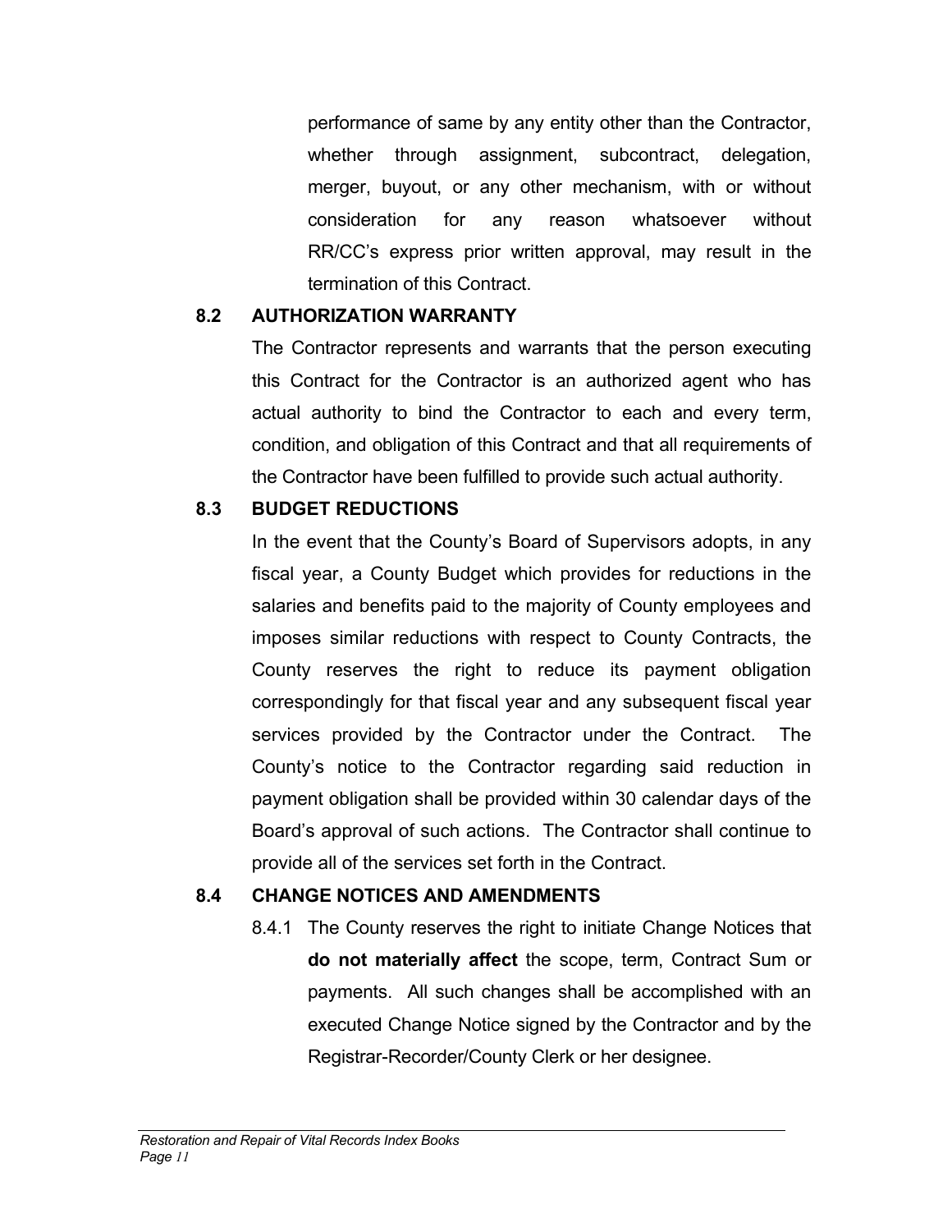performance of same by any entity other than the Contractor, whether through assignment, subcontract, delegation, merger, buyout, or any other mechanism, with or without consideration for any reason whatsoever without RR/CC's express prior written approval, may result in the termination of this Contract.

## 8.2 AUTHORIZATION WARRANTY

The Contractor represents and warrants that the person executing this Contract for the Contractor is an authorized agent who has actual authority to bind the Contractor to each and every term, condition, and obligation of this Contract and that all requirements of the Contractor have been fulfilled to provide such actual authority.

## 8.3 BUDGET REDUCTIONS

In the event that the County's Board of Supervisors adopts, in any fiscal year, a County Budget which provides for reductions in the salaries and benefits paid to the majority of County employees and imposes similar reductions with respect to County Contracts, the County reserves the right to reduce its payment obligation correspondingly for that fiscal year and any subsequent fiscal year services provided by the Contractor under the Contract. The County's notice to the Contractor regarding said reduction in payment obligation shall be provided within 30 calendar days of the Board's approval of such actions. The Contractor shall continue to provide all of the services set forth in the Contract.

## 8.4 CHANGE NOTICES AND AMENDMENTS

8.4.1 The County reserves the right to initiate Change Notices that **do not materially affect** the scope, term, Contract Sum or payments. All such changes shall be accomplished with an executed Change Notice signed by the Contractor and by the Registrar-Recorder/County Clerk or her designee.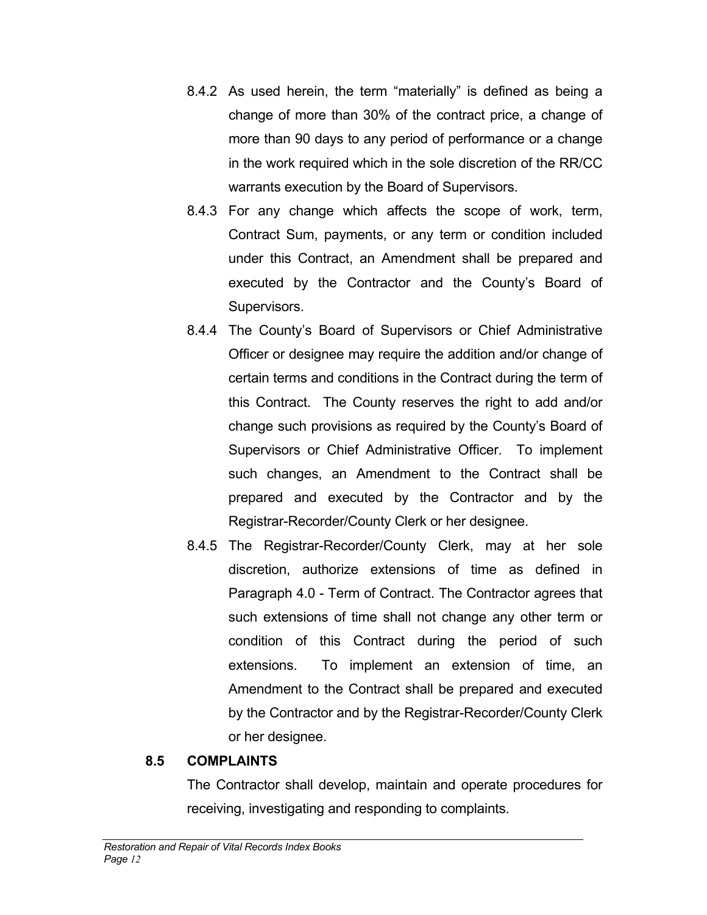8.4.2 As used herein, the term "materially" is defined as being a change of more than 30% of the contract price, a change of more than 90 days to any period of performance or a change in the work required which in the sole discretion of the RR/CC warrants execution by the Board of Supervisors.

8.4.3 For any change which affects the scope of work, term, Contract Sum, payments, or any term or condition included under this Contract, an Amendment shall be prepared and executed by the Contractor and the County's Board of Supervisors.

8.4.4 The County's Board of Supervisors or Chief Administrative Officer or designee may require the addition and/or change of certain terms and conditions in the Contract during the term of this Contract. The County reserves the right to add and/or change such provisions as required by the County's Board of Supervisors or Chief Administrative Officer. To implement such changes, an Amendment to the Contract shall be prepared and executed by the Contractor and by the Registrar-Recorder/County Clerk or her designee.

8.4.5 The Registrar-Recorder/County Clerk, may at her sole discretion, authorize extensions of time as defined in Paragraph 4.0 - Term of Contract. The Contractor agrees that such extensions of time shall not change any other term or condition of this Contract during the period of such extensions. To implement an extension of time, an Amendment to the Contract shall be prepared and executed by the Contractor and by the Registrar-Recorder/County Clerk or her designee.

**8.5 COMPLAINTS**

The Contractor shall develop, maintain and operate procedures for receiving, investigating and responding to complaints.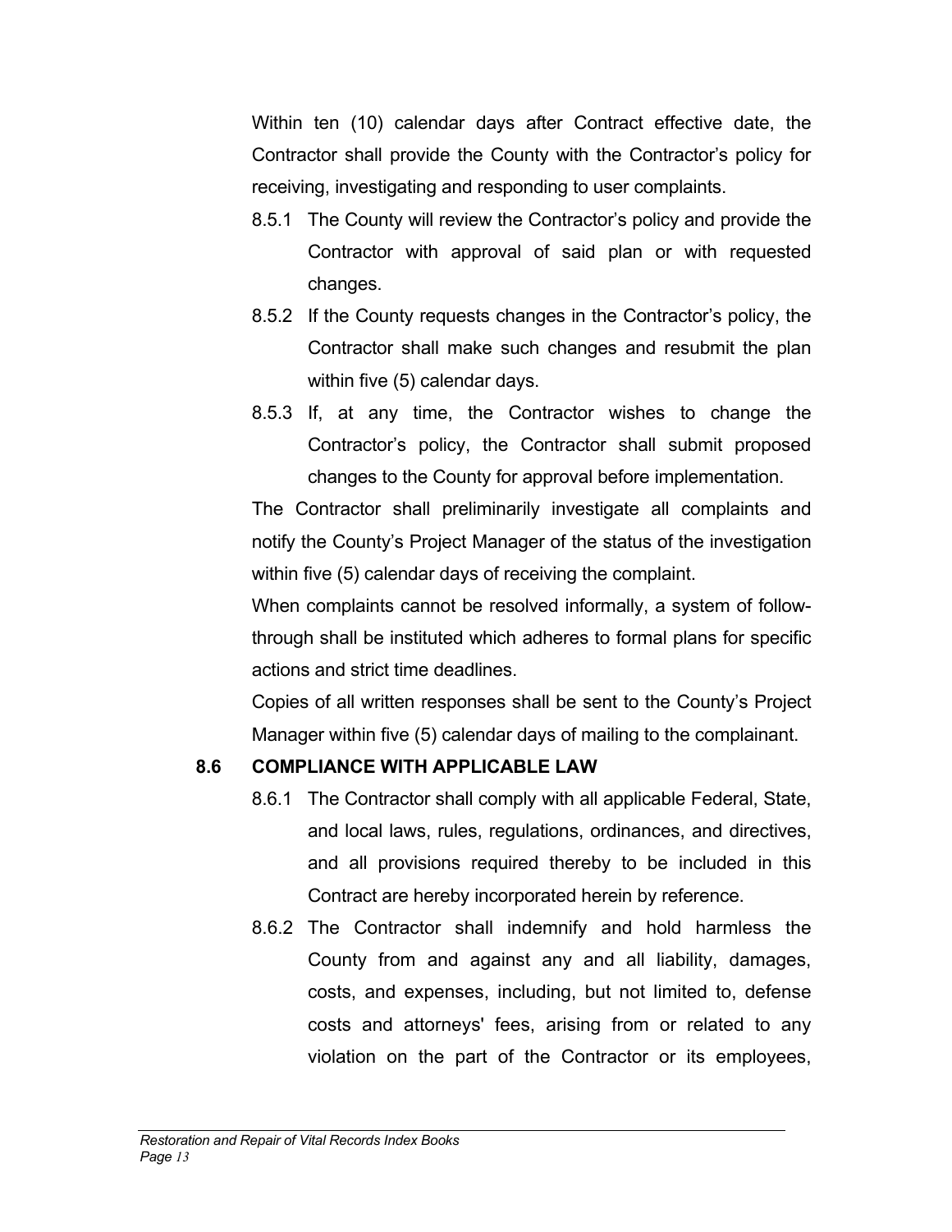Within ten (10) calendar days after Contract effective date, the Contractor shall provide the County with the Contractor's policy for receiving, investigating and responding to user complaints.

8.5.1 The County will review the Contractor's policy and provide the Contractor with approval of said plan or with requested changes.

8.5.2 If the County requests changes in the Contractor's policy, the Contractor shall make such changes and resubmit the plan within five (5) calendar days.

8.5.3 If, at any time, the Contractor wishes to change the Contractor's policy, the Contractor shall submit proposed changes to the County for approval before implementation.

The Contractor shall preliminarily investigate all complaints and notify the County's Project Manager of the status of the investigation within five (5) calendar days of receiving the complaint.

When complaints cannot be resolved informally, a system of follow-through shall be instituted which adheres to formal plans for specific actions and strict time deadlines.

Copies of all written responses shall be sent to the County's Project Manager within five (5) calendar days of mailing to the complainant.

### 8.6 COMPLIANCE WITH APPLICABLE LAW

8.6.1 The Contractor shall comply with all applicable Federal, State, and local laws, rules, regulations, ordinances, and directives, and all provisions required thereby to be included in this Contract are hereby incorporated herein by reference.

8.6.2 The Contractor shall indemnify and hold harmless the County from and against any and all liability, damages, costs, and expenses, including, but not limited to, defense costs and attorneys' fees, arising from or related to any violation on the part of the Contractor or its employees,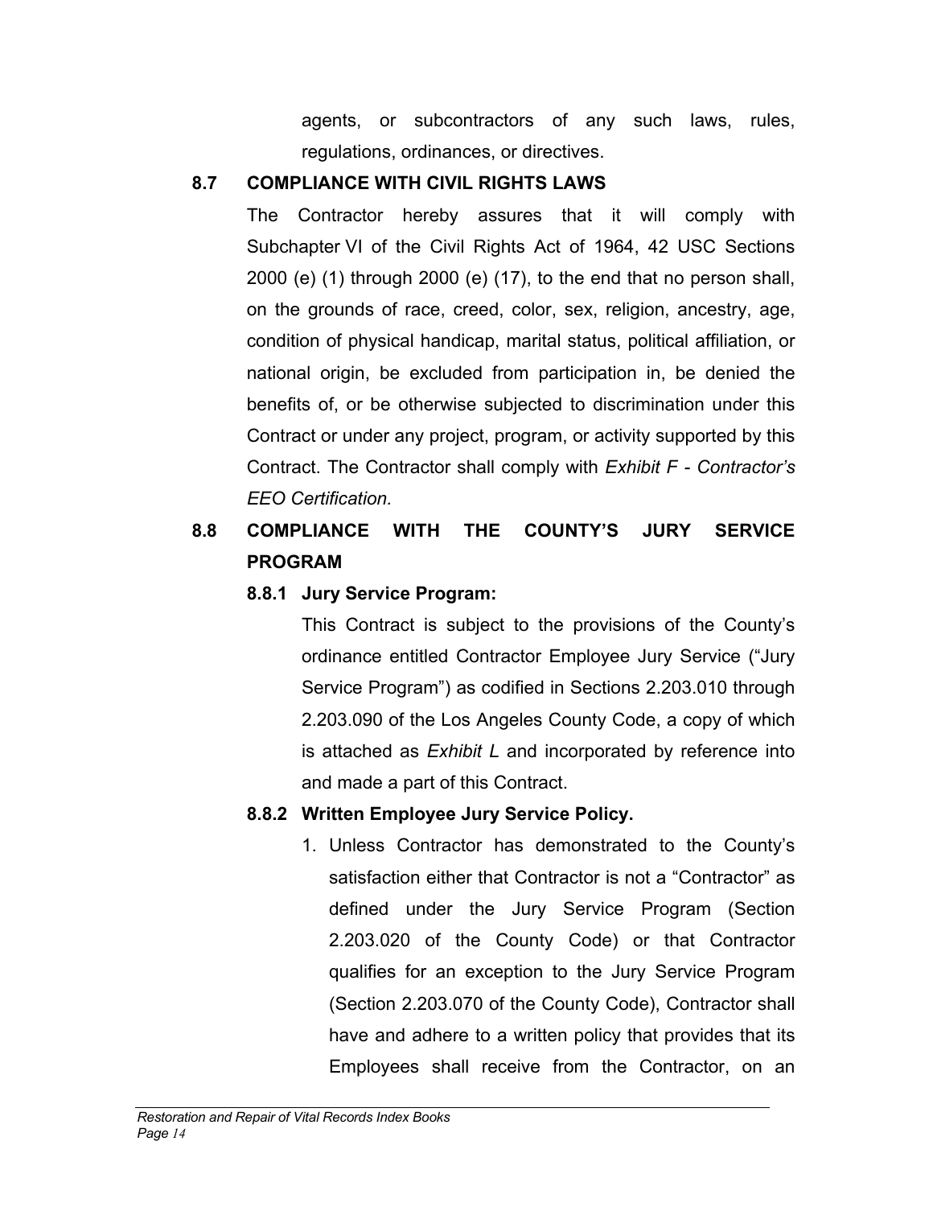agents, or subcontractors of any such laws, rules, regulations, ordinances, or directives.

**8.7 COMPLIANCE WITH CIVIL RIGHTS LAWS**

The Contractor hereby assures that it will comply with Subchapter VI of the Civil Rights Act of 1964, 42 USC Sections 2000 (e) (1) through 2000 (e) (17), to the end that no person shall, on the grounds of race, creed, color, sex, religion, ancestry, age, condition of physical handicap, marital status, political affiliation, or national origin, be excluded from participation in, be denied the benefits of, or be otherwise subjected to discrimination under this Contract or under any project, program, or activity supported by this Contract. The Contractor shall comply with *Exhibit F - Contractor's EEO Certification.*

**8.8 COMPLIANCE WITH THE COUNTY'S JURY SERVICE PROGRAM**

**8.8.1 Jury Service Program:**

This Contract is subject to the provisions of the County's ordinance entitled Contractor Employee Jury Service ("Jury Service Program") as codified in Sections 2.203.010 through 2.203.090 of the Los Angeles County Code, a copy of which is attached as *Exhibit L* and incorporated by reference into and made a part of this Contract.

**8.8.2 Written Employee Jury Service Policy.**

1. Unless Contractor has demonstrated to the County's satisfaction either that Contractor is not a "Contractor" as defined under the Jury Service Program (Section 2.203.020 of the County Code) or that Contractor qualifies for an exception to the Jury Service Program (Section 2.203.070 of the County Code), Contractor shall have and adhere to a written policy that provides that its Employees shall receive from the Contractor, on an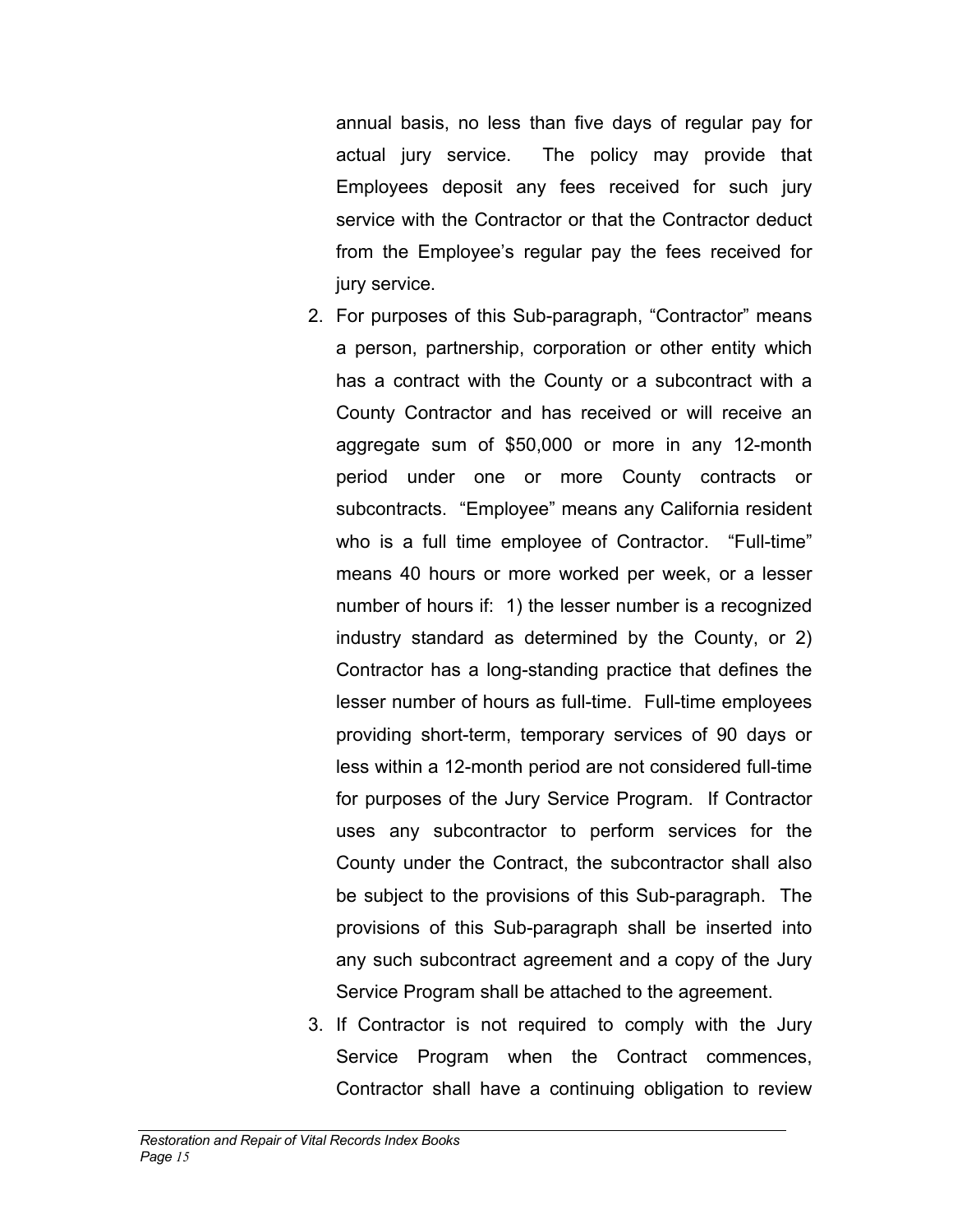annual basis, no less than five days of regular pay for actual jury service. The policy may provide that Employees deposit any fees received for such jury service with the Contractor or that the Contractor deduct from the Employee's regular pay the fees received for jury service.

2. For purposes of this Sub-paragraph, "Contractor" means a person, partnership, corporation or other entity which has a contract with the County or a subcontract with a County Contractor and has received or will receive an aggregate sum of $50,000 or more in any 12-month period under one or more County contracts or subcontracts. "Employee" means any California resident who is a full time employee of Contractor. "Full-time" means 40 hours or more worked per week, or a lesser number of hours if: 1) the lesser number is a recognized industry standard as determined by the County, or 2) Contractor has a long-standing practice that defines the lesser number of hours as full-time. Full-time employees providing short-term, temporary services of 90 days or less within a 12-month period are not considered full-time for purposes of the Jury Service Program. If Contractor uses any subcontractor to perform services for the County under the Contract, the subcontractor shall also be subject to the provisions of this Sub-paragraph. The provisions of this Sub-paragraph shall be inserted into any such subcontract agreement and a copy of the Jury Service Program shall be attached to the agreement.
3. If Contractor is not required to comply with the Jury Service Program when the Contract commences, Contractor shall have a continuing obligation to review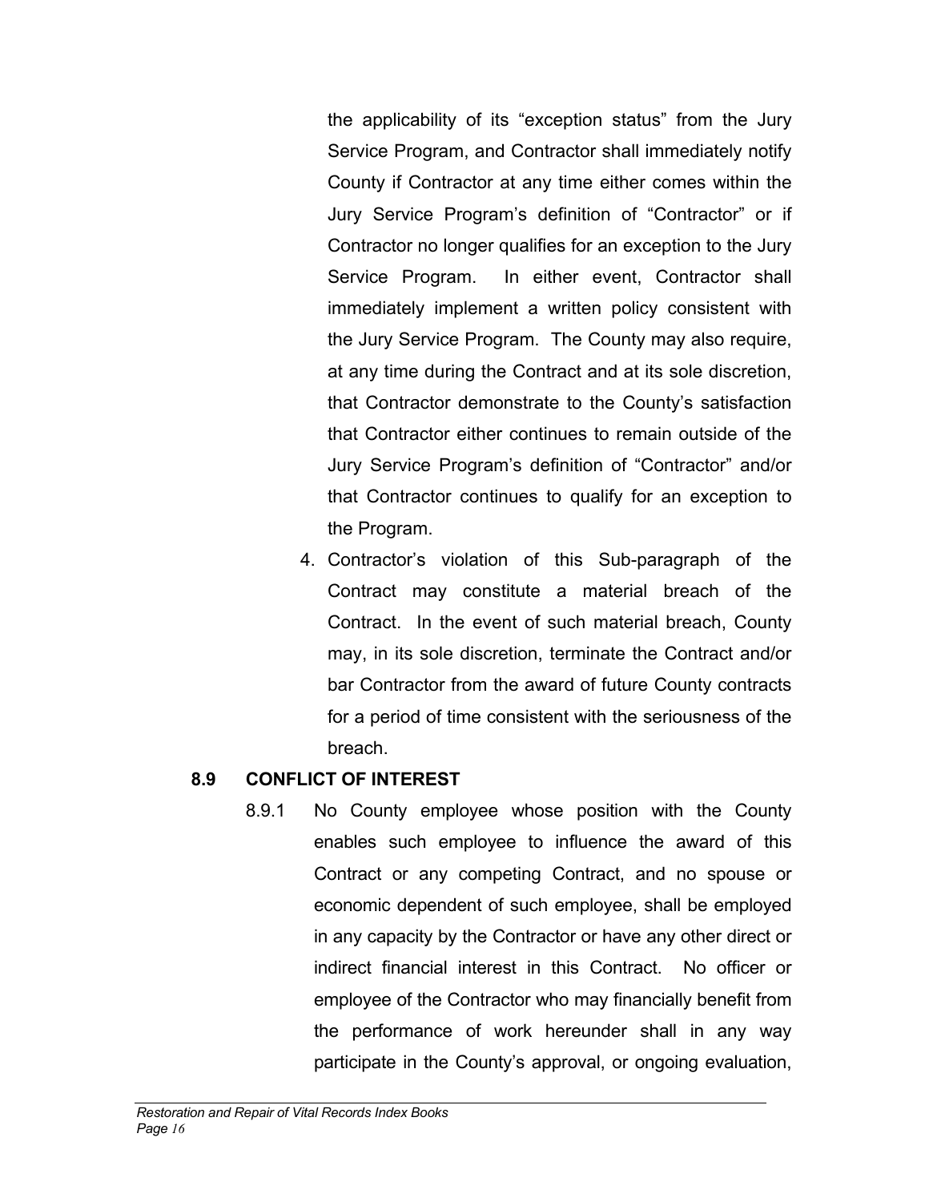the applicability of its "exception status" from the Jury Service Program, and Contractor shall immediately notify County if Contractor at any time either comes within the Jury Service Program's definition of "Contractor" or if Contractor no longer qualifies for an exception to the Jury Service Program. In either event, Contractor shall immediately implement a written policy consistent with the Jury Service Program. The County may also require, at any time during the Contract and at its sole discretion, that Contractor demonstrate to the County's satisfaction that Contractor either continues to remain outside of the Jury Service Program's definition of "Contractor" and/or that Contractor continues to qualify for an exception to the Program.

4. Contractor's violation of this Sub-paragraph of the Contract may constitute a material breach of the Contract. In the event of such material breach, County may, in its sole discretion, terminate the Contract and/or bar Contractor from the award of future County contracts for a period of time consistent with the seriousness of the breach.

## 8.9 CONFLICT OF INTEREST

8.9.1 No County employee whose position with the County enables such employee to influence the award of this Contract or any competing Contract, and no spouse or economic dependent of such employee, shall be employed in any capacity by the Contractor or have any other direct or indirect financial interest in this Contract. No officer or employee of the Contractor who may financially benefit from the performance of work hereunder shall in any way participate in the County's approval, or ongoing evaluation,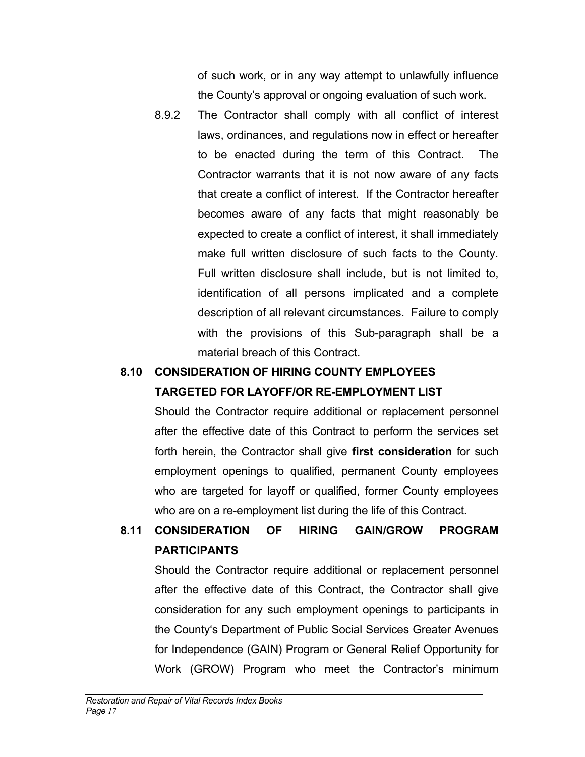of such work, or in any way attempt to unlawfully influence the County's approval or ongoing evaluation of such work.

8.9.2 The Contractor shall comply with all conflict of interest laws, ordinances, and regulations now in effect or hereafter to be enacted during the term of this Contract. The Contractor warrants that it is not now aware of any facts that create a conflict of interest. If the Contractor hereafter becomes aware of any facts that might reasonably be expected to create a conflict of interest, it shall immediately make full written disclosure of such facts to the County. Full written disclosure shall include, but is not limited to, identification of all persons implicated and a complete description of all relevant circumstances. Failure to comply with the provisions of this Sub-paragraph shall be a material breach of this Contract.

**8.10 CONSIDERATION OF HIRING COUNTY EMPLOYEES TARGETED FOR LAYOFF/OR RE-EMPLOYMENT LIST**

Should the Contractor require additional or replacement personnel after the effective date of this Contract to perform the services set forth herein, the Contractor shall give **first consideration** for such employment openings to qualified, permanent County employees who are targeted for layoff or qualified, former County employees who are on a re-employment list during the life of this Contract.

**8.11 CONSIDERATION OF HIRING GAIN/GROW PROGRAM PARTICIPANTS**

Should the Contractor require additional or replacement personnel after the effective date of this Contract, the Contractor shall give consideration for any such employment openings to participants in the County's Department of Public Social Services Greater Avenues for Independence (GAIN) Program or General Relief Opportunity for Work (GROW) Program who meet the Contractor's minimum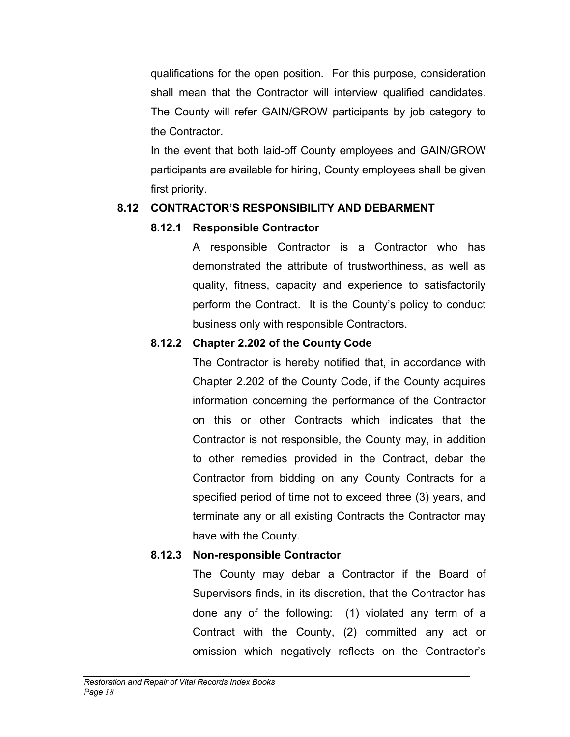qualifications for the open position. For this purpose, consideration shall mean that the Contractor will interview qualified candidates. The County will refer GAIN/GROW participants by job category to the Contractor.

In the event that both laid-off County employees and GAIN/GROW participants are available for hiring, County employees shall be given first priority.

## 8.12 CONTRACTOR'S RESPONSIBILITY AND DEBARMENT

### 8.12.1 Responsible Contractor

A responsible Contractor is a Contractor who has demonstrated the attribute of trustworthiness, as well as quality, fitness, capacity and experience to satisfactorily perform the Contract. It is the County's policy to conduct business only with responsible Contractors.

### 8.12.2 Chapter 2.202 of the County Code

The Contractor is hereby notified that, in accordance with Chapter 2.202 of the County Code, if the County acquires information concerning the performance of the Contractor on this or other Contracts which indicates that the Contractor is not responsible, the County may, in addition to other remedies provided in the Contract, debar the Contractor from bidding on any County Contracts for a specified period of time not to exceed three (3) years, and terminate any or all existing Contracts the Contractor may have with the County.

### 8.12.3 Non-responsible Contractor

The County may debar a Contractor if the Board of Supervisors finds, in its discretion, that the Contractor has done any of the following: (1) violated any term of a Contract with the County, (2) committed any act or omission which negatively reflects on the Contractor's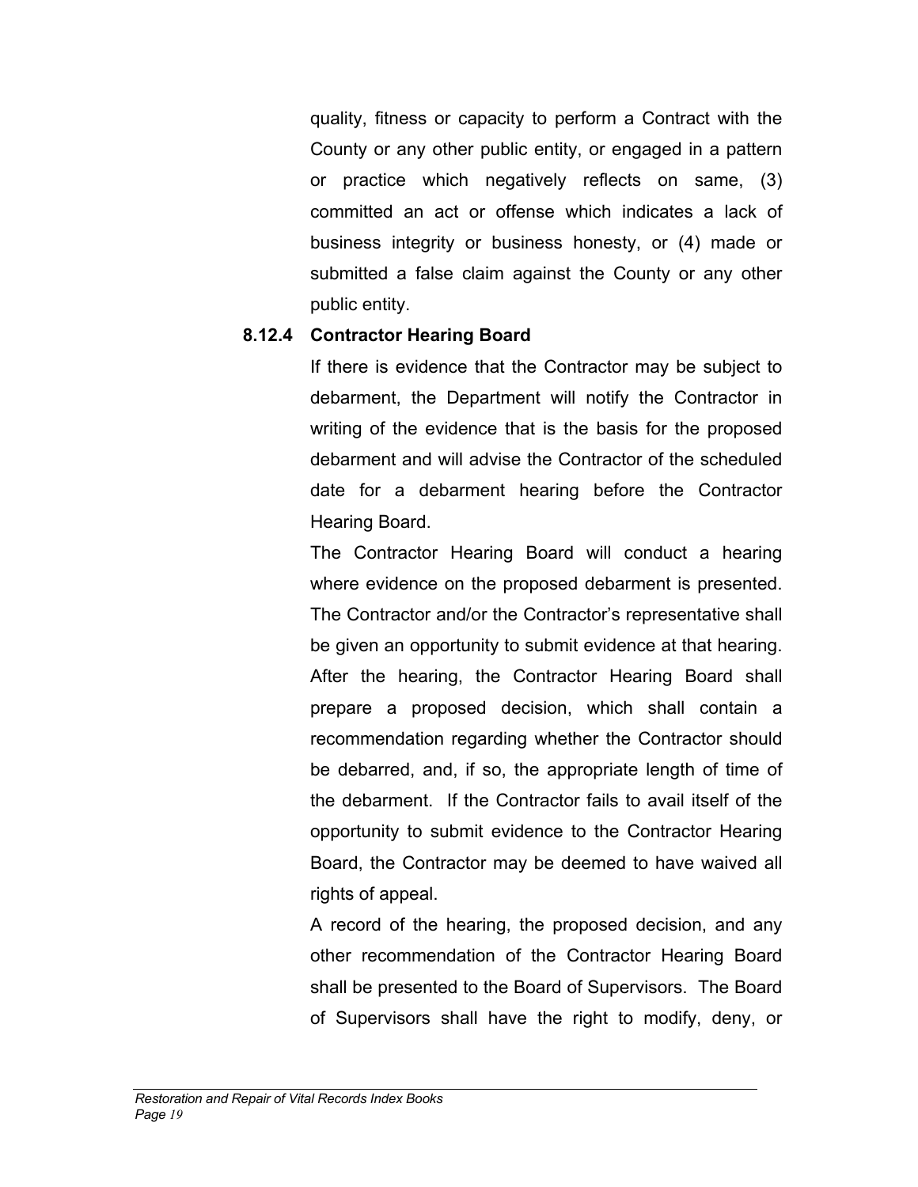quality, fitness or capacity to perform a Contract with the County or any other public entity, or engaged in a pattern or practice which negatively reflects on same, (3) committed an act or offense which indicates a lack of business integrity or business honesty, or (4) made or submitted a false claim against the County or any other public entity.

#### 8.12.4 Contractor Hearing Board

If there is evidence that the Contractor may be subject to debarment, the Department will notify the Contractor in writing of the evidence that is the basis for the proposed debarment and will advise the Contractor of the scheduled date for a debarment hearing before the Contractor Hearing Board.

The Contractor Hearing Board will conduct a hearing where evidence on the proposed debarment is presented. The Contractor and/or the Contractor's representative shall be given an opportunity to submit evidence at that hearing. After the hearing, the Contractor Hearing Board shall prepare a proposed decision, which shall contain a recommendation regarding whether the Contractor should be debarred, and, if so, the appropriate length of time of the debarment. If the Contractor fails to avail itself of the opportunity to submit evidence to the Contractor Hearing Board, the Contractor may be deemed to have waived all rights of appeal.

A record of the hearing, the proposed decision, and any other recommendation of the Contractor Hearing Board shall be presented to the Board of Supervisors. The Board of Supervisors shall have the right to modify, deny, or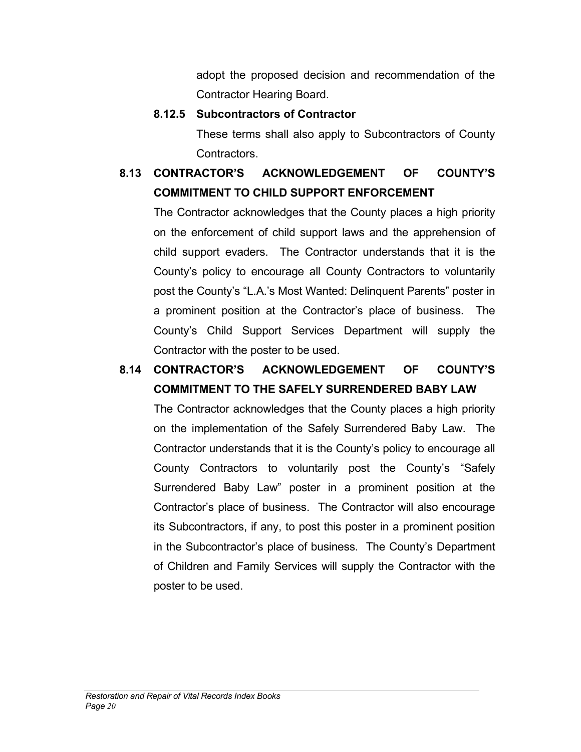adopt the proposed decision and recommendation of the Contractor Hearing Board.

#### 8.12.5 Subcontractors of Contractor

These terms shall also apply to Subcontractors of County Contractors.

### 8.13 CONTRACTOR'S ACKNOWLEDGEMENT OF COUNTY'S COMMITMENT TO CHILD SUPPORT ENFORCEMENT

The Contractor acknowledges that the County places a high priority on the enforcement of child support laws and the apprehension of child support evaders. The Contractor understands that it is the County's policy to encourage all County Contractors to voluntarily post the County's "L.A.'s Most Wanted: Delinquent Parents" poster in a prominent position at the Contractor's place of business. The County's Child Support Services Department will supply the Contractor with the poster to be used.

### 8.14 CONTRACTOR'S ACKNOWLEDGEMENT OF COUNTY'S COMMITMENT TO THE SAFELY SURRENDERED BABY LAW

The Contractor acknowledges that the County places a high priority on the implementation of the Safely Surrendered Baby Law. The Contractor understands that it is the County's policy to encourage all County Contractors to voluntarily post the County's "Safely Surrendered Baby Law" poster in a prominent position at the Contractor's place of business. The Contractor will also encourage its Subcontractors, if any, to post this poster in a prominent position in the Subcontractor's place of business. The County's Department of Children and Family Services will supply the Contractor with the poster to be used.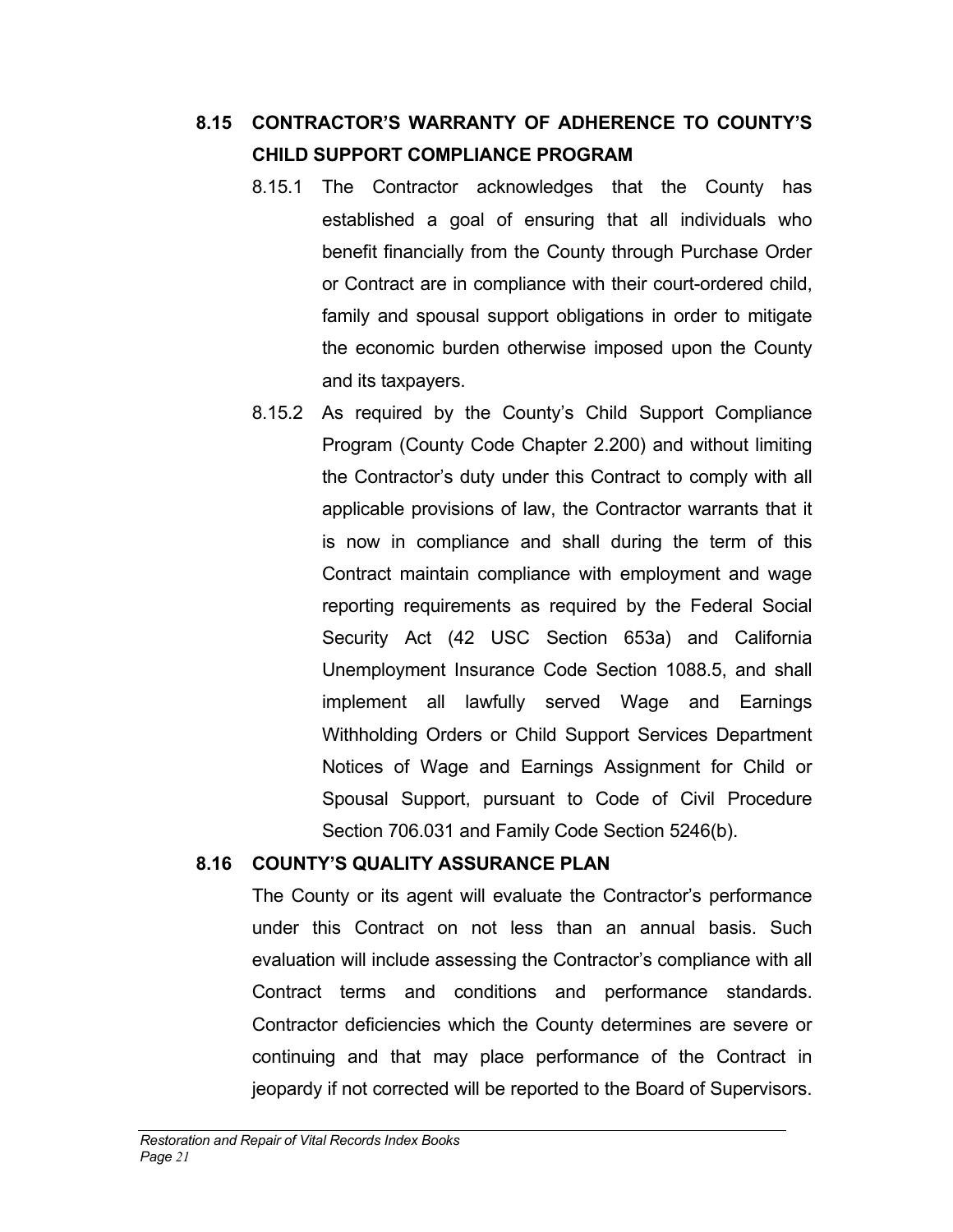### 8.15 CONTRACTOR'S WARRANTY OF ADHERENCE TO COUNTY'S CHILD SUPPORT COMPLIANCE PROGRAM

8.15.1 The Contractor acknowledges that the County has established a goal of ensuring that all individuals who benefit financially from the County through Purchase Order or Contract are in compliance with their court-ordered child, family and spousal support obligations in order to mitigate the economic burden otherwise imposed upon the County and its taxpayers.

8.15.2 As required by the County's Child Support Compliance Program (County Code Chapter 2.200) and without limiting the Contractor's duty under this Contract to comply with all applicable provisions of law, the Contractor warrants that it is now in compliance and shall during the term of this Contract maintain compliance with employment and wage reporting requirements as required by the Federal Social Security Act (42 USC Section 653a) and California Unemployment Insurance Code Section 1088.5, and shall implement all lawfully served Wage and Earnings Withholding Orders or Child Support Services Department Notices of Wage and Earnings Assignment for Child or Spousal Support, pursuant to Code of Civil Procedure Section 706.031 and Family Code Section 5246(b).

### 8.16 COUNTY'S QUALITY ASSURANCE PLAN

The County or its agent will evaluate the Contractor's performance under this Contract on not less than an annual basis. Such evaluation will include assessing the Contractor's compliance with all Contract terms and conditions and performance standards. Contractor deficiencies which the County determines are severe or continuing and that may place performance of the Contract in jeopardy if not corrected will be reported to the Board of Supervisors.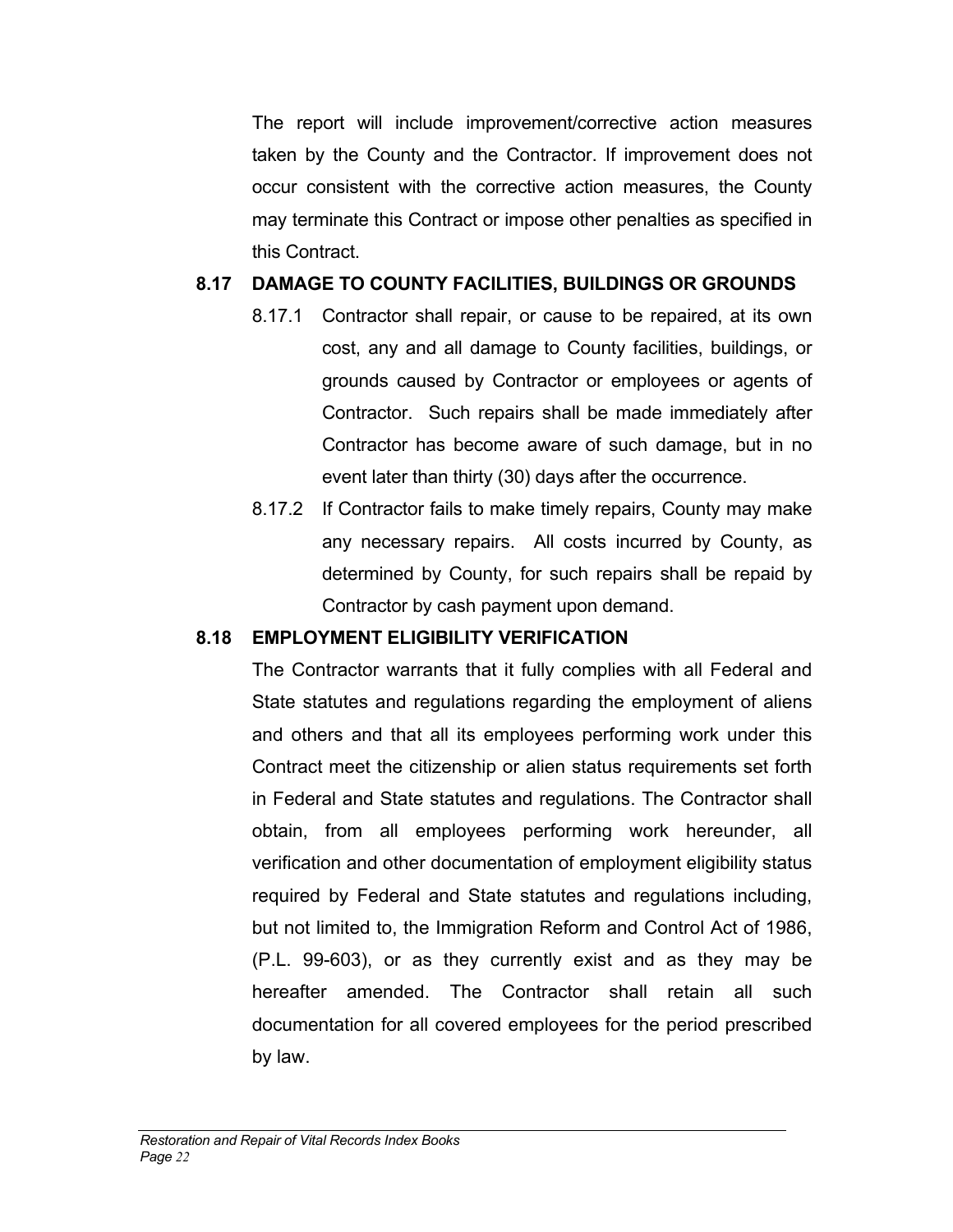The report will include improvement/corrective action measures taken by the County and the Contractor. If improvement does not occur consistent with the corrective action measures, the County may terminate this Contract or impose other penalties as specified in this Contract.

### 8.17 DAMAGE TO COUNTY FACILITIES, BUILDINGS OR GROUNDS

8.17.1 Contractor shall repair, or cause to be repaired, at its own cost, any and all damage to County facilities, buildings, or grounds caused by Contractor or employees or agents of Contractor. Such repairs shall be made immediately after Contractor has become aware of such damage, but in no event later than thirty (30) days after the occurrence.

8.17.2 If Contractor fails to make timely repairs, County may make any necessary repairs. All costs incurred by County, as determined by County, for such repairs shall be repaid by Contractor by cash payment upon demand.

### 8.18 EMPLOYMENT ELIGIBILITY VERIFICATION

The Contractor warrants that it fully complies with all Federal and State statutes and regulations regarding the employment of aliens and others and that all its employees performing work under this Contract meet the citizenship or alien status requirements set forth in Federal and State statutes and regulations. The Contractor shall obtain, from all employees performing work hereunder, all verification and other documentation of employment eligibility status required by Federal and State statutes and regulations including, but not limited to, the Immigration Reform and Control Act of 1986, (P.L. 99-603), or as they currently exist and as they may be hereafter amended. The Contractor shall retain all such documentation for all covered employees for the period prescribed by law.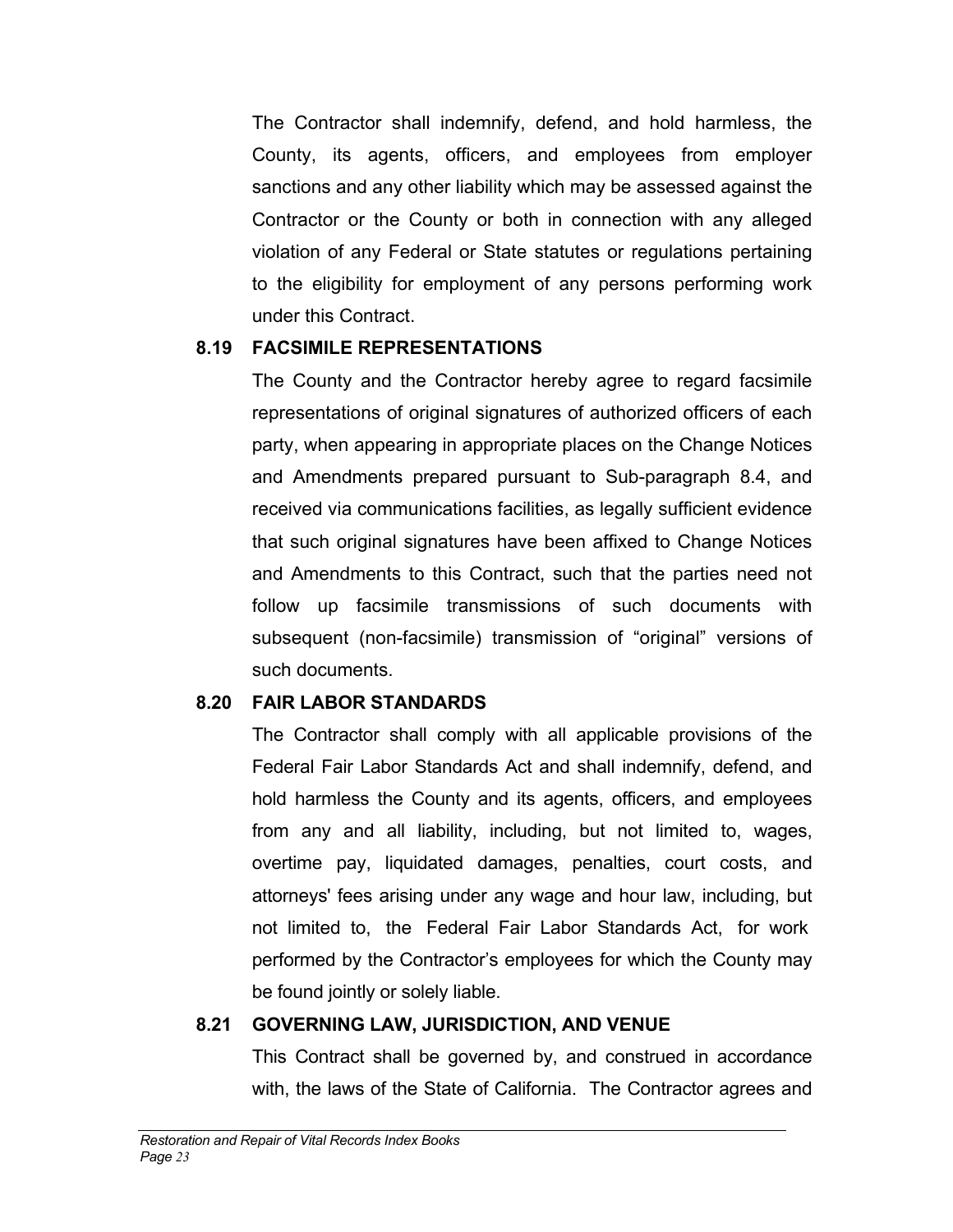The Contractor shall indemnify, defend, and hold harmless, the County, its agents, officers, and employees from employer sanctions and any other liability which may be assessed against the Contractor or the County or both in connection with any alleged violation of any Federal or State statutes or regulations pertaining to the eligibility for employment of any persons performing work under this Contract.

### 8.19 FACSIMILE REPRESENTATIONS

The County and the Contractor hereby agree to regard facsimile representations of original signatures of authorized officers of each party, when appearing in appropriate places on the Change Notices and Amendments prepared pursuant to Sub-paragraph 8.4, and received via communications facilities, as legally sufficient evidence that such original signatures have been affixed to Change Notices and Amendments to this Contract, such that the parties need not follow up facsimile transmissions of such documents with subsequent (non-facsimile) transmission of "original" versions of such documents.

### 8.20 FAIR LABOR STANDARDS

The Contractor shall comply with all applicable provisions of the Federal Fair Labor Standards Act and shall indemnify, defend, and hold harmless the County and its agents, officers, and employees from any and all liability, including, but not limited to, wages, overtime pay, liquidated damages, penalties, court costs, and attorneys' fees arising under any wage and hour law, including, but not limited to, the Federal Fair Labor Standards Act, for work performed by the Contractor's employees for which the County may be found jointly or solely liable.

### 8.21 GOVERNING LAW, JURISDICTION, AND VENUE

This Contract shall be governed by, and construed in accordance with, the laws of the State of California. The Contractor agrees and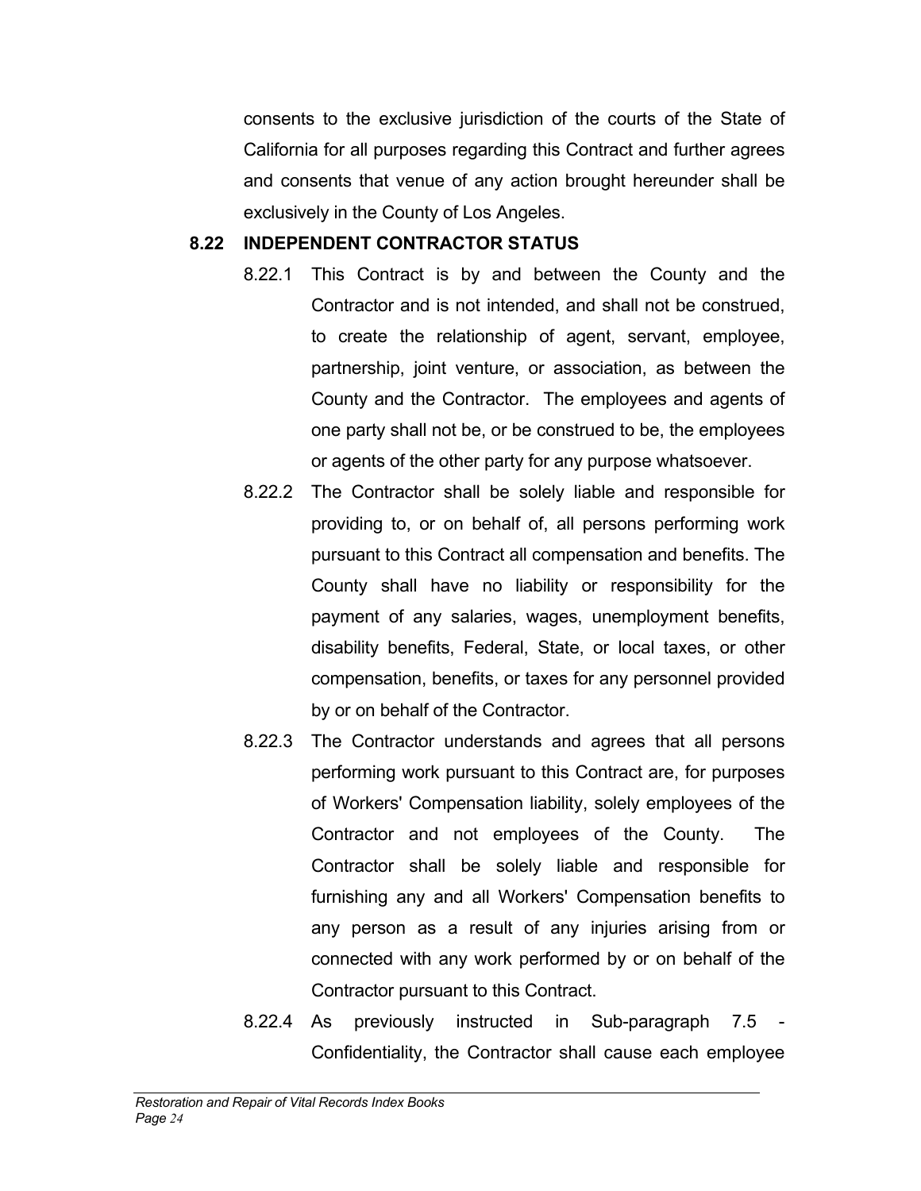consents to the exclusive jurisdiction of the courts of the State of California for all purposes regarding this Contract and further agrees and consents that venue of any action brought hereunder shall be exclusively in the County of Los Angeles.

**8.22 INDEPENDENT CONTRACTOR STATUS**

8.22.1 This Contract is by and between the County and the Contractor and is not intended, and shall not be construed, to create the relationship of agent, servant, employee, partnership, joint venture, or association, as between the County and the Contractor. The employees and agents of one party shall not be, or be construed to be, the employees or agents of the other party for any purpose whatsoever.

8.22.2 The Contractor shall be solely liable and responsible for providing to, or on behalf of, all persons performing work pursuant to this Contract all compensation and benefits. The County shall have no liability or responsibility for the payment of any salaries, wages, unemployment benefits, disability benefits, Federal, State, or local taxes, or other compensation, benefits, or taxes for any personnel provided by or on behalf of the Contractor.

8.22.3 The Contractor understands and agrees that all persons performing work pursuant to this Contract are, for purposes of Workers' Compensation liability, solely employees of the Contractor and not employees of the County. The Contractor shall be solely liable and responsible for furnishing any and all Workers' Compensation benefits to any person as a result of any injuries arising from or connected with any work performed by or on behalf of the Contractor pursuant to this Contract.

8.22.4 As previously instructed in Sub-paragraph 7.5 - Confidentiality, the Contractor shall cause each employee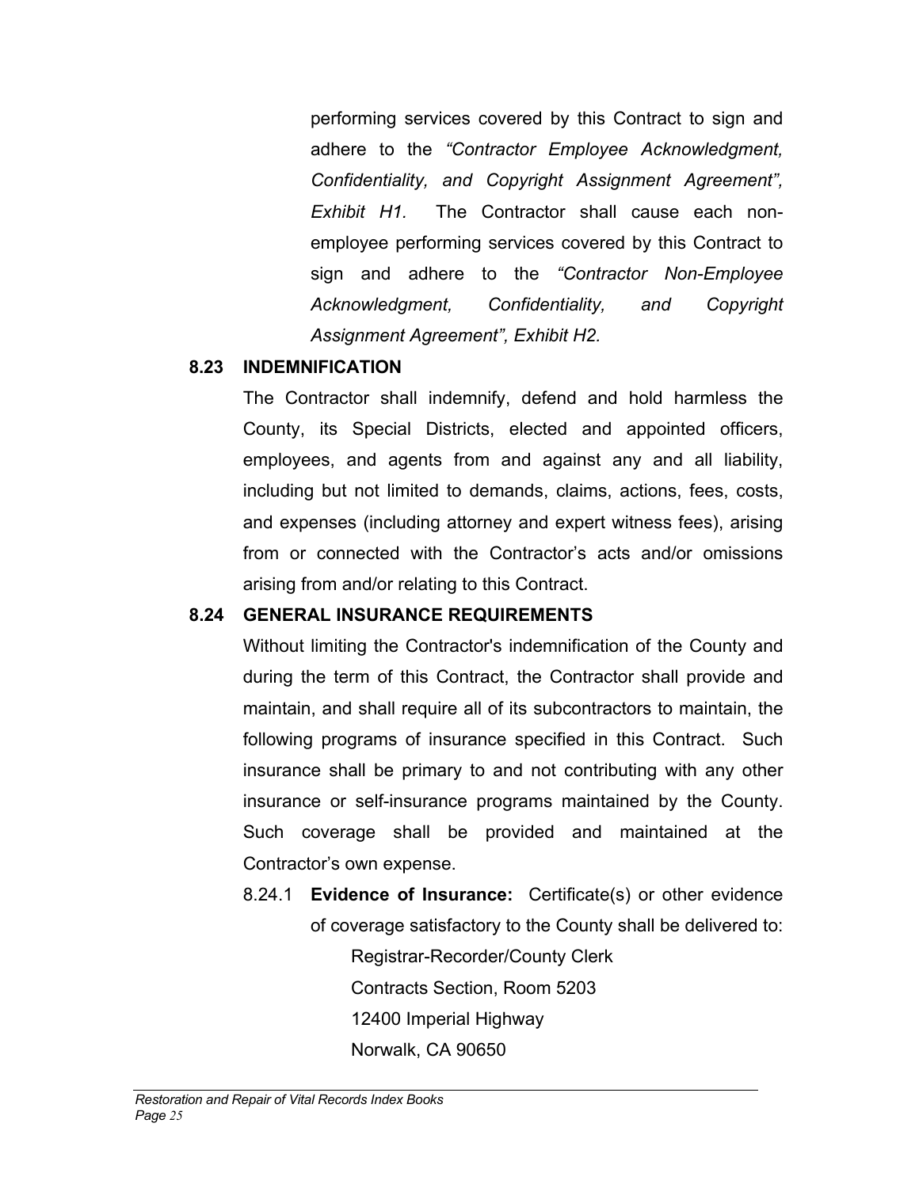performing services covered by this Contract to sign and adhere to the *"Contractor Employee Acknowledgment, Confidentiality, and Copyright Assignment Agreement", Exhibit H1.* The Contractor shall cause each non-employee performing services covered by this Contract to sign and adhere to the *"Contractor Non-Employee Acknowledgment, Confidentiality, and Copyright Assignment Agreement", Exhibit H2.*

## 8.23 INDEMNIFICATION

The Contractor shall indemnify, defend and hold harmless the County, its Special Districts, elected and appointed officers, employees, and agents from and against any and all liability, including but not limited to demands, claims, actions, fees, costs, and expenses (including attorney and expert witness fees), arising from or connected with the Contractor's acts and/or omissions arising from and/or relating to this Contract.

## 8.24 GENERAL INSURANCE REQUIREMENTS

Without limiting the Contractor's indemnification of the County and during the term of this Contract, the Contractor shall provide and maintain, and shall require all of its subcontractors to maintain, the following programs of insurance specified in this Contract. Such insurance shall be primary to and not contributing with any other insurance or self-insurance programs maintained by the County. Such coverage shall be provided and maintained at the Contractor's own expense.

8.24.1 **Evidence of Insurance:** Certificate(s) or other evidence of coverage satisfactory to the County shall be delivered to:

Registrar-Recorder/County Clerk
Contracts Section, Room 5203
12400 Imperial Highway
Norwalk, CA 90650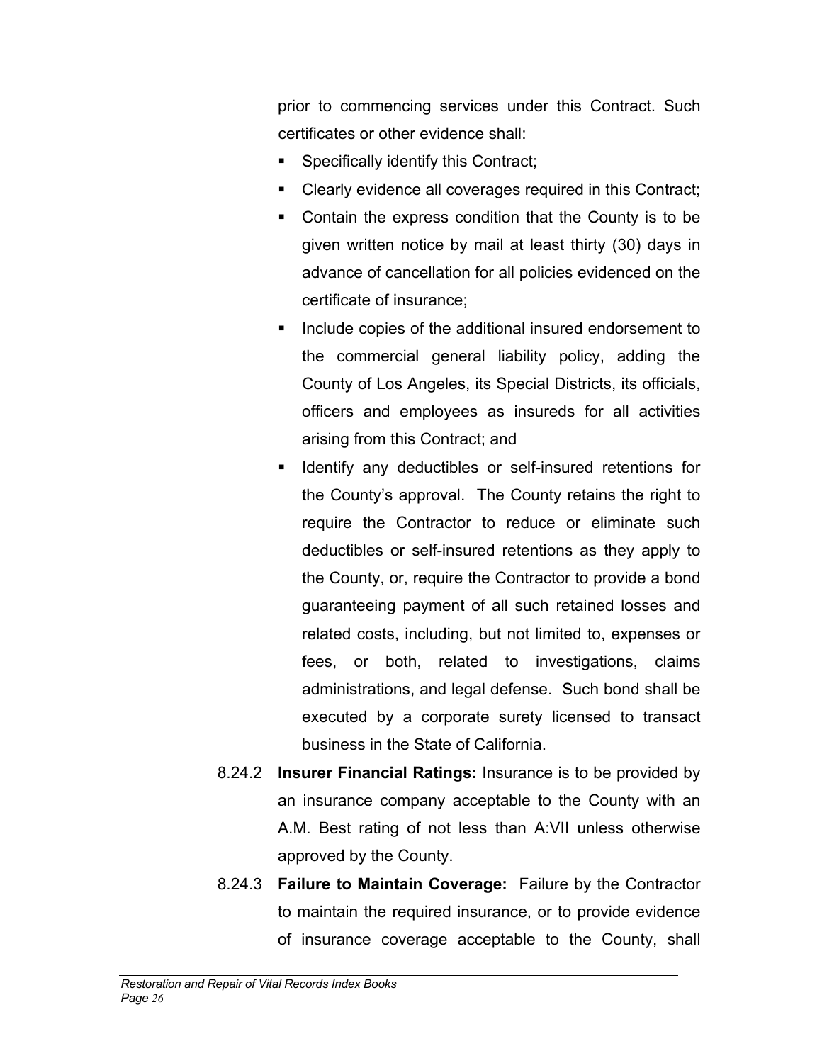prior to commencing services under this Contract. Such certificates or other evidence shall:

- Specifically identify this Contract;
- Clearly evidence all coverages required in this Contract;
- Contain the express condition that the County is to be given written notice by mail at least thirty (30) days in advance of cancellation for all policies evidenced on the certificate of insurance;
- Include copies of the additional insured endorsement to the commercial general liability policy, adding the County of Los Angeles, its Special Districts, its officials, officers and employees as insureds for all activities arising from this Contract; and
- Identify any deductibles or self-insured retentions for the County's approval. The County retains the right to require the Contractor to reduce or eliminate such deductibles or self-insured retentions as they apply to the County, or, require the Contractor to provide a bond guaranteeing payment of all such retained losses and related costs, including, but not limited to, expenses or fees, or both, related to investigations, claims administrations, and legal defense. Such bond shall be executed by a corporate surety licensed to transact business in the State of California.

8.24.2 **Insurer Financial Ratings:** Insurance is to be provided by an insurance company acceptable to the County with an A.M. Best rating of not less than A:VII unless otherwise approved by the County.

8.24.3 **Failure to Maintain Coverage:** Failure by the Contractor to maintain the required insurance, or to provide evidence of insurance coverage acceptable to the County, shall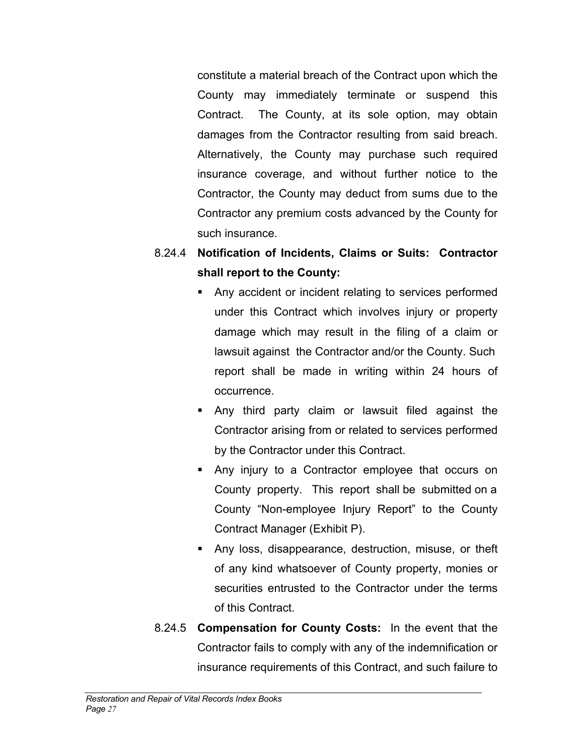constitute a material breach of the Contract upon which the County may immediately terminate or suspend this Contract. The County, at its sole option, may obtain damages from the Contractor resulting from said breach. Alternatively, the County may purchase such required insurance coverage, and without further notice to the Contractor, the County may deduct from sums due to the Contractor any premium costs advanced by the County for such insurance.

8.24.4 **Notification of Incidents, Claims or Suits: Contractor shall report to the County:**

- Any accident or incident relating to services performed under this Contract which involves injury or property damage which may result in the filing of a claim or lawsuit against the Contractor and/or the County. Such report shall be made in writing within 24 hours of occurrence.
- Any third party claim or lawsuit filed against the Contractor arising from or related to services performed by the Contractor under this Contract.
- Any injury to a Contractor employee that occurs on County property. This report shall be submitted on a County "Non-employee Injury Report" to the County Contract Manager (Exhibit P).
- Any loss, disappearance, destruction, misuse, or theft of any kind whatsoever of County property, monies or securities entrusted to the Contractor under the terms of this Contract.

8.24.5 **Compensation for County Costs:** In the event that the Contractor fails to comply with any of the indemnification or insurance requirements of this Contract, and such failure to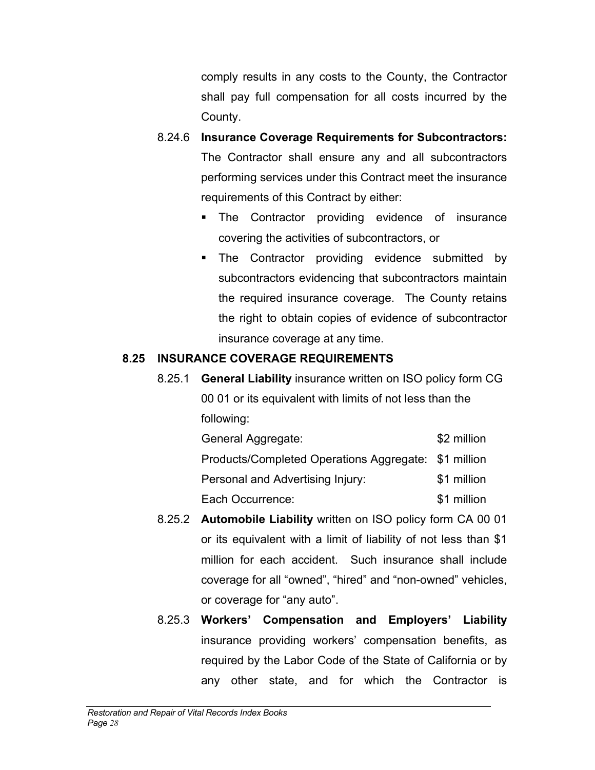comply results in any costs to the County, the Contractor shall pay full compensation for all costs incurred by the County.

8.24.6 **Insurance Coverage Requirements for Subcontractors:** The Contractor shall ensure any and all subcontractors performing services under this Contract meet the insurance requirements of this Contract by either:

- The Contractor providing evidence of insurance covering the activities of subcontractors, or
- The Contractor providing evidence submitted by subcontractors evidencing that subcontractors maintain the required insurance coverage. The County retains the right to obtain copies of evidence of subcontractor insurance coverage at any time.

## 8.25 INSURANCE COVERAGE REQUIREMENTS

8.25.1 **General Liability** insurance written on ISO policy form CG 00 01 or its equivalent with limits of not less than the following:

| | |
|---|---|
| General Aggregate: | $2 million |
| Products/Completed Operations Aggregate: | $1 million |
| Personal and Advertising Injury: | $1 million |
| Each Occurrence: | $1 million |

8.25.2 **Automobile Liability** written on ISO policy form CA 00 01 or its equivalent with a limit of liability of not less than $1 million for each accident. Such insurance shall include coverage for all "owned", "hired" and "non-owned" vehicles, or coverage for "any auto".

8.25.3 **Workers' Compensation and Employers' Liability** insurance providing workers' compensation benefits, as required by the Labor Code of the State of California or by any other state, and for which the Contractor is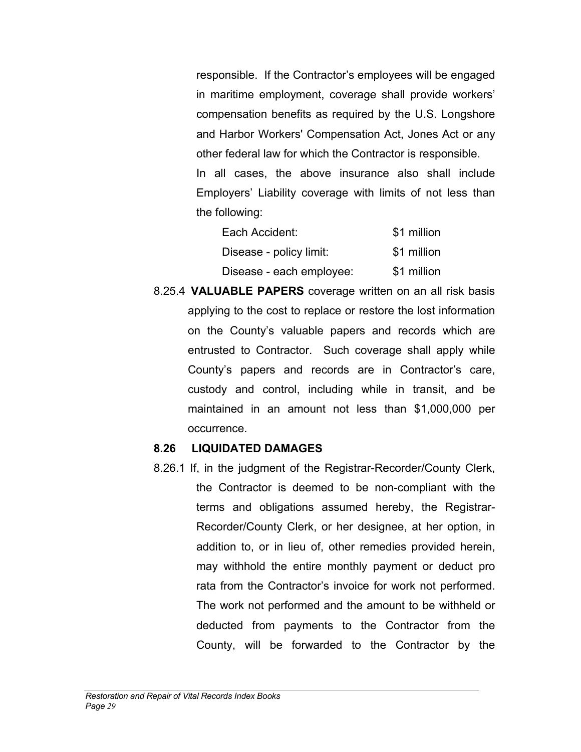responsible. If the Contractor's employees will be engaged in maritime employment, coverage shall provide workers' compensation benefits as required by the U.S. Longshore and Harbor Workers' Compensation Act, Jones Act or any other federal law for which the Contractor is responsible.

In all cases, the above insurance also shall include Employers' Liability coverage with limits of not less than the following:

| | |
|---|---|
| Each Accident: | \$1 million |
| Disease - policy limit: | \$1 million |
| Disease - each employee: | \$1 million |

8.25.4 **VALUABLE PAPERS** coverage written on an all risk basis applying to the cost to replace or restore the lost information on the County's valuable papers and records which are entrusted to Contractor. Such coverage shall apply while County's papers and records are in Contractor's care, custody and control, including while in transit, and be maintained in an amount not less than \$1,000,000 per occurrence.

### 8.26 LIQUIDATED DAMAGES

8.26.1 If, in the judgment of the Registrar-Recorder/County Clerk, the Contractor is deemed to be non-compliant with the terms and obligations assumed hereby, the Registrar-Recorder/County Clerk, or her designee, at her option, in addition to, or in lieu of, other remedies provided herein, may withhold the entire monthly payment or deduct pro rata from the Contractor's invoice for work not performed. The work not performed and the amount to be withheld or deducted from payments to the Contractor from the County, will be forwarded to the Contractor by the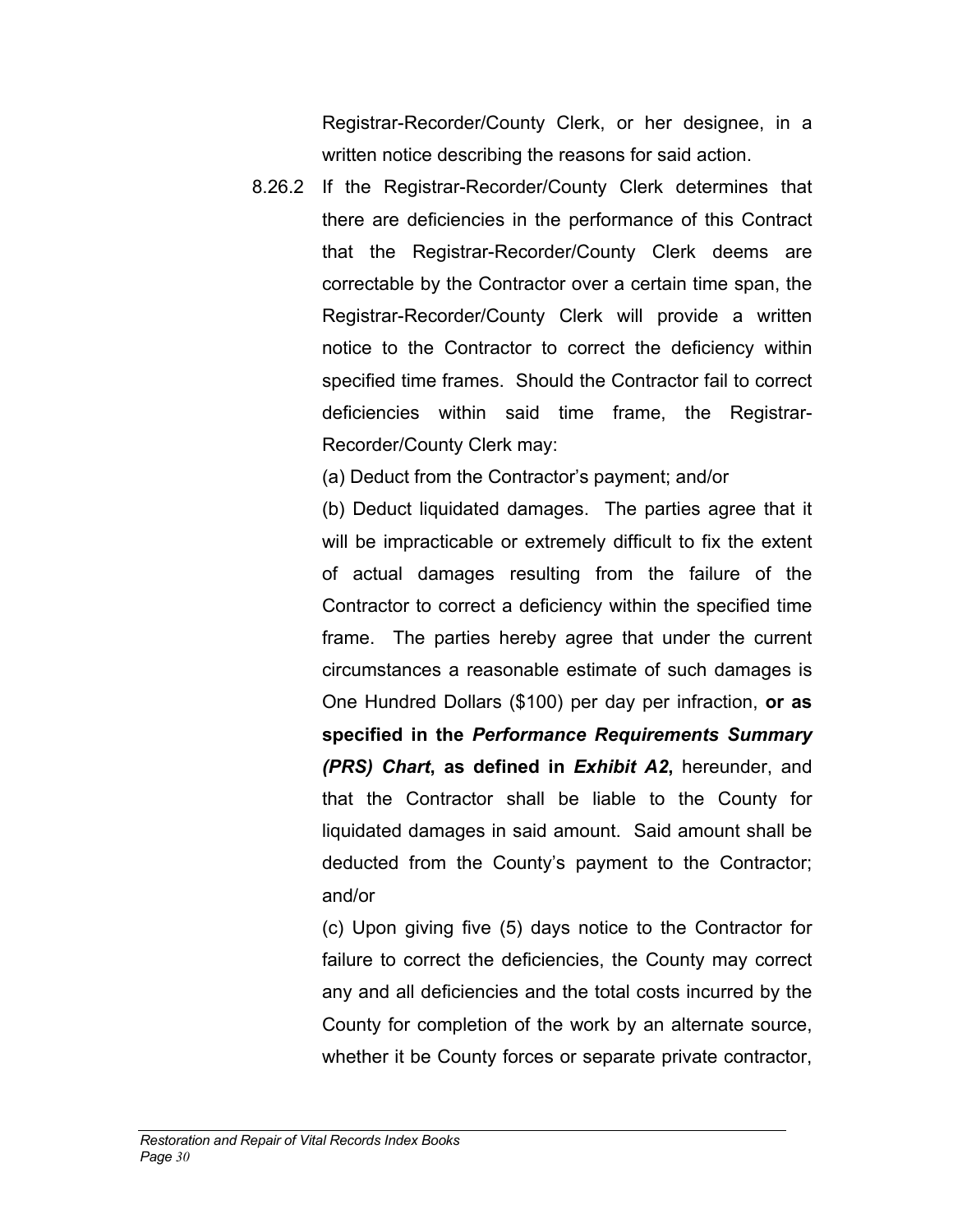Registrar-Recorder/County Clerk, or her designee, in a written notice describing the reasons for said action.

8.26.2 If the Registrar-Recorder/County Clerk determines that there are deficiencies in the performance of this Contract that the Registrar-Recorder/County Clerk deems are correctable by the Contractor over a certain time span, the Registrar-Recorder/County Clerk will provide a written notice to the Contractor to correct the deficiency within specified time frames. Should the Contractor fail to correct deficiencies within said time frame, the Registrar-Recorder/County Clerk may:

(a) Deduct from the Contractor's payment; and/or

(b) Deduct liquidated damages. The parties agree that it will be impracticable or extremely difficult to fix the extent of actual damages resulting from the failure of the Contractor to correct a deficiency within the specified time frame. The parties hereby agree that under the current circumstances a reasonable estimate of such damages is One Hundred Dollars ($100) per day per infraction, **or as specified in the *Performance Requirements Summary (PRS) Chart*, as defined in *Exhibit A2*,** hereunder, and that the Contractor shall be liable to the County for liquidated damages in said amount. Said amount shall be deducted from the County's payment to the Contractor; and/or

(c) Upon giving five (5) days notice to the Contractor for failure to correct the deficiencies, the County may correct any and all deficiencies and the total costs incurred by the County for completion of the work by an alternate source, whether it be County forces or separate private contractor,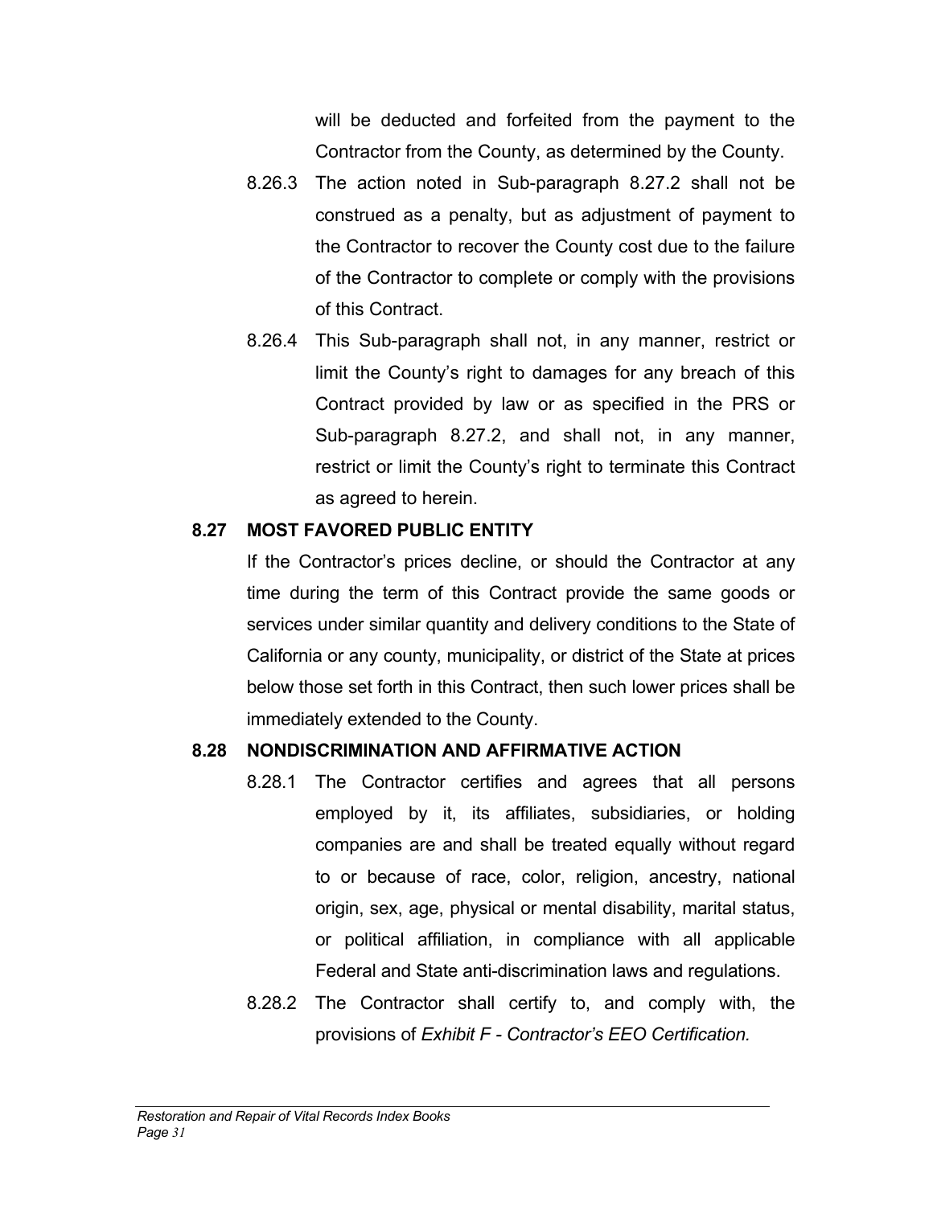will be deducted and forfeited from the payment to the Contractor from the County, as determined by the County.

8.26.3 The action noted in Sub-paragraph 8.27.2 shall not be construed as a penalty, but as adjustment of payment to the Contractor to recover the County cost due to the failure of the Contractor to complete or comply with the provisions of this Contract.

8.26.4 This Sub-paragraph shall not, in any manner, restrict or limit the County's right to damages for any breach of this Contract provided by law or as specified in the PRS or Sub-paragraph 8.27.2, and shall not, in any manner, restrict or limit the County's right to terminate this Contract as agreed to herein.

**8.27 MOST FAVORED PUBLIC ENTITY**

If the Contractor's prices decline, or should the Contractor at any time during the term of this Contract provide the same goods or services under similar quantity and delivery conditions to the State of California or any county, municipality, or district of the State at prices below those set forth in this Contract, then such lower prices shall be immediately extended to the County.

**8.28 NONDISCRIMINATION AND AFFIRMATIVE ACTION**

8.28.1 The Contractor certifies and agrees that all persons employed by it, its affiliates, subsidiaries, or holding companies are and shall be treated equally without regard to or because of race, color, religion, ancestry, national origin, sex, age, physical or mental disability, marital status, or political affiliation, in compliance with all applicable Federal and State anti-discrimination laws and regulations.

8.28.2 The Contractor shall certify to, and comply with, the provisions of *Exhibit F - Contractor's EEO Certification.*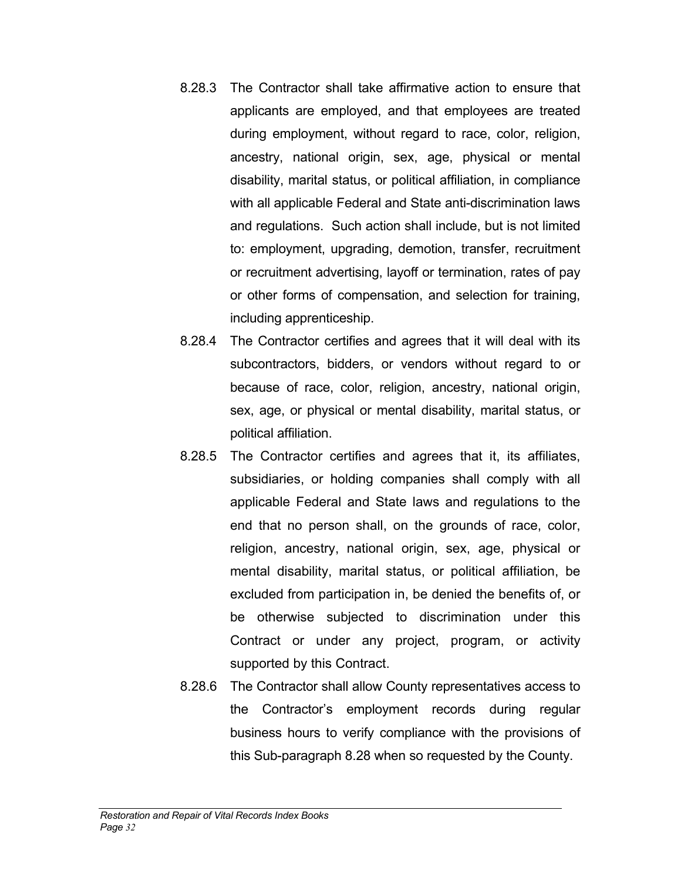8.28.3 The Contractor shall take affirmative action to ensure that applicants are employed, and that employees are treated during employment, without regard to race, color, religion, ancestry, national origin, sex, age, physical or mental disability, marital status, or political affiliation, in compliance with all applicable Federal and State anti-discrimination laws and regulations. Such action shall include, but is not limited to: employment, upgrading, demotion, transfer, recruitment or recruitment advertising, layoff or termination, rates of pay or other forms of compensation, and selection for training, including apprenticeship.

8.28.4 The Contractor certifies and agrees that it will deal with its subcontractors, bidders, or vendors without regard to or because of race, color, religion, ancestry, national origin, sex, age, or physical or mental disability, marital status, or political affiliation.

8.28.5 The Contractor certifies and agrees that it, its affiliates, subsidiaries, or holding companies shall comply with all applicable Federal and State laws and regulations to the end that no person shall, on the grounds of race, color, religion, ancestry, national origin, sex, age, physical or mental disability, marital status, or political affiliation, be excluded from participation in, be denied the benefits of, or be otherwise subjected to discrimination under this Contract or under any project, program, or activity supported by this Contract.

8.28.6 The Contractor shall allow County representatives access to the Contractor's employment records during regular business hours to verify compliance with the provisions of this Sub-paragraph 8.28 when so requested by the County.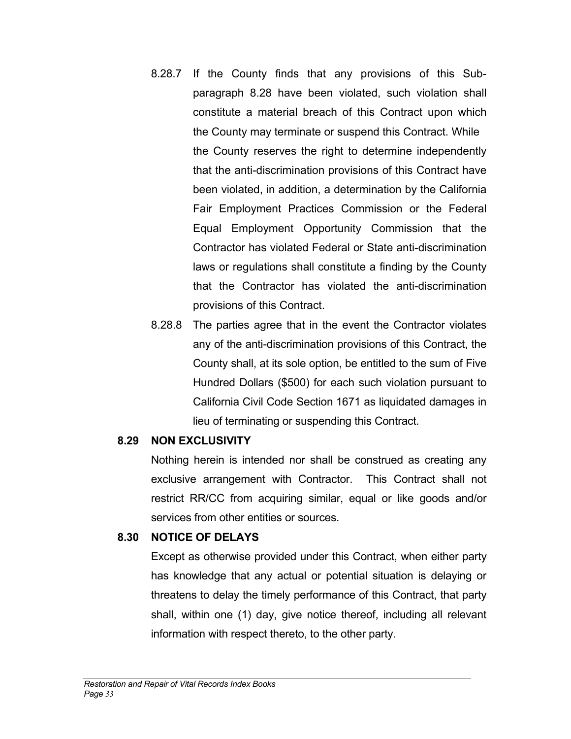8.28.7 If the County finds that any provisions of this Sub-paragraph 8.28 have been violated, such violation shall constitute a material breach of this Contract upon which the County may terminate or suspend this Contract. While the County reserves the right to determine independently that the anti-discrimination provisions of this Contract have been violated, in addition, a determination by the California Fair Employment Practices Commission or the Federal Equal Employment Opportunity Commission that the Contractor has violated Federal or State anti-discrimination laws or regulations shall constitute a finding by the County that the Contractor has violated the anti-discrimination provisions of this Contract.

8.28.8 The parties agree that in the event the Contractor violates any of the anti-discrimination provisions of this Contract, the County shall, at its sole option, be entitled to the sum of Five Hundred Dollars ($500) for each such violation pursuant to California Civil Code Section 1671 as liquidated damages in lieu of terminating or suspending this Contract.

**8.29 NON EXCLUSIVITY**

Nothing herein is intended nor shall be construed as creating any exclusive arrangement with Contractor. This Contract shall not restrict RR/CC from acquiring similar, equal or like goods and/or services from other entities or sources.

**8.30 NOTICE OF DELAYS**

Except as otherwise provided under this Contract, when either party has knowledge that any actual or potential situation is delaying or threatens to delay the timely performance of this Contract, that party shall, within one (1) day, give notice thereof, including all relevant information with respect thereto, to the other party.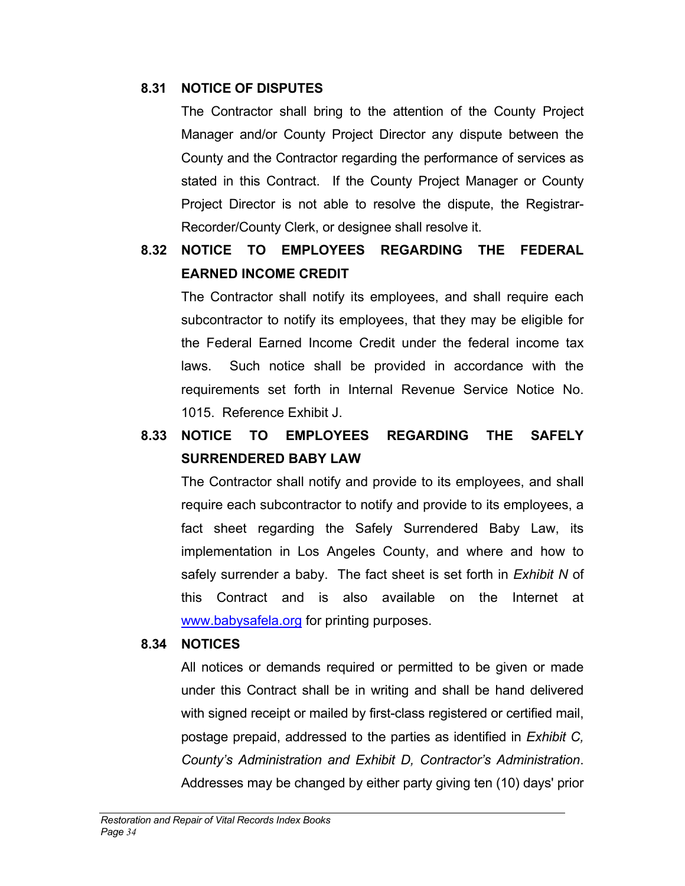### 8.31 NOTICE OF DISPUTES

The Contractor shall bring to the attention of the County Project Manager and/or County Project Director any dispute between the County and the Contractor regarding the performance of services as stated in this Contract. If the County Project Manager or County Project Director is not able to resolve the dispute, the Registrar-Recorder/County Clerk, or designee shall resolve it.

### 8.32 NOTICE TO EMPLOYEES REGARDING THE FEDERAL EARNED INCOME CREDIT

The Contractor shall notify its employees, and shall require each subcontractor to notify its employees, that they may be eligible for the Federal Earned Income Credit under the federal income tax laws. Such notice shall be provided in accordance with the requirements set forth in Internal Revenue Service Notice No. 1015. Reference Exhibit J.

### 8.33 NOTICE TO EMPLOYEES REGARDING THE SAFELY SURRENDERED BABY LAW

The Contractor shall notify and provide to its employees, and shall require each subcontractor to notify and provide to its employees, a fact sheet regarding the Safely Surrendered Baby Law, its implementation in Los Angeles County, and where and how to safely surrender a baby. The fact sheet is set forth in *Exhibit N* of this Contract and is also available on the Internet at www.babysafela.org for printing purposes.

### 8.34 NOTICES

All notices or demands required or permitted to be given or made under this Contract shall be in writing and shall be hand delivered with signed receipt or mailed by first-class registered or certified mail, postage prepaid, addressed to the parties as identified in *Exhibit C, County's Administration and Exhibit D, Contractor's Administration*. Addresses may be changed by either party giving ten (10) days' prior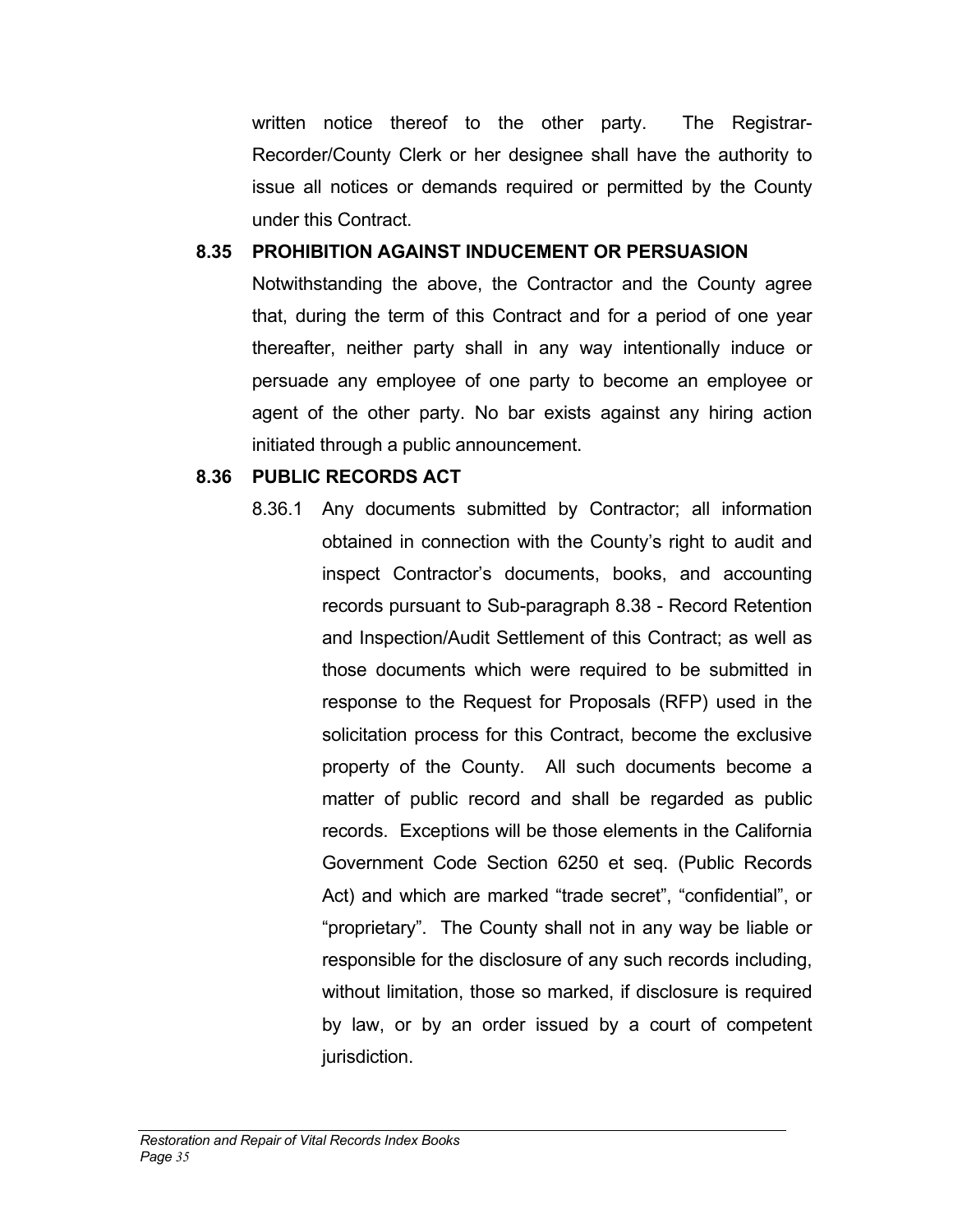written notice thereof to the other party. The Registrar-Recorder/County Clerk or her designee shall have the authority to issue all notices or demands required or permitted by the County under this Contract.

**8.35 PROHIBITION AGAINST INDUCEMENT OR PERSUASION**

Notwithstanding the above, the Contractor and the County agree that, during the term of this Contract and for a period of one year thereafter, neither party shall in any way intentionally induce or persuade any employee of one party to become an employee or agent of the other party. No bar exists against any hiring action initiated through a public announcement.

**8.36 PUBLIC RECORDS ACT**

8.36.1 Any documents submitted by Contractor; all information obtained in connection with the County's right to audit and inspect Contractor's documents, books, and accounting records pursuant to Sub-paragraph 8.38 - Record Retention and Inspection/Audit Settlement of this Contract; as well as those documents which were required to be submitted in response to the Request for Proposals (RFP) used in the solicitation process for this Contract, become the exclusive property of the County. All such documents become a matter of public record and shall be regarded as public records. Exceptions will be those elements in the California Government Code Section 6250 et seq. (Public Records Act) and which are marked "trade secret", "confidential", or "proprietary". The County shall not in any way be liable or responsible for the disclosure of any such records including, without limitation, those so marked, if disclosure is required by law, or by an order issued by a court of competent jurisdiction.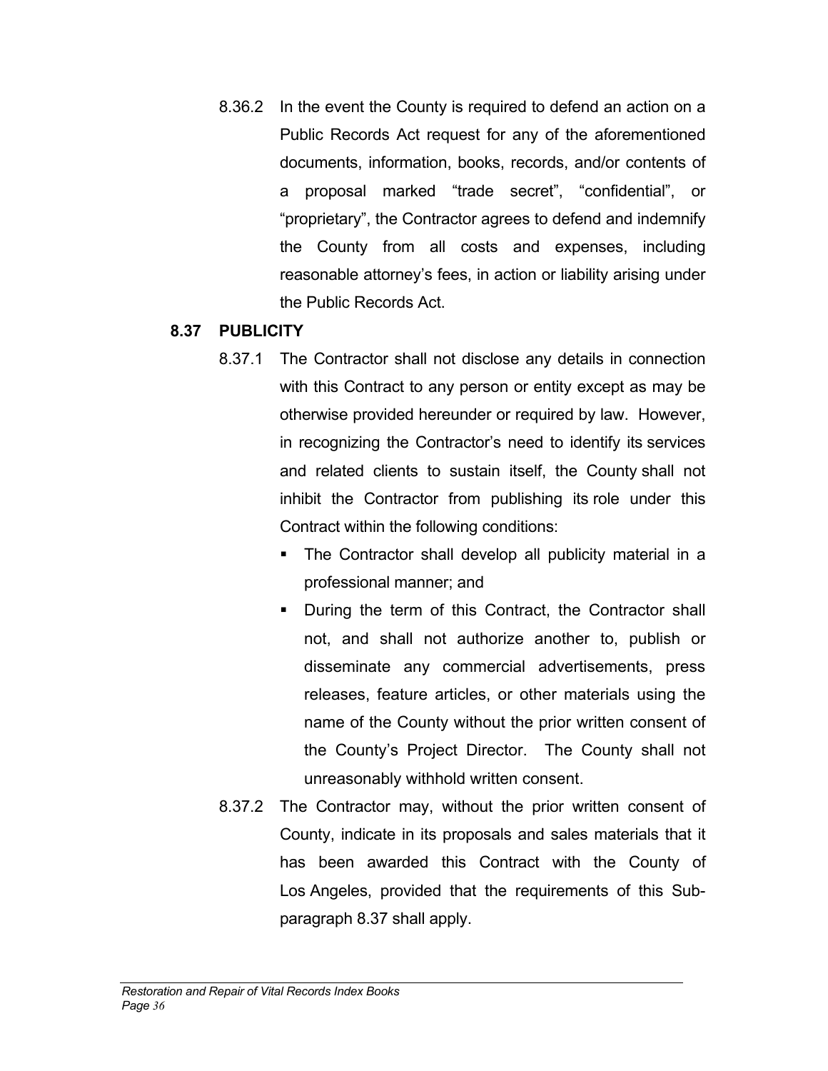8.36.2 In the event the County is required to defend an action on a Public Records Act request for any of the aforementioned documents, information, books, records, and/or contents of a proposal marked "trade secret", "confidential", or "proprietary", the Contractor agrees to defend and indemnify the County from all costs and expenses, including reasonable attorney's fees, in action or liability arising under the Public Records Act.

**8.37 PUBLICITY**

8.37.1 The Contractor shall not disclose any details in connection with this Contract to any person or entity except as may be otherwise provided hereunder or required by law. However, in recognizing the Contractor's need to identify its services and related clients to sustain itself, the County shall not inhibit the Contractor from publishing its role under this Contract within the following conditions:

- The Contractor shall develop all publicity material in a professional manner; and
- During the term of this Contract, the Contractor shall not, and shall not authorize another to, publish or disseminate any commercial advertisements, press releases, feature articles, or other materials using the name of the County without the prior written consent of the County's Project Director. The County shall not unreasonably withhold written consent.

8.37.2 The Contractor may, without the prior written consent of County, indicate in its proposals and sales materials that it has been awarded this Contract with the County of Los Angeles, provided that the requirements of this Sub-paragraph 8.37 shall apply.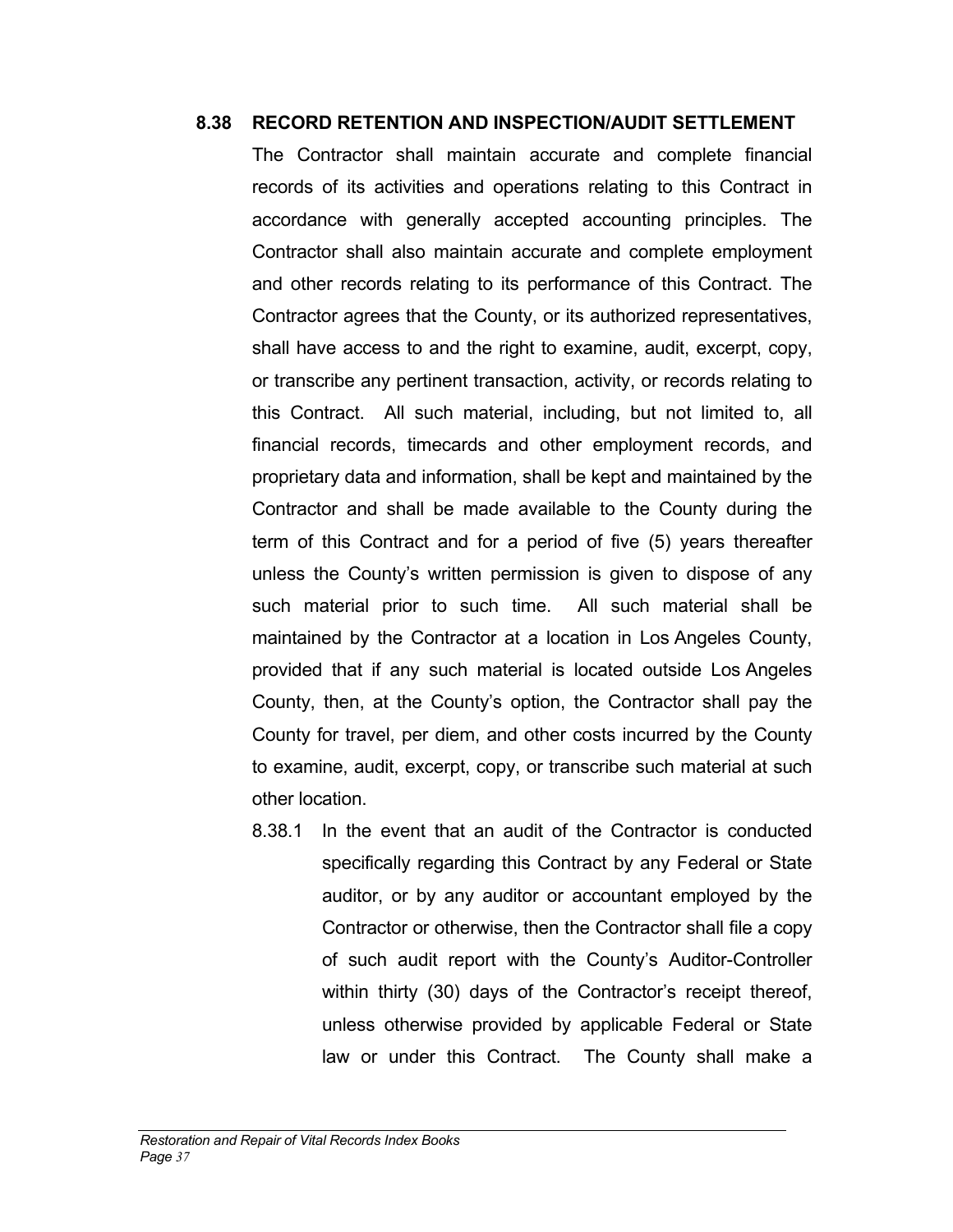### 8.38 RECORD RETENTION AND INSPECTION/AUDIT SETTLEMENT

The Contractor shall maintain accurate and complete financial records of its activities and operations relating to this Contract in accordance with generally accepted accounting principles. The Contractor shall also maintain accurate and complete employment and other records relating to its performance of this Contract. The Contractor agrees that the County, or its authorized representatives, shall have access to and the right to examine, audit, excerpt, copy, or transcribe any pertinent transaction, activity, or records relating to this Contract. All such material, including, but not limited to, all financial records, timecards and other employment records, and proprietary data and information, shall be kept and maintained by the Contractor and shall be made available to the County during the term of this Contract and for a period of five (5) years thereafter unless the County's written permission is given to dispose of any such material prior to such time. All such material shall be maintained by the Contractor at a location in Los Angeles County, provided that if any such material is located outside Los Angeles County, then, at the County's option, the Contractor shall pay the County for travel, per diem, and other costs incurred by the County to examine, audit, excerpt, copy, or transcribe such material at such other location.

8.38.1 In the event that an audit of the Contractor is conducted specifically regarding this Contract by any Federal or State auditor, or by any auditor or accountant employed by the Contractor or otherwise, then the Contractor shall file a copy of such audit report with the County's Auditor-Controller within thirty (30) days of the Contractor's receipt thereof, unless otherwise provided by applicable Federal or State law or under this Contract. The County shall make a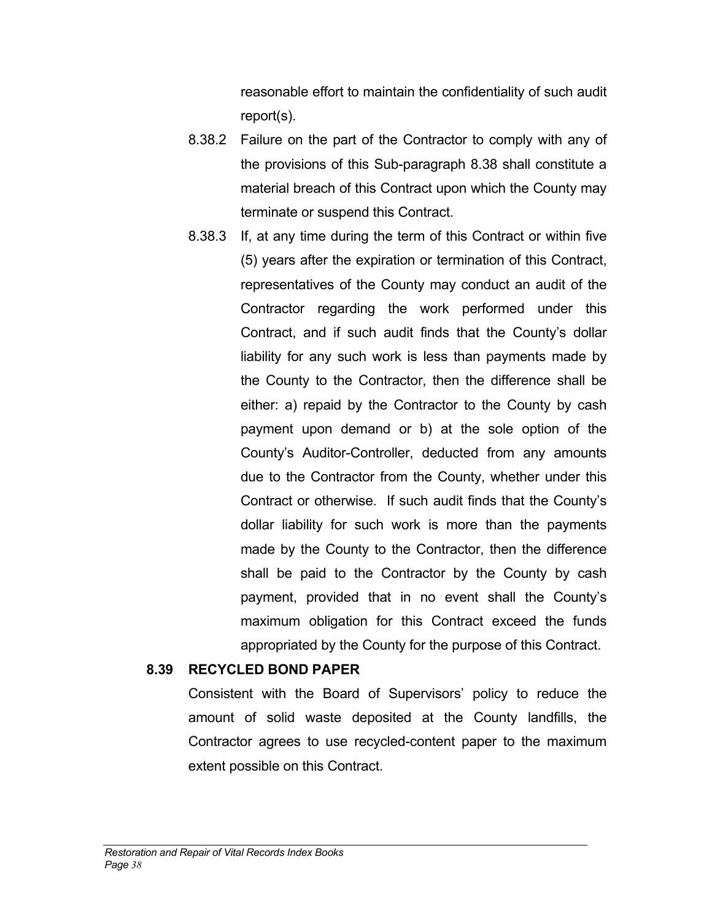reasonable effort to maintain the confidentiality of such audit report(s).

8.38.2 Failure on the part of the Contractor to comply with any of the provisions of this Sub-paragraph 8.38 shall constitute a material breach of this Contract upon which the County may terminate or suspend this Contract.

8.38.3 If, at any time during the term of this Contract or within five (5) years after the expiration or termination of this Contract, representatives of the County may conduct an audit of the Contractor regarding the work performed under this Contract, and if such audit finds that the County's dollar liability for any such work is less than payments made by the County to the Contractor, then the difference shall be either: a) repaid by the Contractor to the County by cash payment upon demand or b) at the sole option of the County's Auditor-Controller, deducted from any amounts due to the Contractor from the County, whether under this Contract or otherwise. If such audit finds that the County's dollar liability for such work is more than the payments made by the County to the Contractor, then the difference shall be paid to the Contractor by the County by cash payment, provided that in no event shall the County's maximum obligation for this Contract exceed the funds appropriated by the County for the purpose of this Contract.

**8.39 RECYCLED BOND PAPER**

Consistent with the Board of Supervisors' policy to reduce the amount of solid waste deposited at the County landfills, the Contractor agrees to use recycled-content paper to the maximum extent possible on this Contract.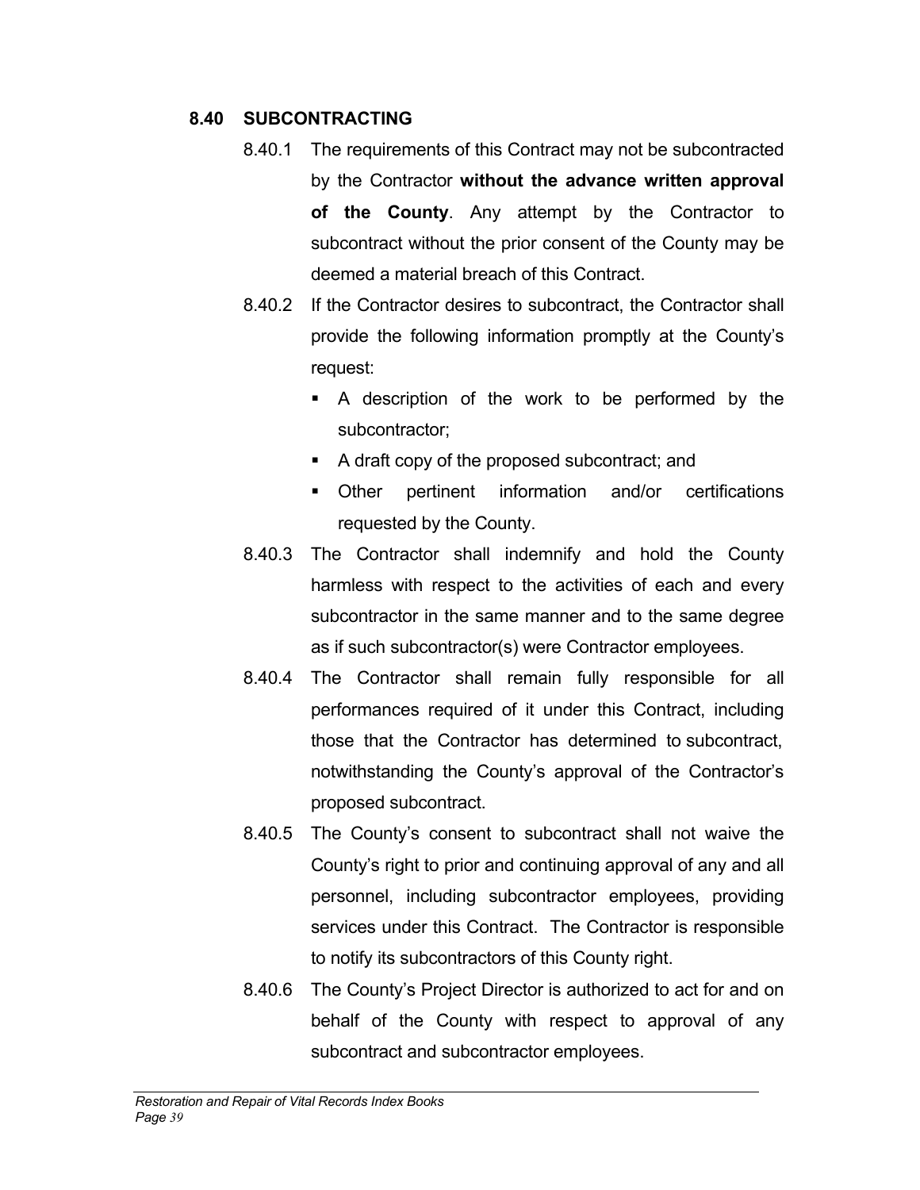## 8.40 SUBCONTRACTING

8.40.1 The requirements of this Contract may not be subcontracted by the Contractor **without the advance written approval of the County**. Any attempt by the Contractor to subcontract without the prior consent of the County may be deemed a material breach of this Contract.

8.40.2 If the Contractor desires to subcontract, the Contractor shall provide the following information promptly at the County's request:

- A description of the work to be performed by the subcontractor;
- A draft copy of the proposed subcontract; and
- Other pertinent information and/or certifications requested by the County.

8.40.3 The Contractor shall indemnify and hold the County harmless with respect to the activities of each and every subcontractor in the same manner and to the same degree as if such subcontractor(s) were Contractor employees.

8.40.4 The Contractor shall remain fully responsible for all performances required of it under this Contract, including those that the Contractor has determined to subcontract, notwithstanding the County's approval of the Contractor's proposed subcontract.

8.40.5 The County's consent to subcontract shall not waive the County's right to prior and continuing approval of any and all personnel, including subcontractor employees, providing services under this Contract. The Contractor is responsible to notify its subcontractors of this County right.

8.40.6 The County's Project Director is authorized to act for and on behalf of the County with respect to approval of any subcontract and subcontractor employees.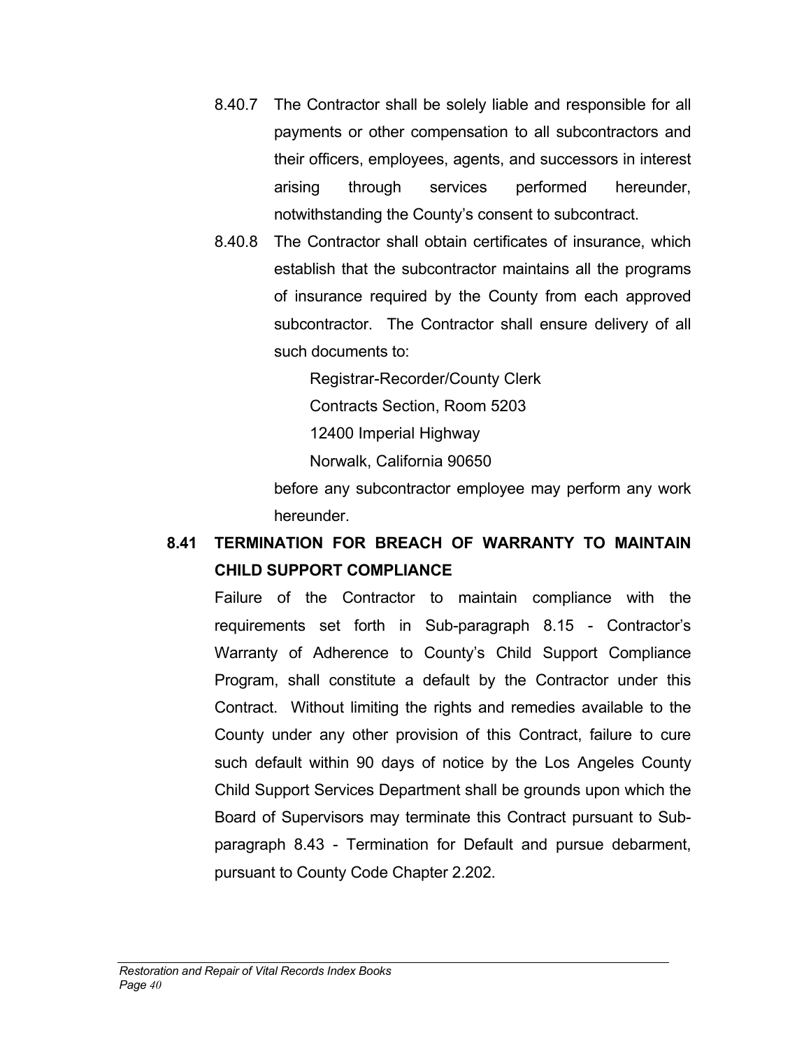8.40.7 The Contractor shall be solely liable and responsible for all payments or other compensation to all subcontractors and their officers, employees, agents, and successors in interest arising through services performed hereunder, notwithstanding the County's consent to subcontract.

8.40.8 The Contractor shall obtain certificates of insurance, which establish that the subcontractor maintains all the programs of insurance required by the County from each approved subcontractor. The Contractor shall ensure delivery of all such documents to:

Registrar-Recorder/County Clerk
Contracts Section, Room 5203
12400 Imperial Highway
Norwalk, California 90650

before any subcontractor employee may perform any work hereunder.

## 8.41 TERMINATION FOR BREACH OF WARRANTY TO MAINTAIN CHILD SUPPORT COMPLIANCE

Failure of the Contractor to maintain compliance with the requirements set forth in Sub-paragraph 8.15 - Contractor's Warranty of Adherence to County's Child Support Compliance Program, shall constitute a default by the Contractor under this Contract. Without limiting the rights and remedies available to the County under any other provision of this Contract, failure to cure such default within 90 days of notice by the Los Angeles County Child Support Services Department shall be grounds upon which the Board of Supervisors may terminate this Contract pursuant to Sub-paragraph 8.43 - Termination for Default and pursue debarment, pursuant to County Code Chapter 2.202.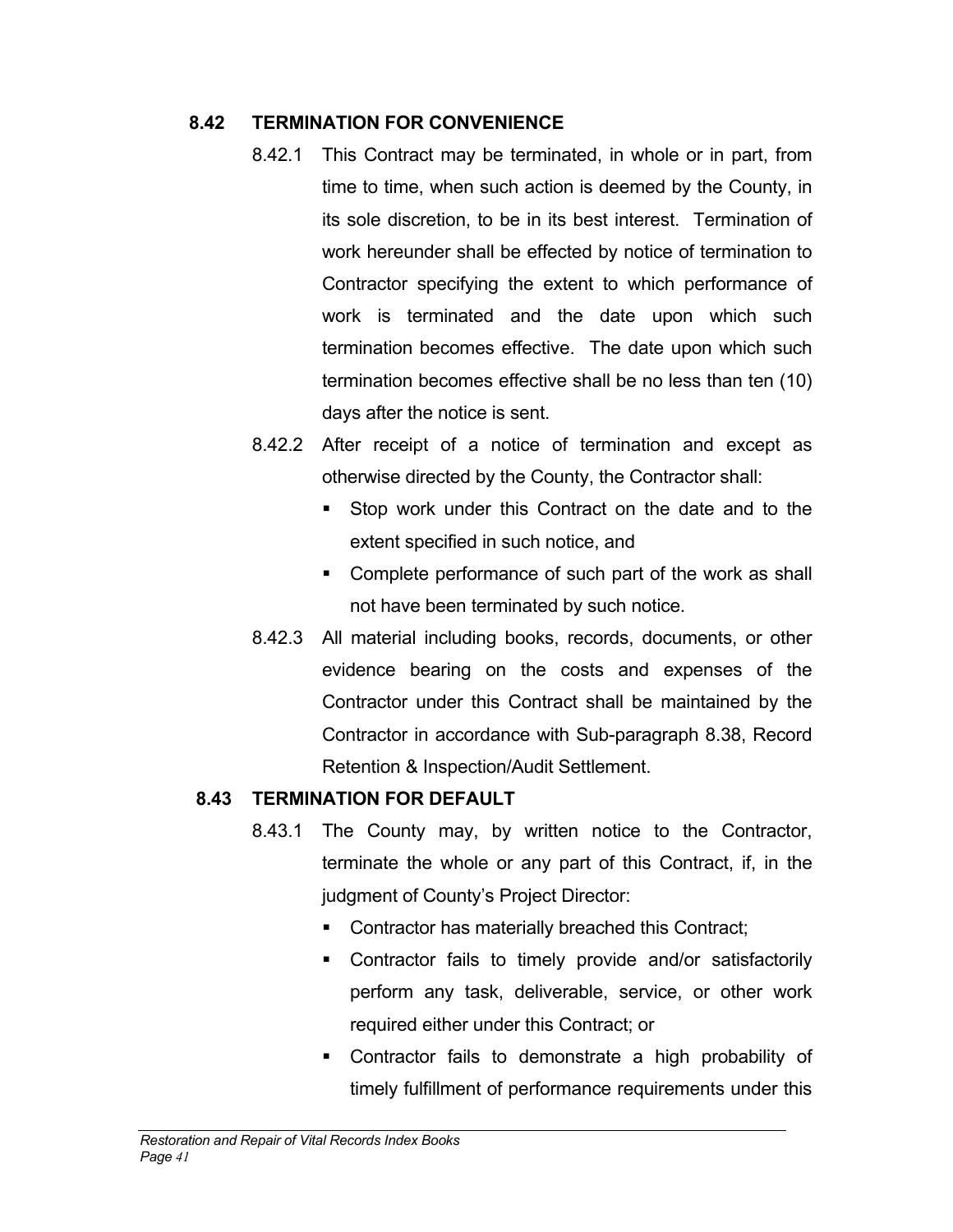## 8.42 TERMINATION FOR CONVENIENCE

8.42.1 This Contract may be terminated, in whole or in part, from time to time, when such action is deemed by the County, in its sole discretion, to be in its best interest. Termination of work hereunder shall be effected by notice of termination to Contractor specifying the extent to which performance of work is terminated and the date upon which such termination becomes effective. The date upon which such termination becomes effective shall be no less than ten (10) days after the notice is sent.

8.42.2 After receipt of a notice of termination and except as otherwise directed by the County, the Contractor shall:

- Stop work under this Contract on the date and to the extent specified in such notice, and
- Complete performance of such part of the work as shall not have been terminated by such notice.

8.42.3 All material including books, records, documents, or other evidence bearing on the costs and expenses of the Contractor under this Contract shall be maintained by the Contractor in accordance with Sub-paragraph 8.38, Record Retention & Inspection/Audit Settlement.

## 8.43 TERMINATION FOR DEFAULT

8.43.1 The County may, by written notice to the Contractor, terminate the whole or any part of this Contract, if, in the judgment of County's Project Director:

- Contractor has materially breached this Contract;
- Contractor fails to timely provide and/or satisfactorily perform any task, deliverable, service, or other work required either under this Contract; or
- Contractor fails to demonstrate a high probability of timely fulfillment of performance requirements under this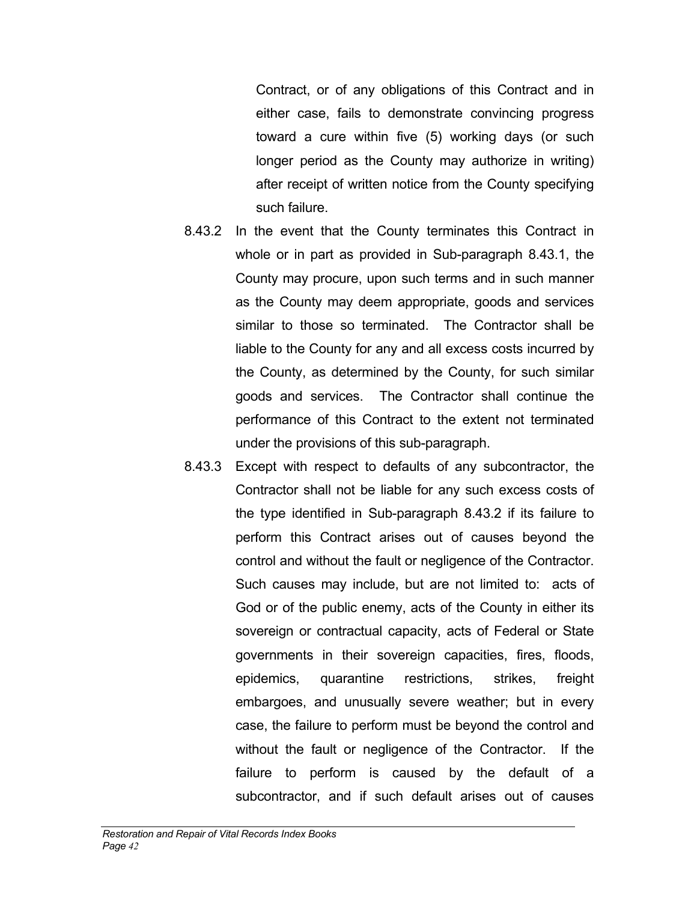Contract, or of any obligations of this Contract and in either case, fails to demonstrate convincing progress toward a cure within five (5) working days (or such longer period as the County may authorize in writing) after receipt of written notice from the County specifying such failure.

8.43.2 In the event that the County terminates this Contract in whole or in part as provided in Sub-paragraph 8.43.1, the County may procure, upon such terms and in such manner as the County may deem appropriate, goods and services similar to those so terminated. The Contractor shall be liable to the County for any and all excess costs incurred by the County, as determined by the County, for such similar goods and services. The Contractor shall continue the performance of this Contract to the extent not terminated under the provisions of this sub-paragraph.

8.43.3 Except with respect to defaults of any subcontractor, the Contractor shall not be liable for any such excess costs of the type identified in Sub-paragraph 8.43.2 if its failure to perform this Contract arises out of causes beyond the control and without the fault or negligence of the Contractor. Such causes may include, but are not limited to: acts of God or of the public enemy, acts of the County in either its sovereign or contractual capacity, acts of Federal or State governments in their sovereign capacities, fires, floods, epidemics, quarantine restrictions, strikes, freight embargoes, and unusually severe weather; but in every case, the failure to perform must be beyond the control and without the fault or negligence of the Contractor. If the failure to perform is caused by the default of a subcontractor, and if such default arises out of causes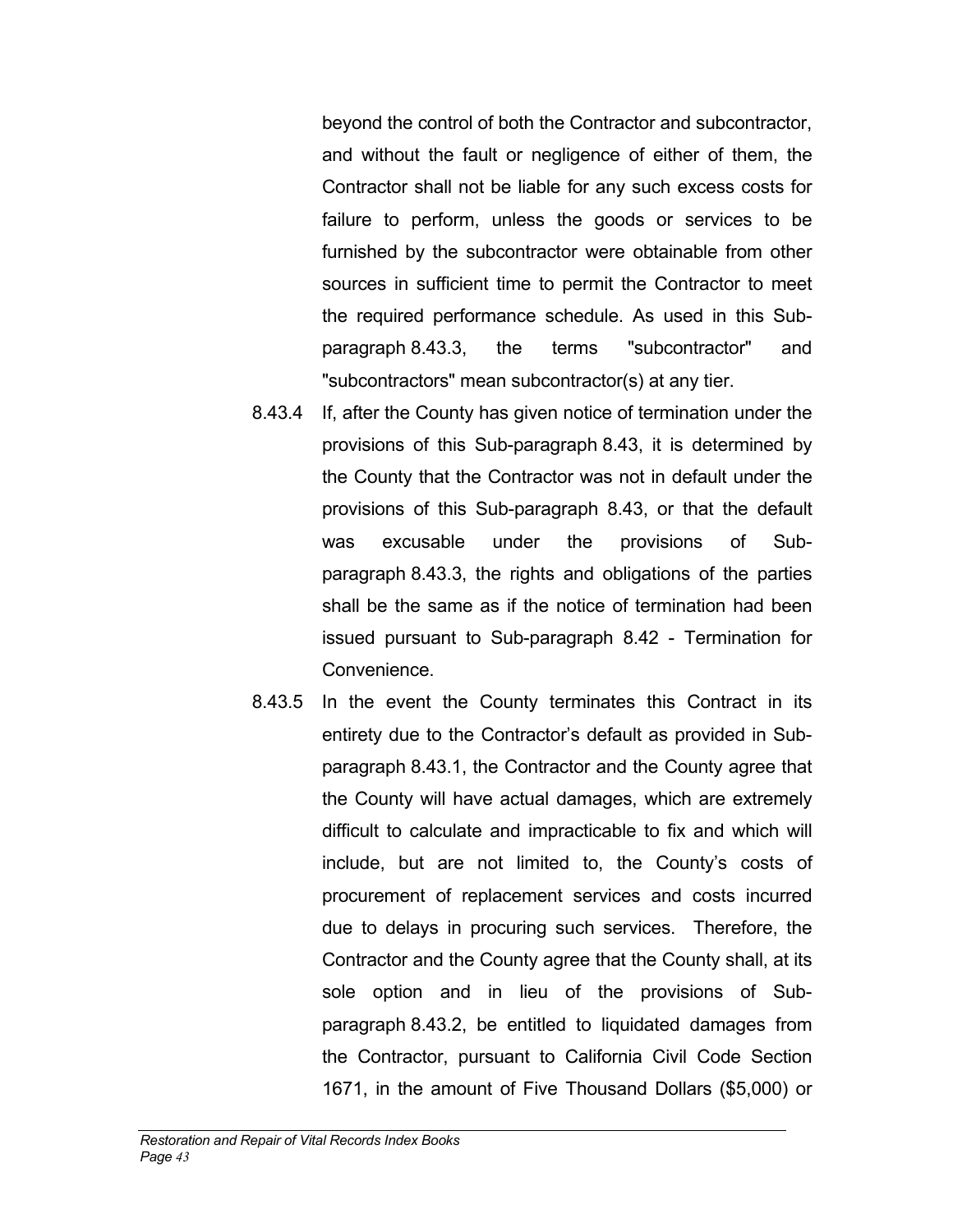beyond the control of both the Contractor and subcontractor, and without the fault or negligence of either of them, the Contractor shall not be liable for any such excess costs for failure to perform, unless the goods or services to be furnished by the subcontractor were obtainable from other sources in sufficient time to permit the Contractor to meet the required performance schedule. As used in this Sub-paragraph 8.43.3, the terms "subcontractor" and "subcontractors" mean subcontractor(s) at any tier.

8.43.4 If, after the County has given notice of termination under the provisions of this Sub-paragraph 8.43, it is determined by the County that the Contractor was not in default under the provisions of this Sub-paragraph 8.43, or that the default was excusable under the provisions of Sub-paragraph 8.43.3, the rights and obligations of the parties shall be the same as if the notice of termination had been issued pursuant to Sub-paragraph 8.42 - Termination for Convenience.

8.43.5 In the event the County terminates this Contract in its entirety due to the Contractor's default as provided in Sub-paragraph 8.43.1, the Contractor and the County agree that the County will have actual damages, which are extremely difficult to calculate and impracticable to fix and which will include, but are not limited to, the County's costs of procurement of replacement services and costs incurred due to delays in procuring such services. Therefore, the Contractor and the County agree that the County shall, at its sole option and in lieu of the provisions of Sub-paragraph 8.43.2, be entitled to liquidated damages from the Contractor, pursuant to California Civil Code Section 1671, in the amount of Five Thousand Dollars ($5,000) or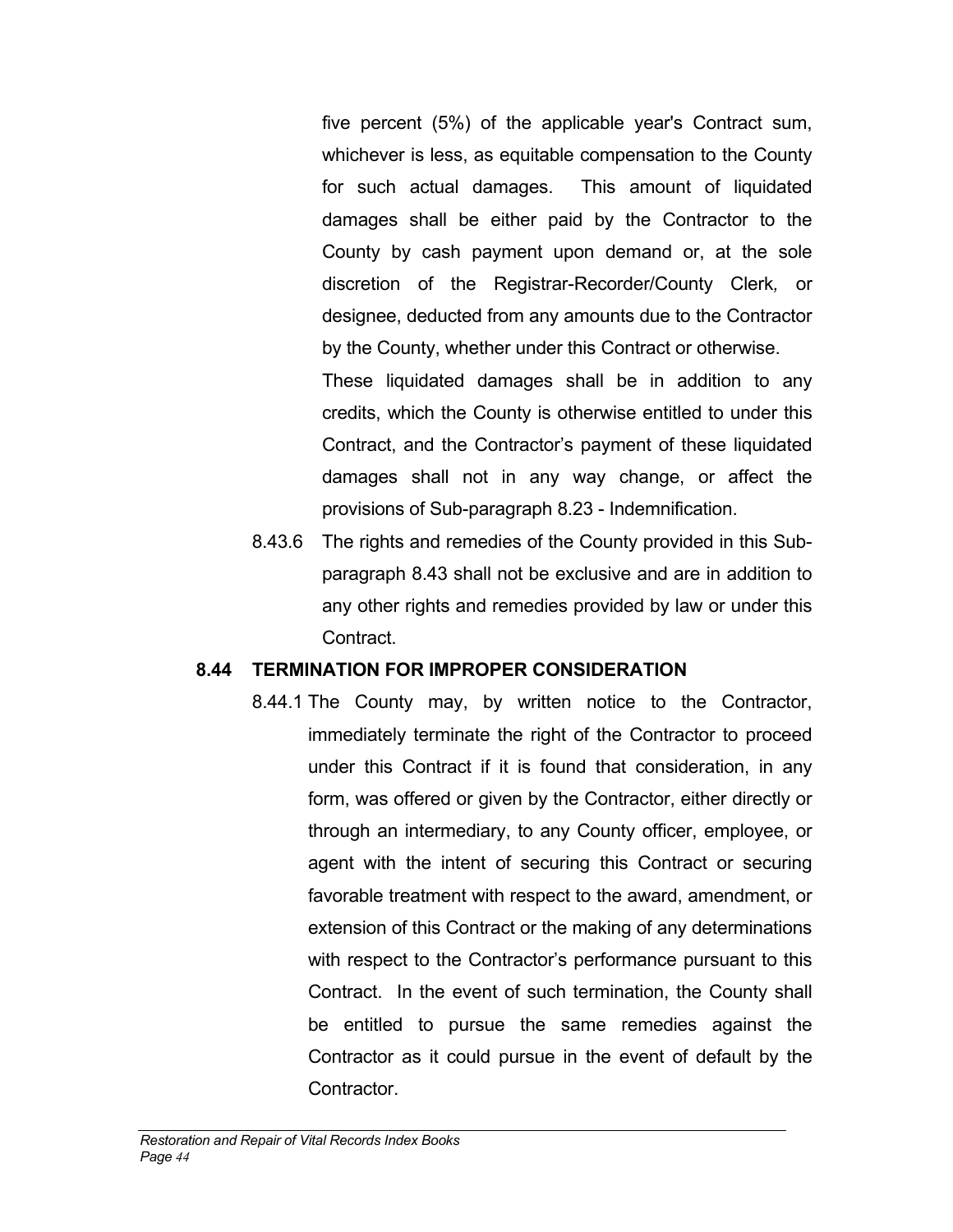five percent (5%) of the applicable year's Contract sum, whichever is less, as equitable compensation to the County for such actual damages. This amount of liquidated damages shall be either paid by the Contractor to the County by cash payment upon demand or, at the sole discretion of the Registrar-Recorder/County Clerk, or designee, deducted from any amounts due to the Contractor by the County, whether under this Contract or otherwise.

These liquidated damages shall be in addition to any credits, which the County is otherwise entitled to under this Contract, and the Contractor's payment of these liquidated damages shall not in any way change, or affect the provisions of Sub-paragraph 8.23 - Indemnification.

8.43.6 The rights and remedies of the County provided in this Sub-paragraph 8.43 shall not be exclusive and are in addition to any other rights and remedies provided by law or under this Contract.

**8.44 TERMINATION FOR IMPROPER CONSIDERATION**

8.44.1 The County may, by written notice to the Contractor, immediately terminate the right of the Contractor to proceed under this Contract if it is found that consideration, in any form, was offered or given by the Contractor, either directly or through an intermediary, to any County officer, employee, or agent with the intent of securing this Contract or securing favorable treatment with respect to the award, amendment, or extension of this Contract or the making of any determinations with respect to the Contractor's performance pursuant to this Contract. In the event of such termination, the County shall be entitled to pursue the same remedies against the Contractor as it could pursue in the event of default by the Contractor.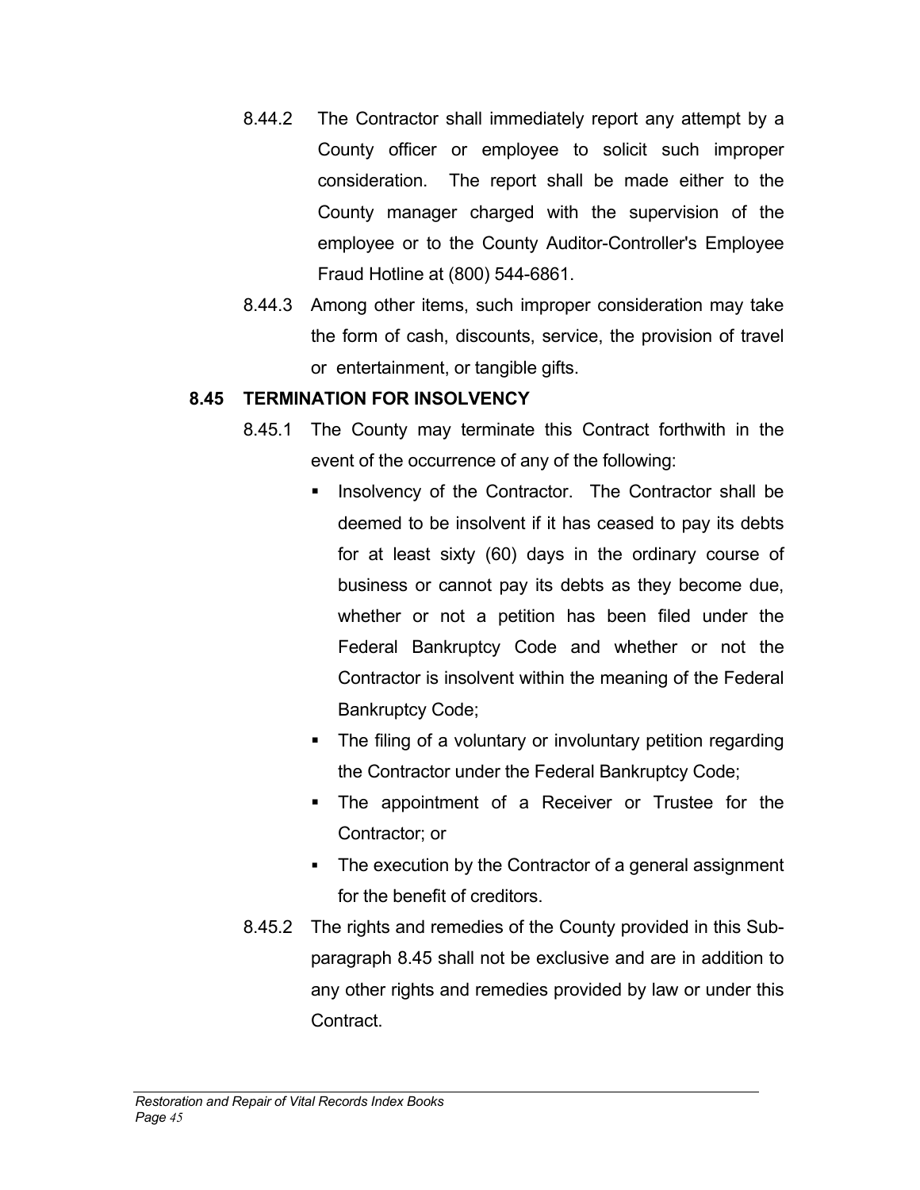8.44.2 The Contractor shall immediately report any attempt by a County officer or employee to solicit such improper consideration. The report shall be made either to the County manager charged with the supervision of the employee or to the County Auditor-Controller's Employee Fraud Hotline at (800) 544-6861.

8.44.3 Among other items, such improper consideration may take the form of cash, discounts, service, the provision of travel or entertainment, or tangible gifts.

**8.45 TERMINATION FOR INSOLVENCY**

8.45.1 The County may terminate this Contract forthwith in the event of the occurrence of any of the following:

- Insolvency of the Contractor. The Contractor shall be deemed to be insolvent if it has ceased to pay its debts for at least sixty (60) days in the ordinary course of business or cannot pay its debts as they become due, whether or not a petition has been filed under the Federal Bankruptcy Code and whether or not the Contractor is insolvent within the meaning of the Federal Bankruptcy Code;
- The filing of a voluntary or involuntary petition regarding the Contractor under the Federal Bankruptcy Code;
- The appointment of a Receiver or Trustee for the Contractor; or
- The execution by the Contractor of a general assignment for the benefit of creditors.

8.45.2 The rights and remedies of the County provided in this Sub-paragraph 8.45 shall not be exclusive and are in addition to any other rights and remedies provided by law or under this Contract.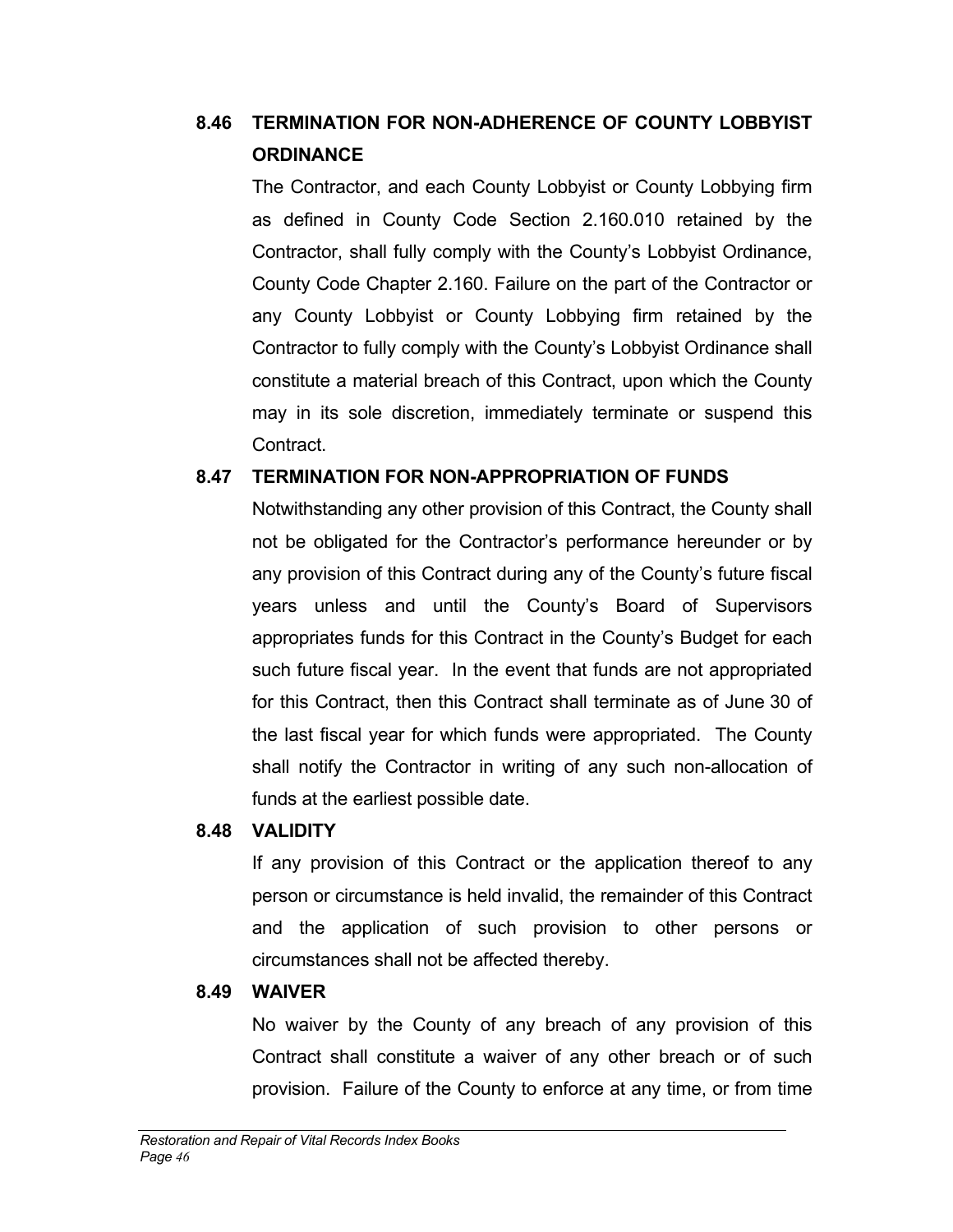### 8.46 TERMINATION FOR NON-ADHERENCE OF COUNTY LOBBYIST ORDINANCE

The Contractor, and each County Lobbyist or County Lobbying firm as defined in County Code Section 2.160.010 retained by the Contractor, shall fully comply with the County's Lobbyist Ordinance, County Code Chapter 2.160. Failure on the part of the Contractor or any County Lobbyist or County Lobbying firm retained by the Contractor to fully comply with the County's Lobbyist Ordinance shall constitute a material breach of this Contract, upon which the County may in its sole discretion, immediately terminate or suspend this Contract.

### 8.47 TERMINATION FOR NON-APPROPRIATION OF FUNDS

Notwithstanding any other provision of this Contract, the County shall not be obligated for the Contractor's performance hereunder or by any provision of this Contract during any of the County's future fiscal years unless and until the County's Board of Supervisors appropriates funds for this Contract in the County's Budget for each such future fiscal year. In the event that funds are not appropriated for this Contract, then this Contract shall terminate as of June 30 of the last fiscal year for which funds were appropriated. The County shall notify the Contractor in writing of any such non-allocation of funds at the earliest possible date.

### 8.48 VALIDITY

If any provision of this Contract or the application thereof to any person or circumstance is held invalid, the remainder of this Contract and the application of such provision to other persons or circumstances shall not be affected thereby.

### 8.49 WAIVER

No waiver by the County of any breach of any provision of this Contract shall constitute a waiver of any other breach or of such provision. Failure of the County to enforce at any time, or from time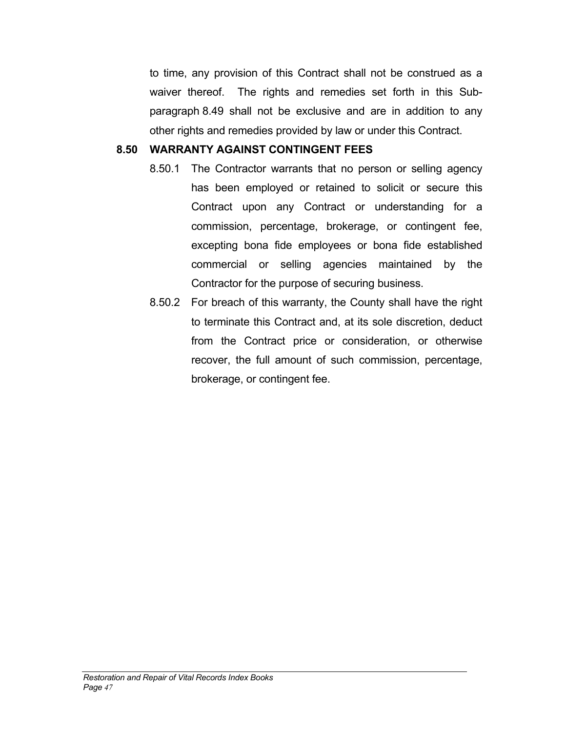to time, any provision of this Contract shall not be construed as a waiver thereof. The rights and remedies set forth in this Sub-paragraph 8.49 shall not be exclusive and are in addition to any other rights and remedies provided by law or under this Contract.

### 8.50 WARRANTY AGAINST CONTINGENT FEES

8.50.1 The Contractor warrants that no person or selling agency has been employed or retained to solicit or secure this Contract upon any Contract or understanding for a commission, percentage, brokerage, or contingent fee, excepting bona fide employees or bona fide established commercial or selling agencies maintained by the Contractor for the purpose of securing business.

8.50.2 For breach of this warranty, the County shall have the right to terminate this Contract and, at its sole discretion, deduct from the Contract price or consideration, or otherwise recover, the full amount of such commission, percentage, brokerage, or contingent fee.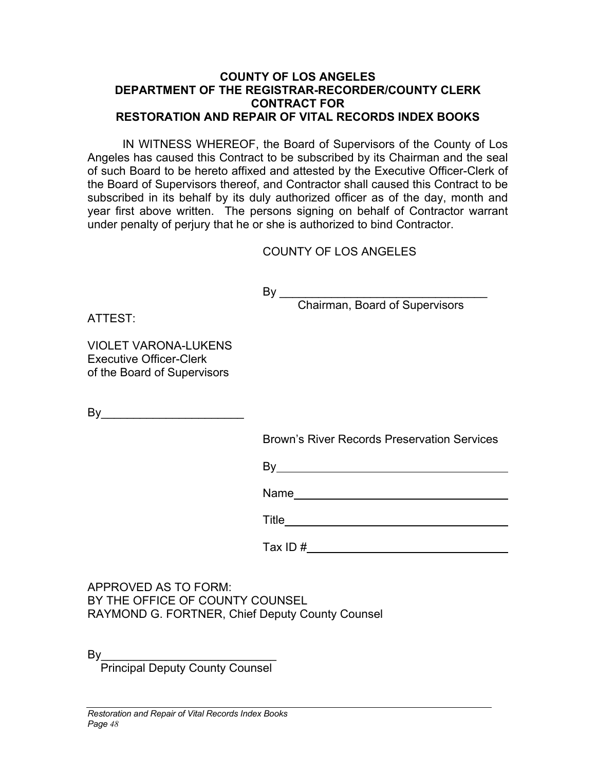**COUNTY OF LOS ANGELES**
**DEPARTMENT OF THE REGISTRAR-RECORDER/COUNTY CLERK**
**CONTRACT FOR**
**RESTORATION AND REPAIR OF VITAL RECORDS INDEX BOOKS**

IN WITNESS WHEREOF, the Board of Supervisors of the County of Los Angeles has caused this Contract to be subscribed by its Chairman and the seal of such Board to be hereto affixed and attested by the Executive Officer-Clerk of the Board of Supervisors thereof, and Contractor shall caused this Contract to be subscribed in its behalf by its duly authorized officer as of the day, month and year first above written. The persons signing on behalf of Contractor warrant under penalty of perjury that he or she is authorized to bind Contractor.

COUNTY OF LOS ANGELES

By ________________________________
Chairman, Board of Supervisors

ATTEST:

VIOLET VARONA-LUKENS
Executive Officer-Clerk
of the Board of Supervisors

By______________________

Brown's River Records Preservation Services

By ________________________________

Name ________________________________

Title ________________________________

Tax ID # ________________________________

APPROVED AS TO FORM:
BY THE OFFICE OF COUNTY COUNSEL
RAYMOND G. FORTNER, Chief Deputy County Counsel

By___________________________
Principal Deputy County Counsel